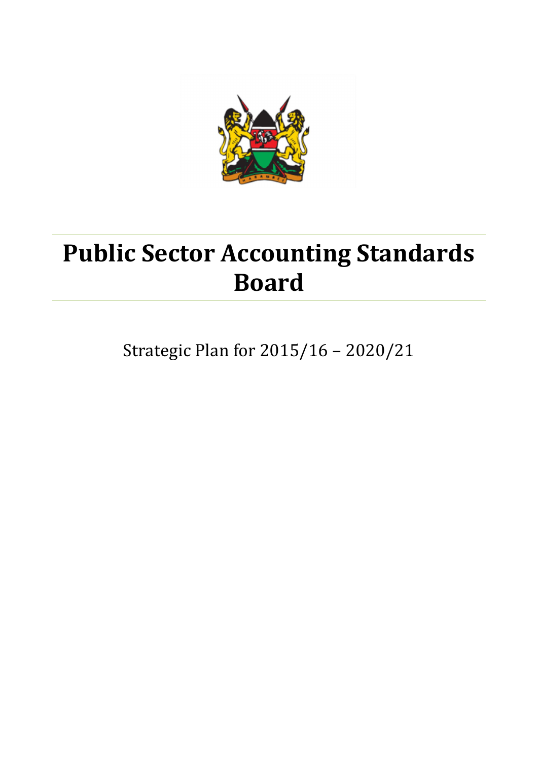# Public Sector Accounting Standards Board

Strategic Plan for 2015/16 – 2020/21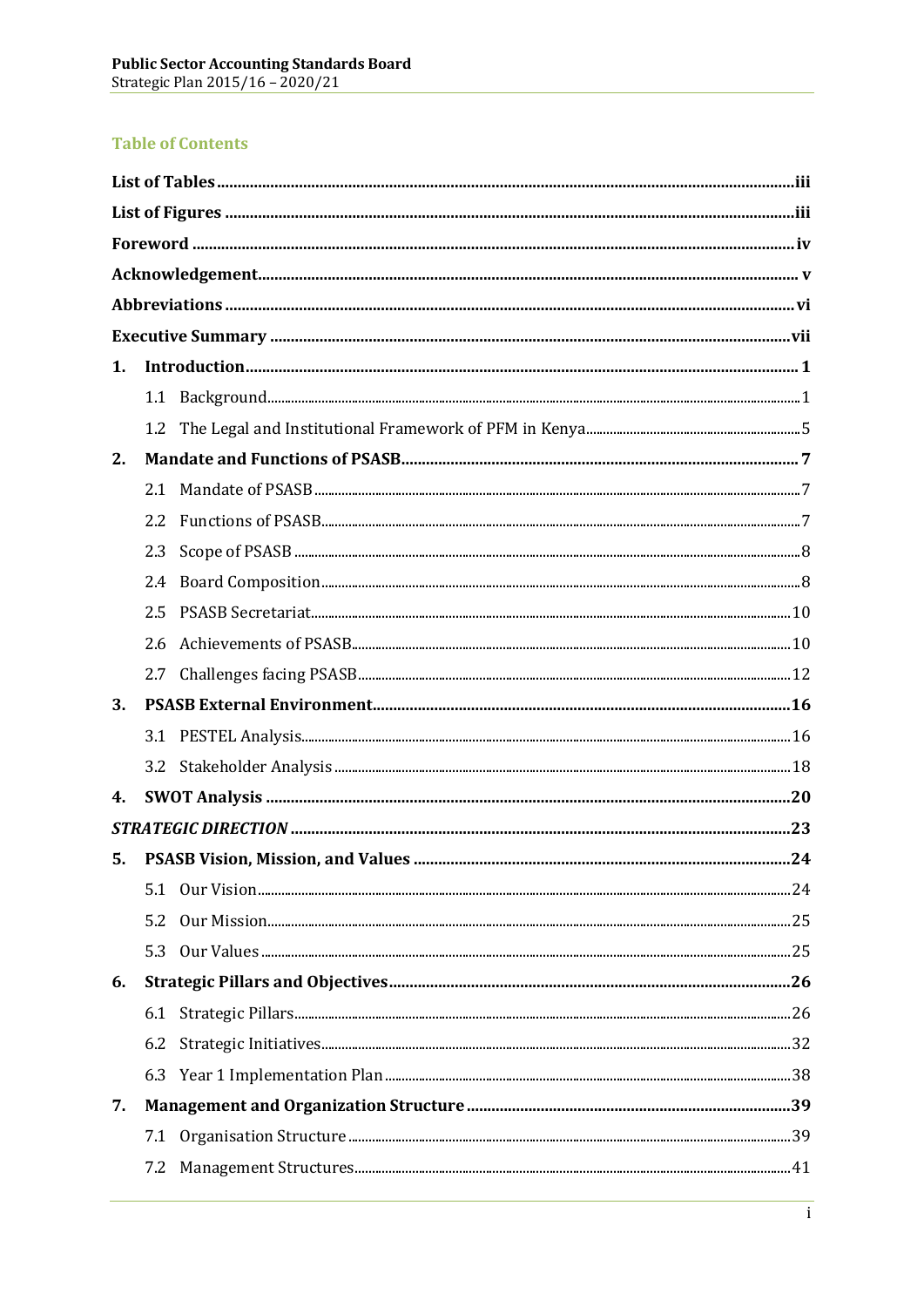## Table of Contents

**List of Tables** .......... iii

**List of Figures** .......... iii

**Foreword** .......... iv

**Acknowledgement** .......... v

**Abbreviations** .......... vi

**Executive Summary** .......... vii

**1. Introduction** .......... 1

- 1.1 Background .......... 1
- 1.2 The Legal and Institutional Framework of PFM in Kenya .......... 5

**2. Mandate and Functions of PSASB** .......... 7

- 2.1 Mandate of PSASB .......... 7
- 2.2 Functions of PSASB .......... 7
- 2.3 Scope of PSASB .......... 8
- 2.4 Board Composition .......... 8
- 2.5 PSASB Secretariat .......... 10
- 2.6 Achievements of PSASB .......... 10
- 2.7 Challenges facing PSASB .......... 12

**3. PSASB External Environment** .......... 16

- 3.1 PESTEL Analysis .......... 16
- 3.2 Stakeholder Analysis .......... 18

**4. SWOT Analysis** .......... 20

***STRATEGIC DIRECTION*** .......... 23

**5. PSASB Vision, Mission, and Values** .......... 24

- 5.1 Our Vision .......... 24
- 5.2 Our Mission .......... 25
- 5.3 Our Values .......... 25

**6. Strategic Pillars and Objectives** .......... 26

- 6.1 Strategic Pillars .......... 26
- 6.2 Strategic Initiatives .......... 32
- 6.3 Year 1 Implementation Plan .......... 38

**7. Management and Organization Structure** .......... 39

- 7.1 Organisation Structure .......... 39
- 7.2 Management Structures .......... 41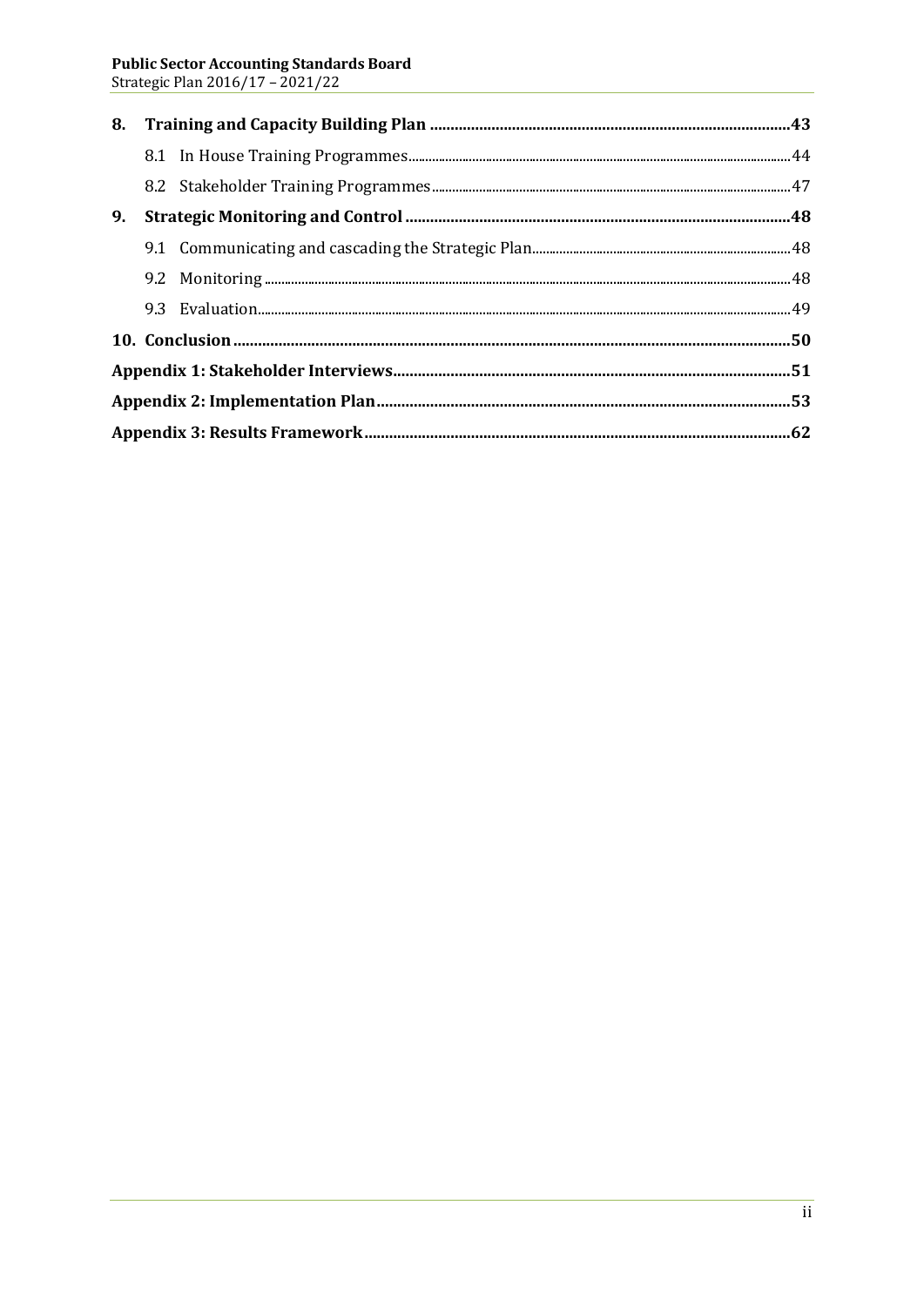**8. Training and Capacity Building Plan ....................................................................................43**

8.1 In House Training Programmes....................................................................................................44

8.2 Stakeholder Training Programmes..............................................................................................47

**9. Strategic Monitoring and Control ...........................................................................................48**

9.1 Communicating and cascading the Strategic Plan.....................................................................48

9.2 Monitoring ..........................................................................................................................................48

9.3 Evaluation............................................................................................................................................49

**10. Conclusion .....................................................................................................................................50**

**Appendix 1: Stakeholder Interviews..........................................................................................51**

**Appendix 2: Implementation Plan................................................................................................53**

**Appendix 3: Results Framework....................................................................................................62**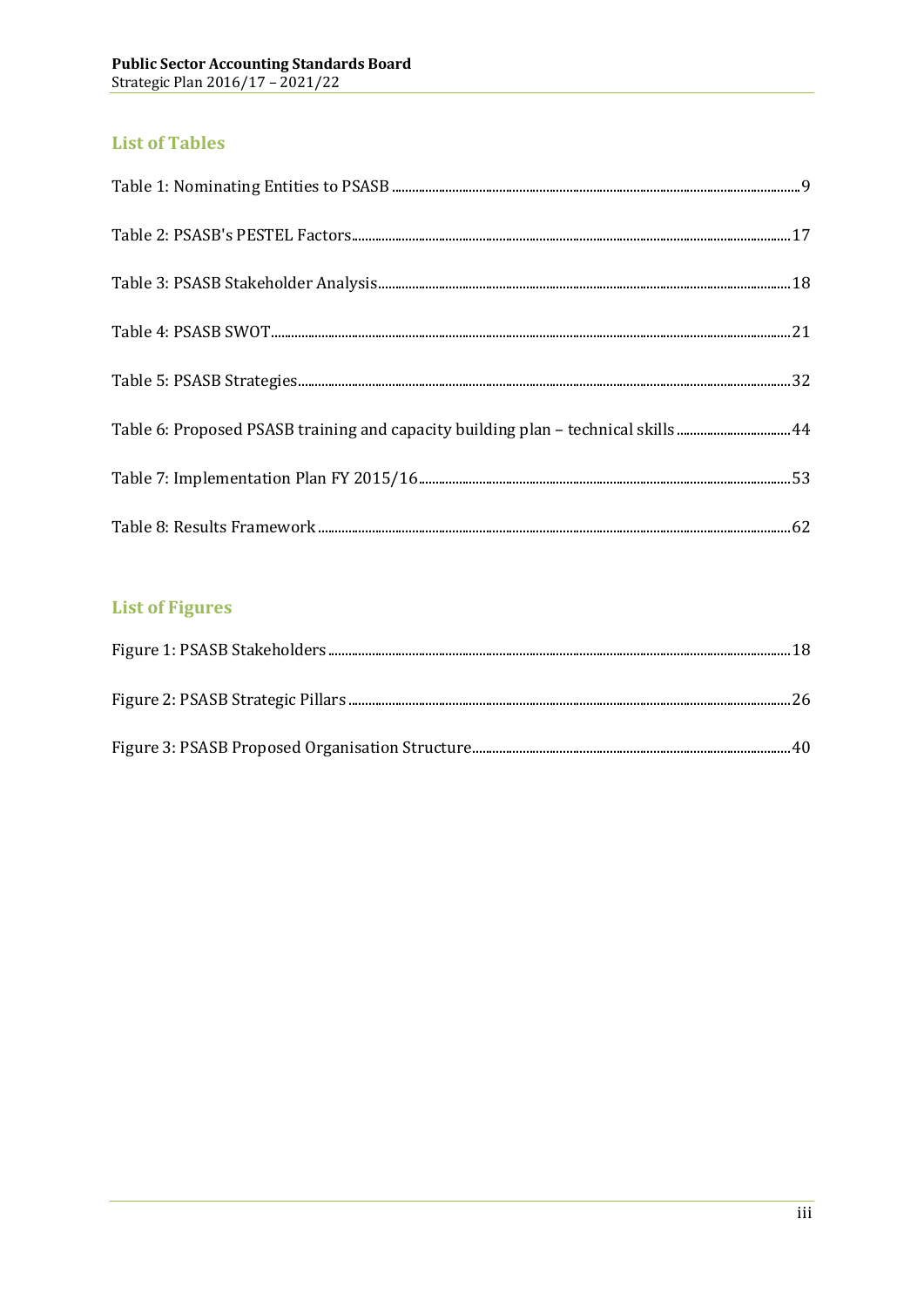## List of Tables

Table 1: Nominating Entities to PSASB ........ 9

Table 2: PSASB's PESTEL Factors ........ 17

Table 3: PSASB Stakeholder Analysis ........ 18

Table 4: PSASB SWOT ........ 21

Table 5: PSASB Strategies ........ 32

Table 6: Proposed PSASB training and capacity building plan – technical skills ........ 44

Table 7: Implementation Plan FY 2015/16 ........ 53

Table 8: Results Framework ........ 62

## List of Figures

Figure 1: PSASB Stakeholders ........ 18

Figure 2: PSASB Strategic Pillars ........ 26

Figure 3: PSASB Proposed Organisation Structure ........ 40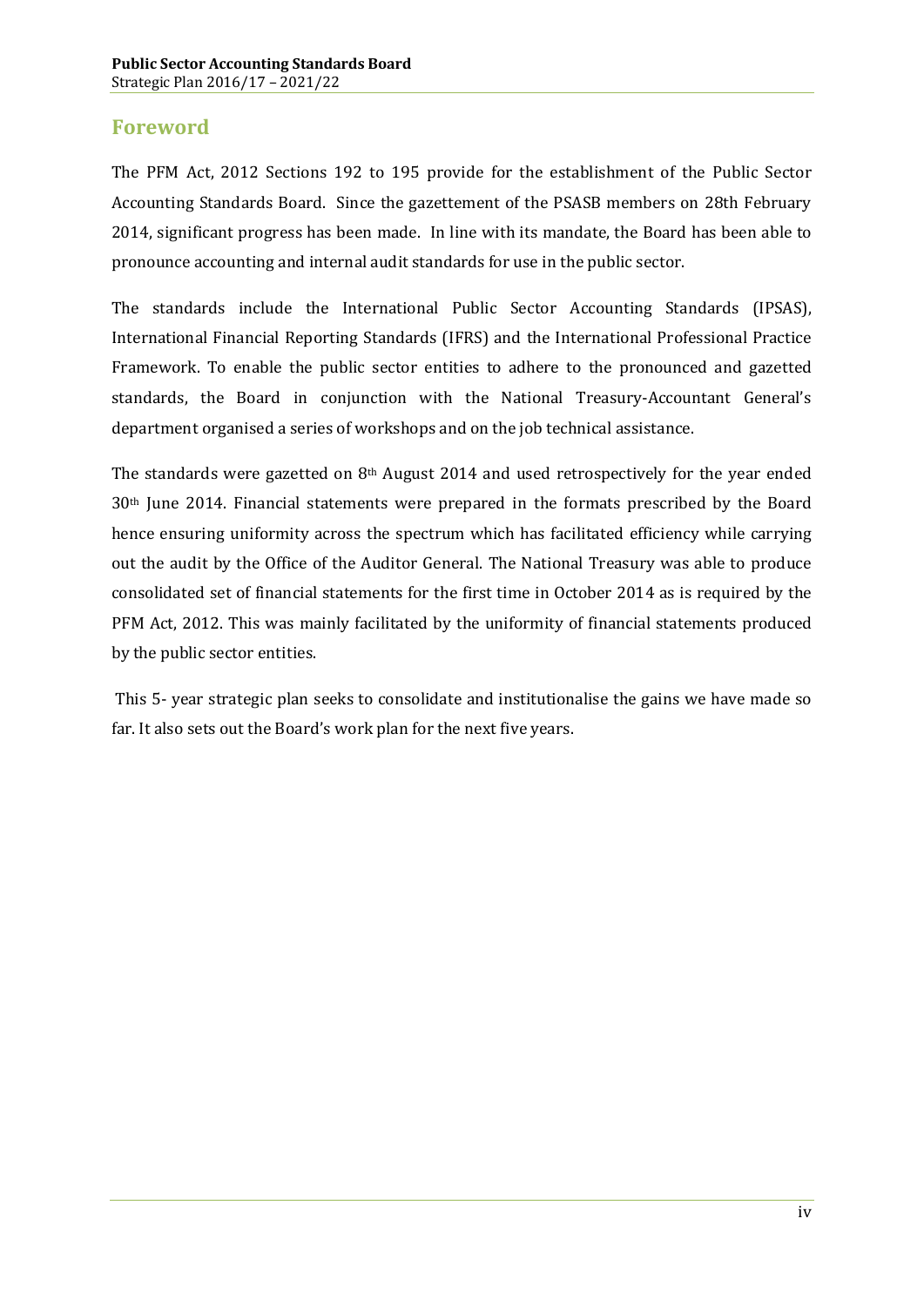## Foreword

The PFM Act, 2012 Sections 192 to 195 provide for the establishment of the Public Sector Accounting Standards Board. Since the gazettement of the PSASB members on 28th February 2014, significant progress has been made. In line with its mandate, the Board has been able to pronounce accounting and internal audit standards for use in the public sector.

The standards include the International Public Sector Accounting Standards (IPSAS), International Financial Reporting Standards (IFRS) and the International Professional Practice Framework. To enable the public sector entities to adhere to the pronounced and gazetted standards, the Board in conjunction with the National Treasury-Accountant General's department organised a series of workshops and on the job technical assistance.

The standards were gazetted on 8th August 2014 and used retrospectively for the year ended 30th June 2014. Financial statements were prepared in the formats prescribed by the Board hence ensuring uniformity across the spectrum which has facilitated efficiency while carrying out the audit by the Office of the Auditor General. The National Treasury was able to produce consolidated set of financial statements for the first time in October 2014 as is required by the PFM Act, 2012. This was mainly facilitated by the uniformity of financial statements produced by the public sector entities.

This 5- year strategic plan seeks to consolidate and institutionalise the gains we have made so far. It also sets out the Board's work plan for the next five years.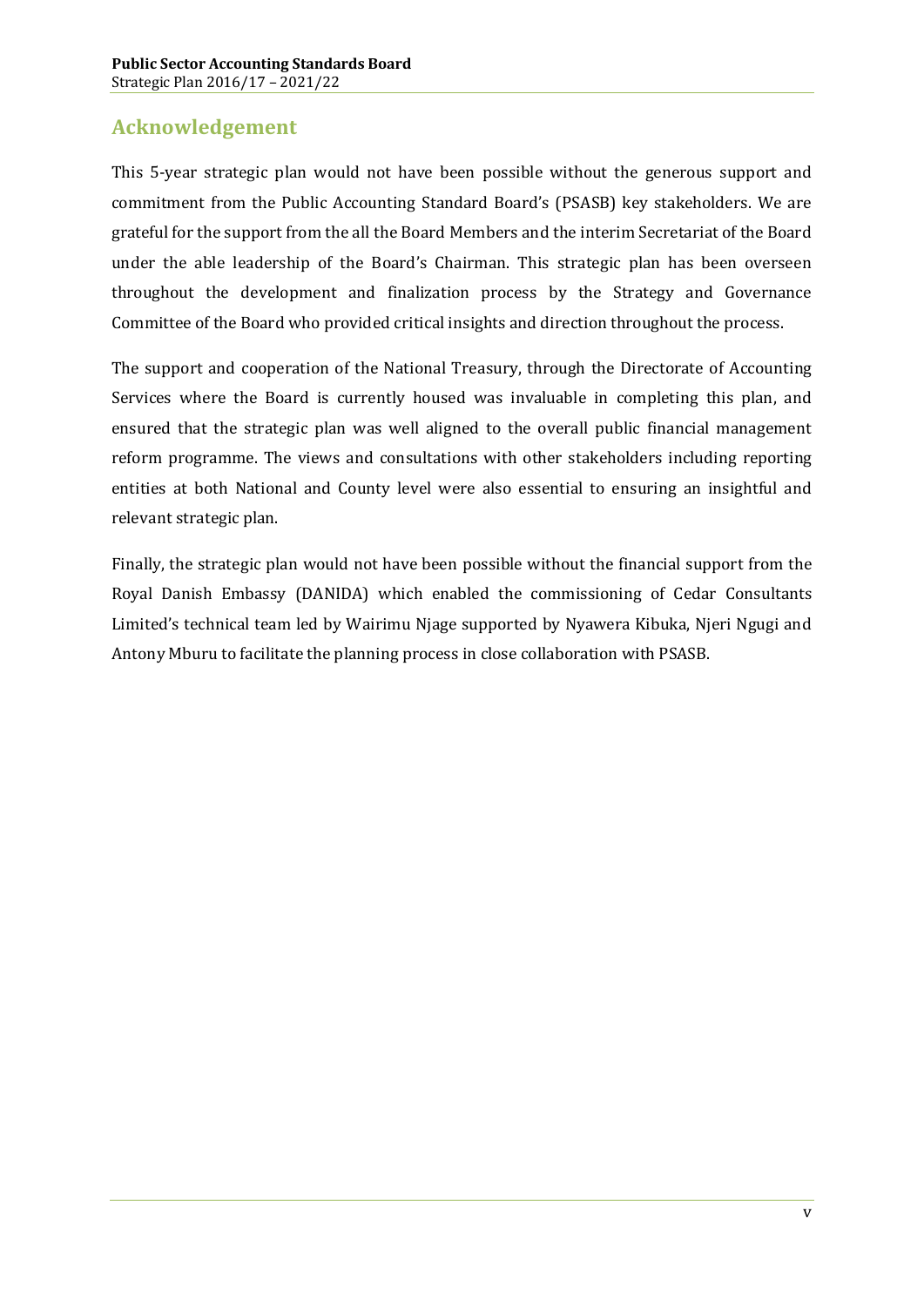## Acknowledgement

This 5-year strategic plan would not have been possible without the generous support and commitment from the Public Accounting Standard Board's (PSASB) key stakeholders. We are grateful for the support from the all the Board Members and the interim Secretariat of the Board under the able leadership of the Board's Chairman. This strategic plan has been overseen throughout the development and finalization process by the Strategy and Governance Committee of the Board who provided critical insights and direction throughout the process.

The support and cooperation of the National Treasury, through the Directorate of Accounting Services where the Board is currently housed was invaluable in completing this plan, and ensured that the strategic plan was well aligned to the overall public financial management reform programme. The views and consultations with other stakeholders including reporting entities at both National and County level were also essential to ensuring an insightful and relevant strategic plan.

Finally, the strategic plan would not have been possible without the financial support from the Royal Danish Embassy (DANIDA) which enabled the commissioning of Cedar Consultants Limited's technical team led by Wairimu Njage supported by Nyawera Kibuka, Njeri Ngugi and Antony Mburu to facilitate the planning process in close collaboration with PSASB.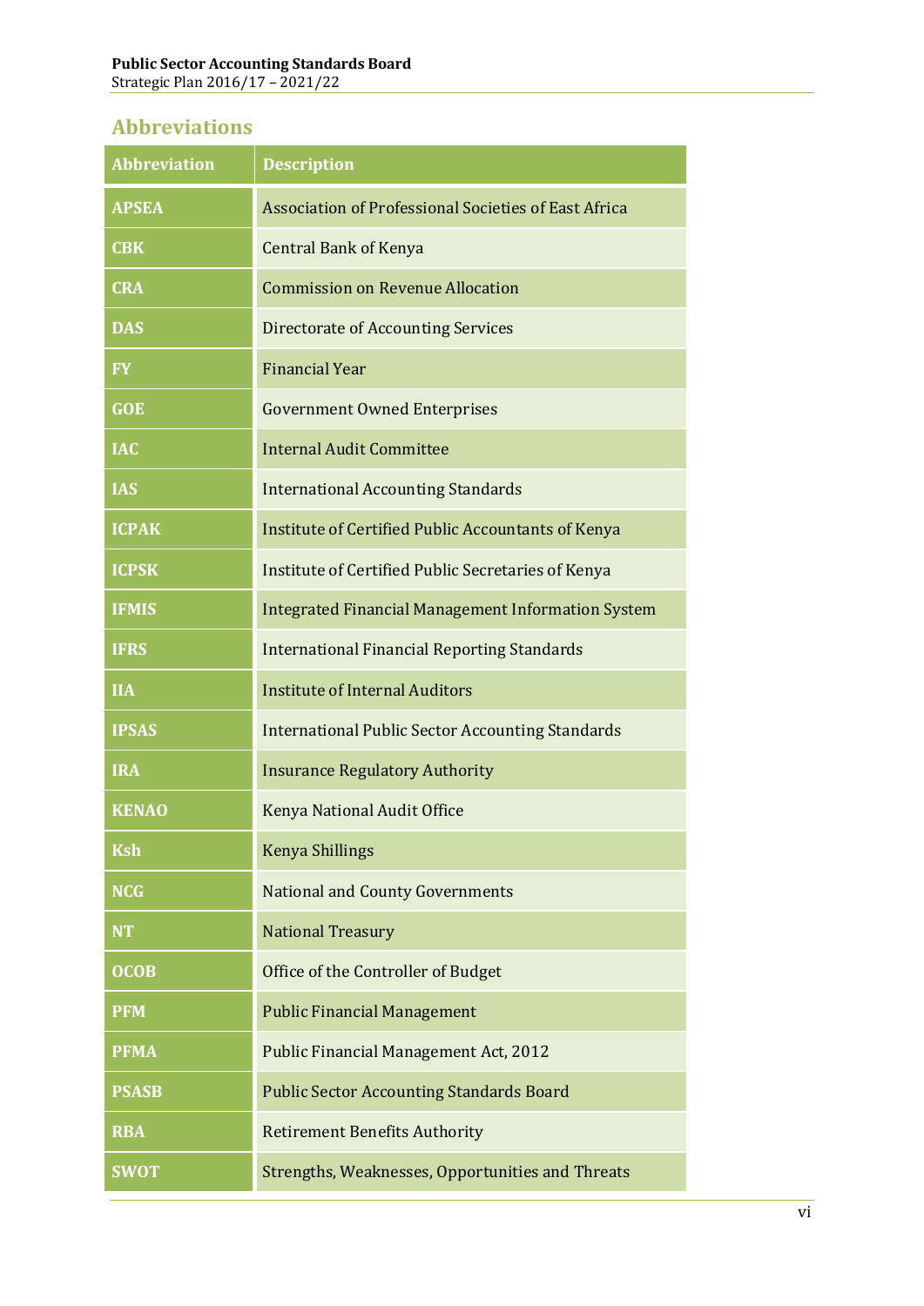## Abbreviations

| Abbreviation | Description |
|---|---|
| APSEA | Association of Professional Societies of East Africa |
| CBK | Central Bank of Kenya |
| CRA | Commission on Revenue Allocation |
| DAS | Directorate of Accounting Services |
| FY | Financial Year |
| GOE | Government Owned Enterprises |
| IAC | Internal Audit Committee |
| IAS | International Accounting Standards |
| ICPAK | Institute of Certified Public Accountants of Kenya |
| ICPSK | Institute of Certified Public Secretaries of Kenya |
| IFMIS | Integrated Financial Management Information System |
| IFRS | International Financial Reporting Standards |
| IIA | Institute of Internal Auditors |
| IPSAS | International Public Sector Accounting Standards |
| IRA | Insurance Regulatory Authority |
| KENAO | Kenya National Audit Office |
| Ksh | Kenya Shillings |
| NCG | National and County Governments |
| NT | National Treasury |
| OCOB | Office of the Controller of Budget |
| PFM | Public Financial Management |
| PFMA | Public Financial Management Act, 2012 |
| PSASB | Public Sector Accounting Standards Board |
| RBA | Retirement Benefits Authority |
| SWOT | Strengths, Weaknesses, Opportunities and Threats |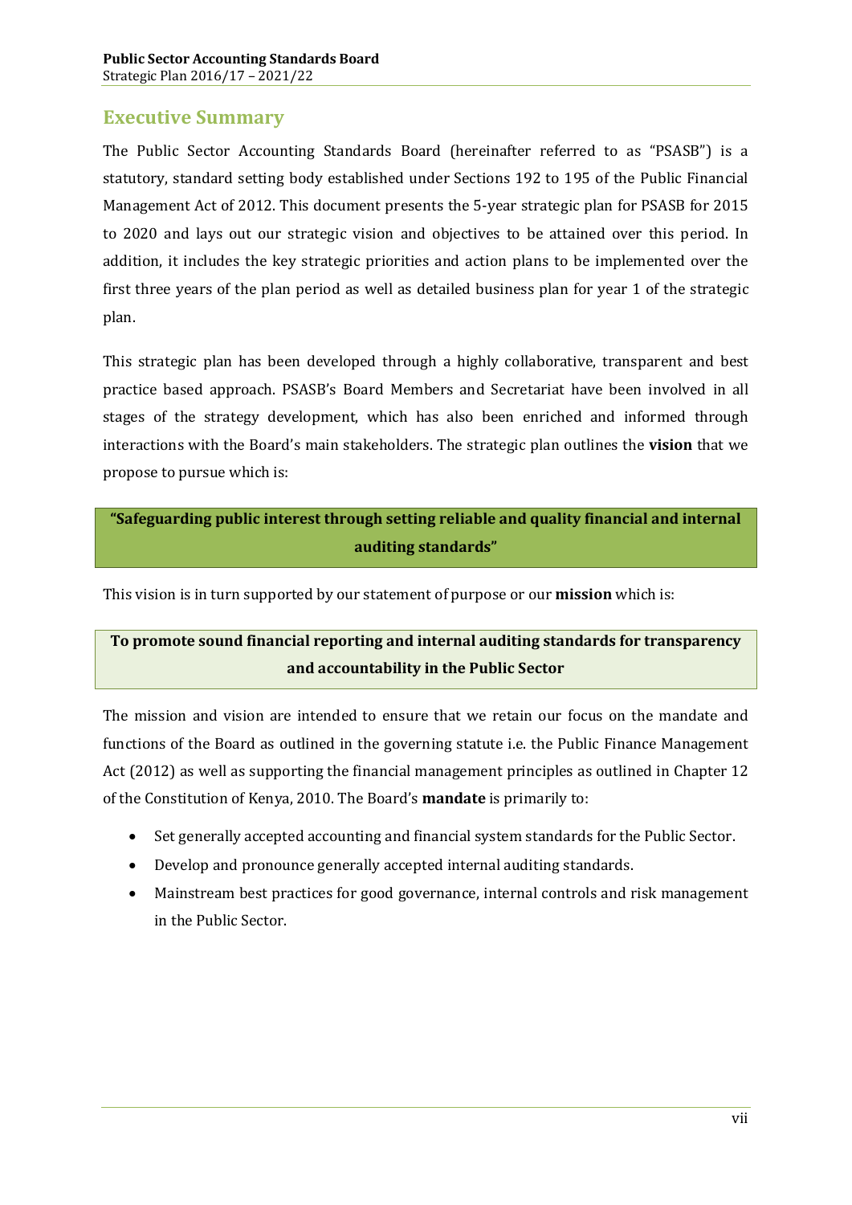## Executive Summary

The Public Sector Accounting Standards Board (hereinafter referred to as "PSASB") is a statutory, standard setting body established under Sections 192 to 195 of the Public Financial Management Act of 2012. This document presents the 5-year strategic plan for PSASB for 2015 to 2020 and lays out our strategic vision and objectives to be attained over this period. In addition, it includes the key strategic priorities and action plans to be implemented over the first three years of the plan period as well as detailed business plan for year 1 of the strategic plan.

This strategic plan has been developed through a highly collaborative, transparent and best practice based approach. PSASB's Board Members and Secretariat have been involved in all stages of the strategy development, which has also been enriched and informed through interactions with the Board's main stakeholders. The strategic plan outlines the **vision** that we propose to pursue which is:

**"Safeguarding public interest through setting reliable and quality financial and internal auditing standards"**

This vision is in turn supported by our statement of purpose or our **mission** which is:

**To promote sound financial reporting and internal auditing standards for transparency and accountability in the Public Sector**

The mission and vision are intended to ensure that we retain our focus on the mandate and functions of the Board as outlined in the governing statute i.e. the Public Finance Management Act (2012) as well as supporting the financial management principles as outlined in Chapter 12 of the Constitution of Kenya, 2010. The Board's **mandate** is primarily to:

- Set generally accepted accounting and financial system standards for the Public Sector.
- Develop and pronounce generally accepted internal auditing standards.
- Mainstream best practices for good governance, internal controls and risk management in the Public Sector.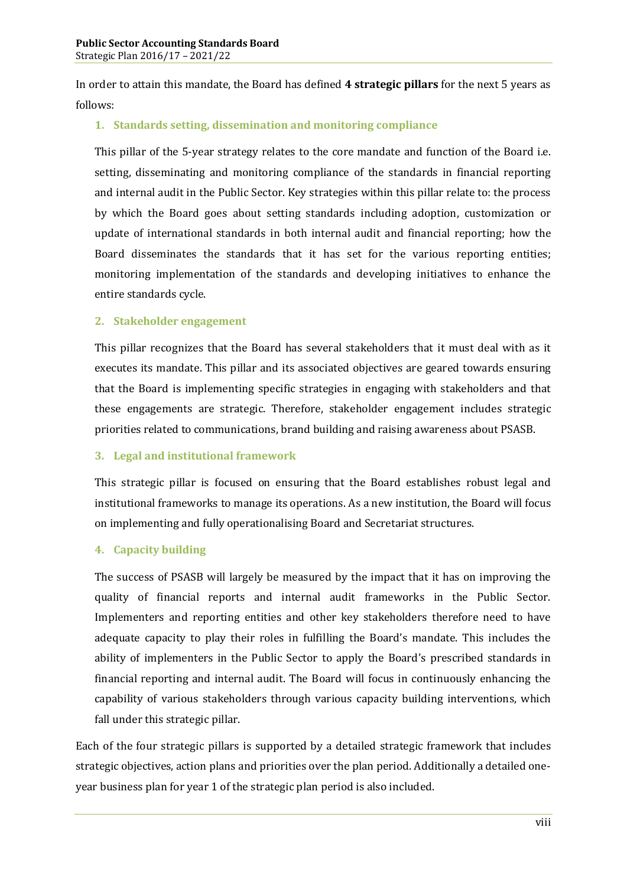In order to attain this mandate, the Board has defined **4 strategic pillars** for the next 5 years as follows:

### 1. Standards setting, dissemination and monitoring compliance

This pillar of the 5-year strategy relates to the core mandate and function of the Board i.e. setting, disseminating and monitoring compliance of the standards in financial reporting and internal audit in the Public Sector. Key strategies within this pillar relate to: the process by which the Board goes about setting standards including adoption, customization or update of international standards in both internal audit and financial reporting; how the Board disseminates the standards that it has set for the various reporting entities; monitoring implementation of the standards and developing initiatives to enhance the entire standards cycle.

### 2. Stakeholder engagement

This pillar recognizes that the Board has several stakeholders that it must deal with as it executes its mandate. This pillar and its associated objectives are geared towards ensuring that the Board is implementing specific strategies in engaging with stakeholders and that these engagements are strategic. Therefore, stakeholder engagement includes strategic priorities related to communications, brand building and raising awareness about PSASB.

### 3. Legal and institutional framework

This strategic pillar is focused on ensuring that the Board establishes robust legal and institutional frameworks to manage its operations. As a new institution, the Board will focus on implementing and fully operationalising Board and Secretariat structures.

### 4. Capacity building

The success of PSASB will largely be measured by the impact that it has on improving the quality of financial reports and internal audit frameworks in the Public Sector. Implementers and reporting entities and other key stakeholders therefore need to have adequate capacity to play their roles in fulfilling the Board's mandate. This includes the ability of implementers in the Public Sector to apply the Board's prescribed standards in financial reporting and internal audit. The Board will focus in continuously enhancing the capability of various stakeholders through various capacity building interventions, which fall under this strategic pillar.

Each of the four strategic pillars is supported by a detailed strategic framework that includes strategic objectives, action plans and priorities over the plan period. Additionally a detailed one-year business plan for year 1 of the strategic plan period is also included.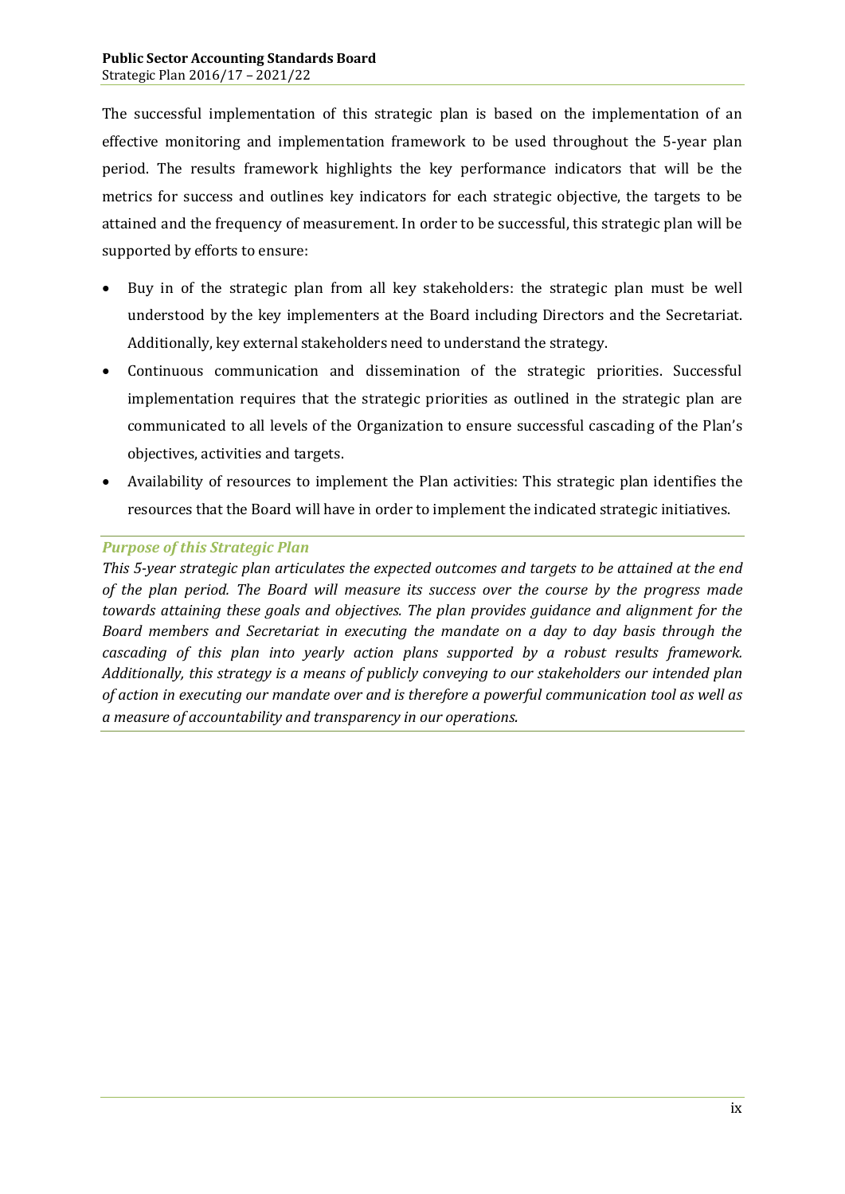The successful implementation of this strategic plan is based on the implementation of an effective monitoring and implementation framework to be used throughout the 5-year plan period. The results framework highlights the key performance indicators that will be the metrics for success and outlines key indicators for each strategic objective, the targets to be attained and the frequency of measurement. In order to be successful, this strategic plan will be supported by efforts to ensure:

- Buy in of the strategic plan from all key stakeholders: the strategic plan must be well understood by the key implementers at the Board including Directors and the Secretariat. Additionally, key external stakeholders need to understand the strategy.
- Continuous communication and dissemination of the strategic priorities. Successful implementation requires that the strategic priorities as outlined in the strategic plan are communicated to all levels of the Organization to ensure successful cascading of the Plan's objectives, activities and targets.
- Availability of resources to implement the Plan activities: This strategic plan identifies the resources that the Board will have in order to implement the indicated strategic initiatives.

***Purpose of this Strategic Plan***

*This 5-year strategic plan articulates the expected outcomes and targets to be attained at the end of the plan period. The Board will measure its success over the course by the progress made towards attaining these goals and objectives. The plan provides guidance and alignment for the Board members and Secretariat in executing the mandate on a day to day basis through the cascading of this plan into yearly action plans supported by a robust results framework. Additionally, this strategy is a means of publicly conveying to our stakeholders our intended plan of action in executing our mandate over and is therefore a powerful communication tool as well as a measure of accountability and transparency in our operations.*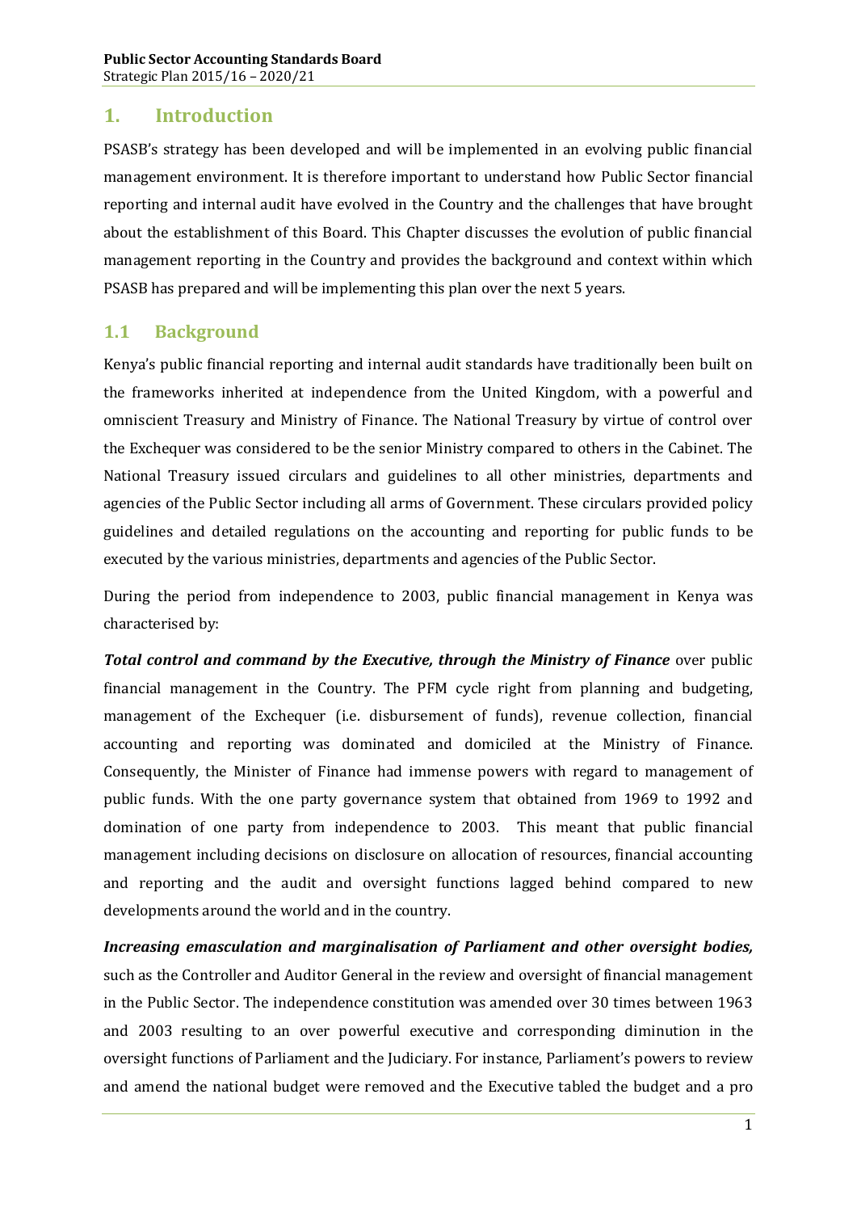# 1. Introduction

PSASB's strategy has been developed and will be implemented in an evolving public financial management environment. It is therefore important to understand how Public Sector financial reporting and internal audit have evolved in the Country and the challenges that have brought about the establishment of this Board. This Chapter discusses the evolution of public financial management reporting in the Country and provides the background and context within which PSASB has prepared and will be implementing this plan over the next 5 years.

## 1.1 Background

Kenya's public financial reporting and internal audit standards have traditionally been built on the frameworks inherited at independence from the United Kingdom, with a powerful and omniscient Treasury and Ministry of Finance. The National Treasury by virtue of control over the Exchequer was considered to be the senior Ministry compared to others in the Cabinet. The National Treasury issued circulars and guidelines to all other ministries, departments and agencies of the Public Sector including all arms of Government. These circulars provided policy guidelines and detailed regulations on the accounting and reporting for public funds to be executed by the various ministries, departments and agencies of the Public Sector.

During the period from independence to 2003, public financial management in Kenya was characterised by:

***Total control and command by the Executive, through the Ministry of Finance*** over public financial management in the Country. The PFM cycle right from planning and budgeting, management of the Exchequer (i.e. disbursement of funds), revenue collection, financial accounting and reporting was dominated and domiciled at the Ministry of Finance. Consequently, the Minister of Finance had immense powers with regard to management of public funds. With the one party governance system that obtained from 1969 to 1992 and domination of one party from independence to 2003. This meant that public financial management including decisions on disclosure on allocation of resources, financial accounting and reporting and the audit and oversight functions lagged behind compared to new developments around the world and in the country.

***Increasing emasculation and marginalisation of Parliament and other oversight bodies,*** such as the Controller and Auditor General in the review and oversight of financial management in the Public Sector. The independence constitution was amended over 30 times between 1963 and 2003 resulting to an over powerful executive and corresponding diminution in the oversight functions of Parliament and the Judiciary. For instance, Parliament's powers to review and amend the national budget were removed and the Executive tabled the budget and a pro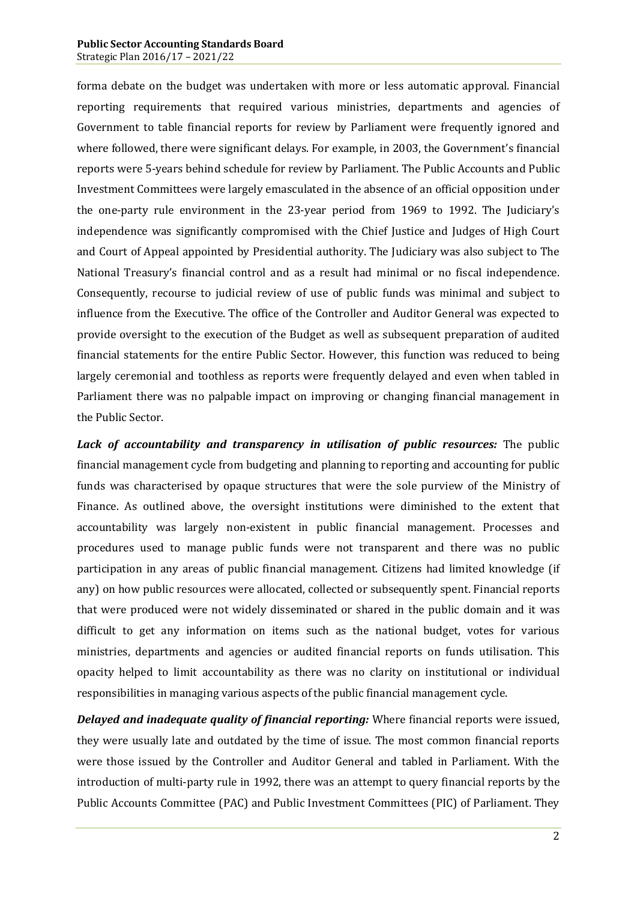forma debate on the budget was undertaken with more or less automatic approval. Financial reporting requirements that required various ministries, departments and agencies of Government to table financial reports for review by Parliament were frequently ignored and where followed, there were significant delays. For example, in 2003, the Government's financial reports were 5-years behind schedule for review by Parliament. The Public Accounts and Public Investment Committees were largely emasculated in the absence of an official opposition under the one-party rule environment in the 23-year period from 1969 to 1992. The Judiciary's independence was significantly compromised with the Chief Justice and Judges of High Court and Court of Appeal appointed by Presidential authority. The Judiciary was also subject to The National Treasury's financial control and as a result had minimal or no fiscal independence. Consequently, recourse to judicial review of use of public funds was minimal and subject to influence from the Executive. The office of the Controller and Auditor General was expected to provide oversight to the execution of the Budget as well as subsequent preparation of audited financial statements for the entire Public Sector. However, this function was reduced to being largely ceremonial and toothless as reports were frequently delayed and even when tabled in Parliament there was no palpable impact on improving or changing financial management in the Public Sector.

***Lack of accountability and transparency in utilisation of public resources:*** The public financial management cycle from budgeting and planning to reporting and accounting for public funds was characterised by opaque structures that were the sole purview of the Ministry of Finance. As outlined above, the oversight institutions were diminished to the extent that accountability was largely non-existent in public financial management. Processes and procedures used to manage public funds were not transparent and there was no public participation in any areas of public financial management. Citizens had limited knowledge (if any) on how public resources were allocated, collected or subsequently spent. Financial reports that were produced were not widely disseminated or shared in the public domain and it was difficult to get any information on items such as the national budget, votes for various ministries, departments and agencies or audited financial reports on funds utilisation. This opacity helped to limit accountability as there was no clarity on institutional or individual responsibilities in managing various aspects of the public financial management cycle.

***Delayed and inadequate quality of financial reporting:*** Where financial reports were issued, they were usually late and outdated by the time of issue. The most common financial reports were those issued by the Controller and Auditor General and tabled in Parliament. With the introduction of multi-party rule in 1992, there was an attempt to query financial reports by the Public Accounts Committee (PAC) and Public Investment Committees (PIC) of Parliament. They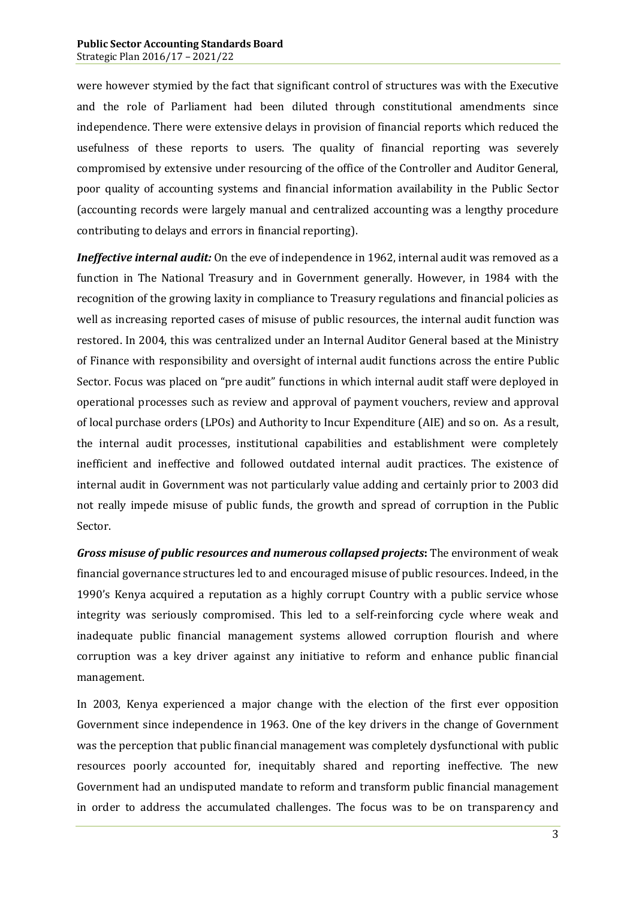were however stymied by the fact that significant control of structures was with the Executive and the role of Parliament had been diluted through constitutional amendments since independence. There were extensive delays in provision of financial reports which reduced the usefulness of these reports to users. The quality of financial reporting was severely compromised by extensive under resourcing of the office of the Controller and Auditor General, poor quality of accounting systems and financial information availability in the Public Sector (accounting records were largely manual and centralized accounting was a lengthy procedure contributing to delays and errors in financial reporting).

***Ineffective internal audit:*** On the eve of independence in 1962, internal audit was removed as a function in The National Treasury and in Government generally. However, in 1984 with the recognition of the growing laxity in compliance to Treasury regulations and financial policies as well as increasing reported cases of misuse of public resources, the internal audit function was restored. In 2004, this was centralized under an Internal Auditor General based at the Ministry of Finance with responsibility and oversight of internal audit functions across the entire Public Sector. Focus was placed on "pre audit" functions in which internal audit staff were deployed in operational processes such as review and approval of payment vouchers, review and approval of local purchase orders (LPOs) and Authority to Incur Expenditure (AIE) and so on. As a result, the internal audit processes, institutional capabilities and establishment were completely inefficient and ineffective and followed outdated internal audit practices. The existence of internal audit in Government was not particularly value adding and certainly prior to 2003 did not really impede misuse of public funds, the growth and spread of corruption in the Public Sector.

***Gross misuse of public resources and numerous collapsed projects*:** The environment of weak financial governance structures led to and encouraged misuse of public resources. Indeed, in the 1990's Kenya acquired a reputation as a highly corrupt Country with a public service whose integrity was seriously compromised. This led to a self-reinforcing cycle where weak and inadequate public financial management systems allowed corruption flourish and where corruption was a key driver against any initiative to reform and enhance public financial management.

In 2003, Kenya experienced a major change with the election of the first ever opposition Government since independence in 1963. One of the key drivers in the change of Government was the perception that public financial management was completely dysfunctional with public resources poorly accounted for, inequitably shared and reporting ineffective. The new Government had an undisputed mandate to reform and transform public financial management in order to address the accumulated challenges. The focus was to be on transparency and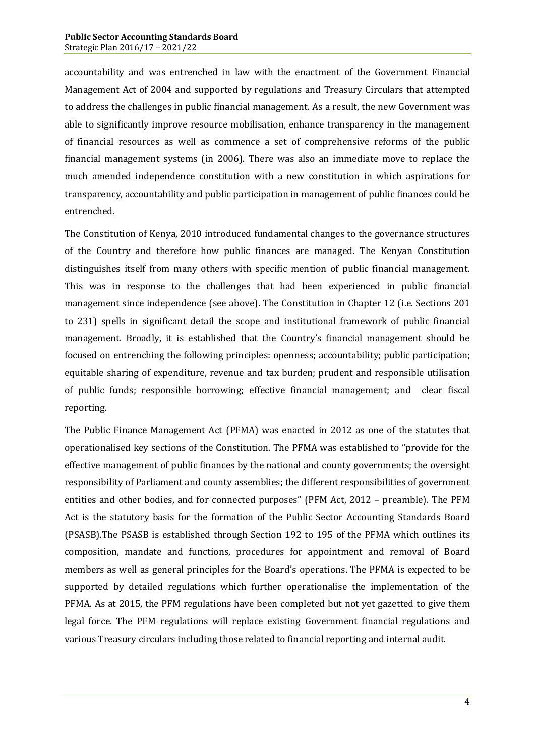accountability and was entrenched in law with the enactment of the Government Financial Management Act of 2004 and supported by regulations and Treasury Circulars that attempted to address the challenges in public financial management. As a result, the new Government was able to significantly improve resource mobilisation, enhance transparency in the management of financial resources as well as commence a set of comprehensive reforms of the public financial management systems (in 2006). There was also an immediate move to replace the much amended independence constitution with a new constitution in which aspirations for transparency, accountability and public participation in management of public finances could be entrenched.

The Constitution of Kenya, 2010 introduced fundamental changes to the governance structures of the Country and therefore how public finances are managed. The Kenyan Constitution distinguishes itself from many others with specific mention of public financial management. This was in response to the challenges that had been experienced in public financial management since independence (see above). The Constitution in Chapter 12 (i.e. Sections 201 to 231) spells in significant detail the scope and institutional framework of public financial management. Broadly, it is established that the Country's financial management should be focused on entrenching the following principles: openness; accountability; public participation; equitable sharing of expenditure, revenue and tax burden; prudent and responsible utilisation of public funds; responsible borrowing; effective financial management; and clear fiscal reporting.

The Public Finance Management Act (PFMA) was enacted in 2012 as one of the statutes that operationalised key sections of the Constitution. The PFMA was established to "provide for the effective management of public finances by the national and county governments; the oversight responsibility of Parliament and county assemblies; the different responsibilities of government entities and other bodies, and for connected purposes" (PFM Act, 2012 – preamble). The PFM Act is the statutory basis for the formation of the Public Sector Accounting Standards Board (PSASB).The PSASB is established through Section 192 to 195 of the PFMA which outlines its composition, mandate and functions, procedures for appointment and removal of Board members as well as general principles for the Board's operations. The PFMA is expected to be supported by detailed regulations which further operationalise the implementation of the PFMA. As at 2015, the PFM regulations have been completed but not yet gazetted to give them legal force. The PFM regulations will replace existing Government financial regulations and various Treasury circulars including those related to financial reporting and internal audit.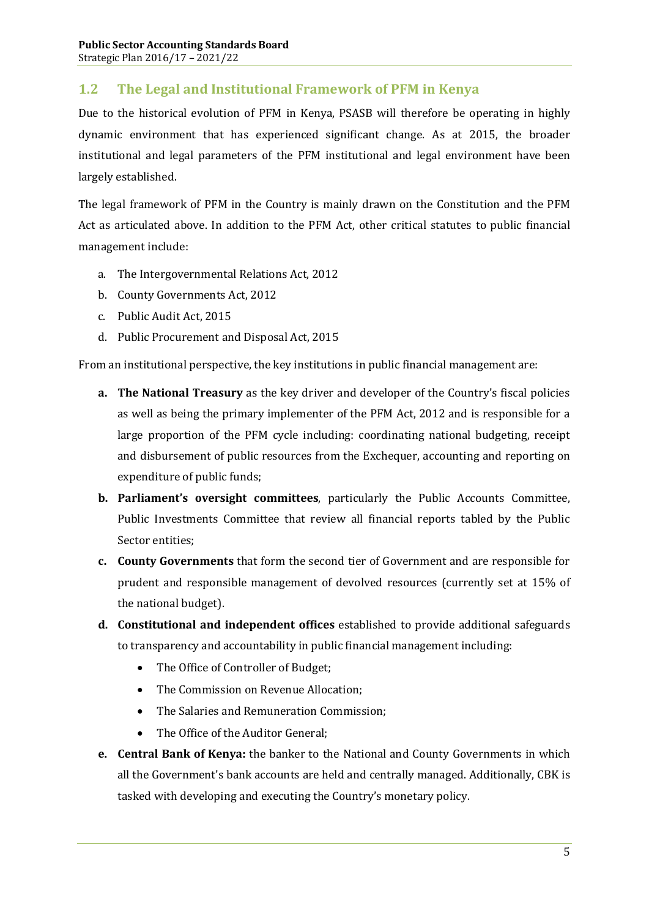## 1.2 The Legal and Institutional Framework of PFM in Kenya

Due to the historical evolution of PFM in Kenya, PSASB will therefore be operating in highly dynamic environment that has experienced significant change. As at 2015, the broader institutional and legal parameters of the PFM institutional and legal environment have been largely established.

The legal framework of PFM in the Country is mainly drawn on the Constitution and the PFM Act as articulated above. In addition to the PFM Act, other critical statutes to public financial management include:

a. The Intergovernmental Relations Act, 2012
b. County Governments Act, 2012
c. Public Audit Act, 2015
d. Public Procurement and Disposal Act, 2015

From an institutional perspective, the key institutions in public financial management are:

**a. The National Treasury** as the key driver and developer of the Country's fiscal policies as well as being the primary implementer of the PFM Act, 2012 and is responsible for a large proportion of the PFM cycle including: coordinating national budgeting, receipt and disbursement of public resources from the Exchequer, accounting and reporting on expenditure of public funds;

**b. Parliament's oversight committees**, particularly the Public Accounts Committee, Public Investments Committee that review all financial reports tabled by the Public Sector entities;

**c. County Governments** that form the second tier of Government and are responsible for prudent and responsible management of devolved resources (currently set at 15% of the national budget).

**d. Constitutional and independent offices** established to provide additional safeguards to transparency and accountability in public financial management including:

- The Office of Controller of Budget;
- The Commission on Revenue Allocation;
- The Salaries and Remuneration Commission;
- The Office of the Auditor General;

**e. Central Bank of Kenya:** the banker to the National and County Governments in which all the Government's bank accounts are held and centrally managed. Additionally, CBK is tasked with developing and executing the Country's monetary policy.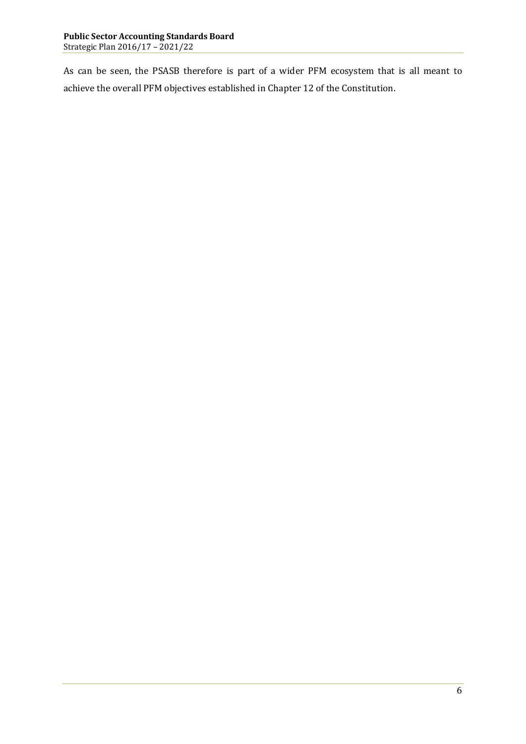As can be seen, the PSASB therefore is part of a wider PFM ecosystem that is all meant to achieve the overall PFM objectives established in Chapter 12 of the Constitution.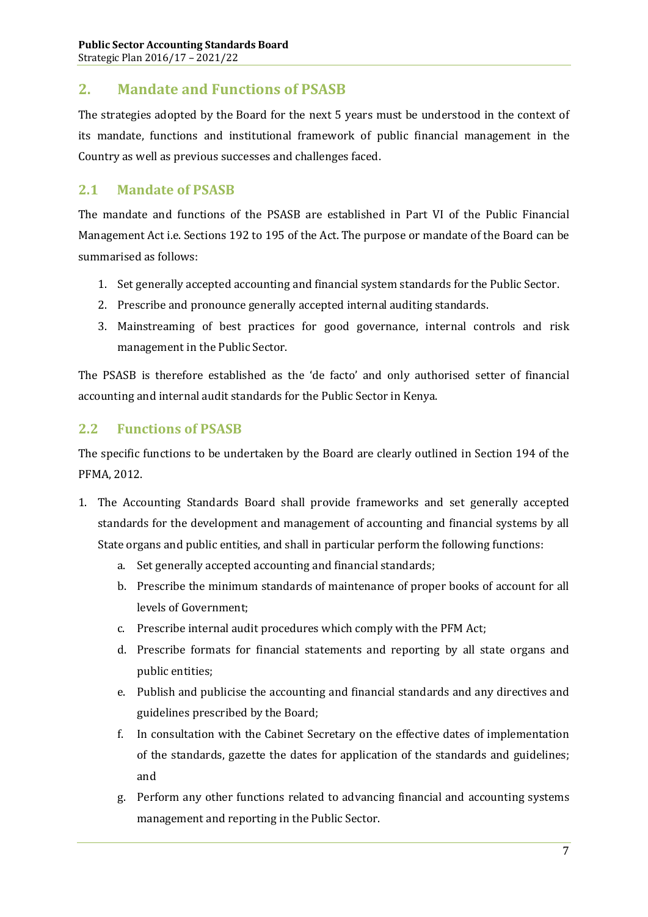## 2. Mandate and Functions of PSASB

The strategies adopted by the Board for the next 5 years must be understood in the context of its mandate, functions and institutional framework of public financial management in the Country as well as previous successes and challenges faced.

### 2.1 Mandate of PSASB

The mandate and functions of the PSASB are established in Part VI of the Public Financial Management Act i.e. Sections 192 to 195 of the Act. The purpose or mandate of the Board can be summarised as follows:

1. Set generally accepted accounting and financial system standards for the Public Sector.
2. Prescribe and pronounce generally accepted internal auditing standards.
3. Mainstreaming of best practices for good governance, internal controls and risk management in the Public Sector.

The PSASB is therefore established as the 'de facto' and only authorised setter of financial accounting and internal audit standards for the Public Sector in Kenya.

### 2.2 Functions of PSASB

The specific functions to be undertaken by the Board are clearly outlined in Section 194 of the PFMA, 2012.

1. The Accounting Standards Board shall provide frameworks and set generally accepted standards for the development and management of accounting and financial systems by all State organs and public entities, and shall in particular perform the following functions:
   a. Set generally accepted accounting and financial standards;
   b. Prescribe the minimum standards of maintenance of proper books of account for all levels of Government;
   c. Prescribe internal audit procedures which comply with the PFM Act;
   d. Prescribe formats for financial statements and reporting by all state organs and public entities;
   e. Publish and publicise the accounting and financial standards and any directives and guidelines prescribed by the Board;
   f. In consultation with the Cabinet Secretary on the effective dates of implementation of the standards, gazette the dates for application of the standards and guidelines; and
   g. Perform any other functions related to advancing financial and accounting systems management and reporting in the Public Sector.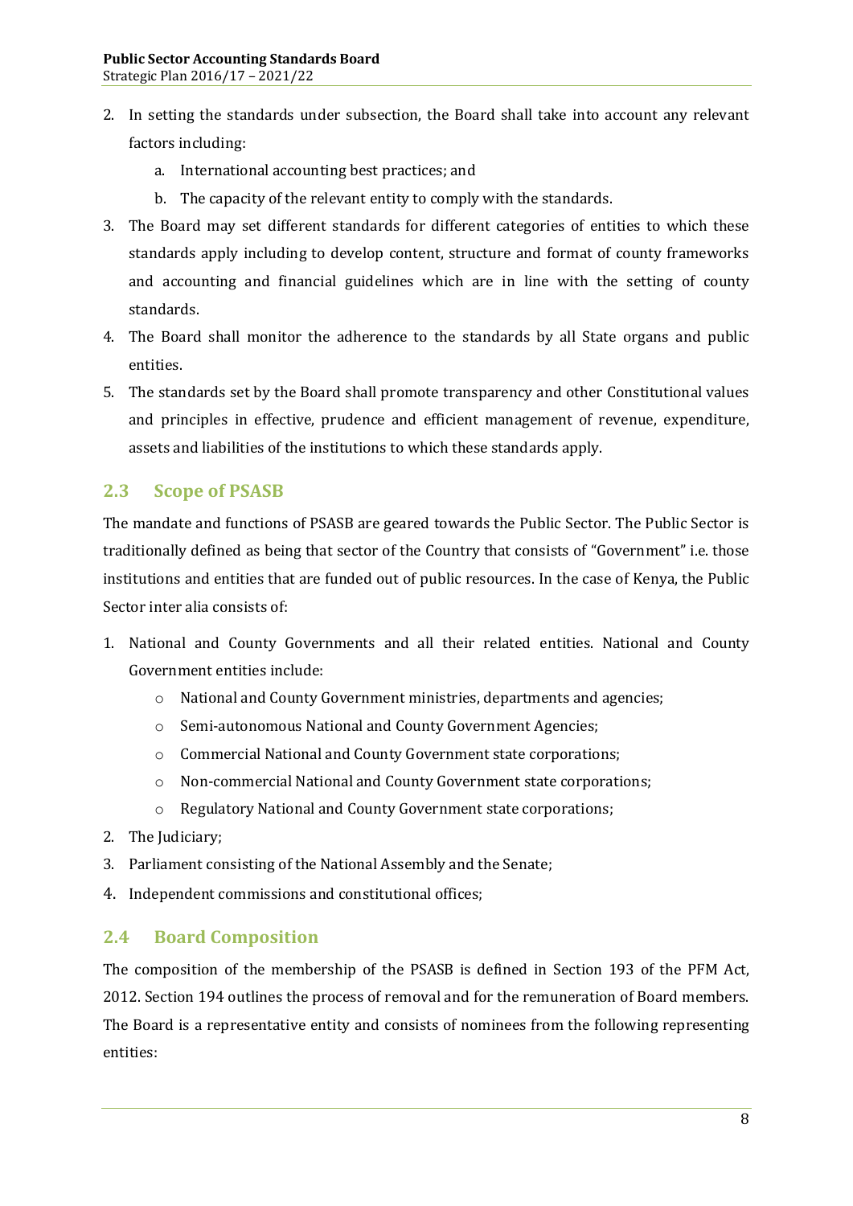2. In setting the standards under subsection, the Board shall take into account any relevant factors including:
    a. International accounting best practices; and
    b. The capacity of the relevant entity to comply with the standards.
3. The Board may set different standards for different categories of entities to which these standards apply including to develop content, structure and format of county frameworks and accounting and financial guidelines which are in line with the setting of county standards.
4. The Board shall monitor the adherence to the standards by all State organs and public entities.
5. The standards set by the Board shall promote transparency and other Constitutional values and principles in effective, prudence and efficient management of revenue, expenditure, assets and liabilities of the institutions to which these standards apply.

## 2.3 Scope of PSASB

The mandate and functions of PSASB are geared towards the Public Sector. The Public Sector is traditionally defined as being that sector of the Country that consists of "Government" i.e. those institutions and entities that are funded out of public resources. In the case of Kenya, the Public Sector inter alia consists of:

1. National and County Governments and all their related entities. National and County Government entities include:
    - National and County Government ministries, departments and agencies;
    - Semi-autonomous National and County Government Agencies;
    - Commercial National and County Government state corporations;
    - Non-commercial National and County Government state corporations;
    - Regulatory National and County Government state corporations;
2. The Judiciary;
3. Parliament consisting of the National Assembly and the Senate;
4. Independent commissions and constitutional offices;

## 2.4 Board Composition

The composition of the membership of the PSASB is defined in Section 193 of the PFM Act, 2012. Section 194 outlines the process of removal and for the remuneration of Board members. The Board is a representative entity and consists of nominees from the following representing entities: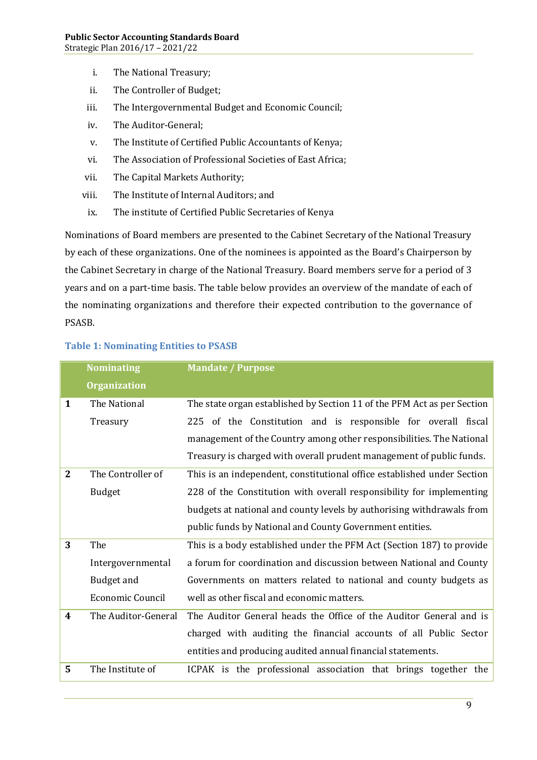i. The National Treasury;
ii. The Controller of Budget;
iii. The Intergovernmental Budget and Economic Council;
iv. The Auditor-General;
v. The Institute of Certified Public Accountants of Kenya;
vi. The Association of Professional Societies of East Africa;
vii. The Capital Markets Authority;
viii. The Institute of Internal Auditors; and
ix. The institute of Certified Public Secretaries of Kenya

Nominations of Board members are presented to the Cabinet Secretary of the National Treasury by each of these organizations. One of the nominees is appointed as the Board's Chairperson by the Cabinet Secretary in charge of the National Treasury. Board members serve for a period of 3 years and on a part-time basis. The table below provides an overview of the mandate of each of the nominating organizations and therefore their expected contribution to the governance of PSASB.

**Table 1: Nominating Entities to PSASB**

| | Nominating Organization | Mandate / Purpose |
|---|---|---|
| 1 | The National Treasury | The state organ established by Section 11 of the PFM Act as per Section 225 of the Constitution and is responsible for overall fiscal management of the Country among other responsibilities. The National Treasury is charged with overall prudent management of public funds. |
| 2 | The Controller of Budget | This is an independent, constitutional office established under Section 228 of the Constitution with overall responsibility for implementing budgets at national and county levels by authorising withdrawals from public funds by National and County Government entities. |
| 3 | The Intergovernmental Budget and Economic Council | This is a body established under the PFM Act (Section 187) to provide a forum for coordination and discussion between National and County Governments on matters related to national and county budgets as well as other fiscal and economic matters. |
| 4 | The Auditor-General | The Auditor General heads the Office of the Auditor General and is charged with auditing the financial accounts of all Public Sector entities and producing audited annual financial statements. |
| 5 | The Institute of | ICPAK is the professional association that brings together the |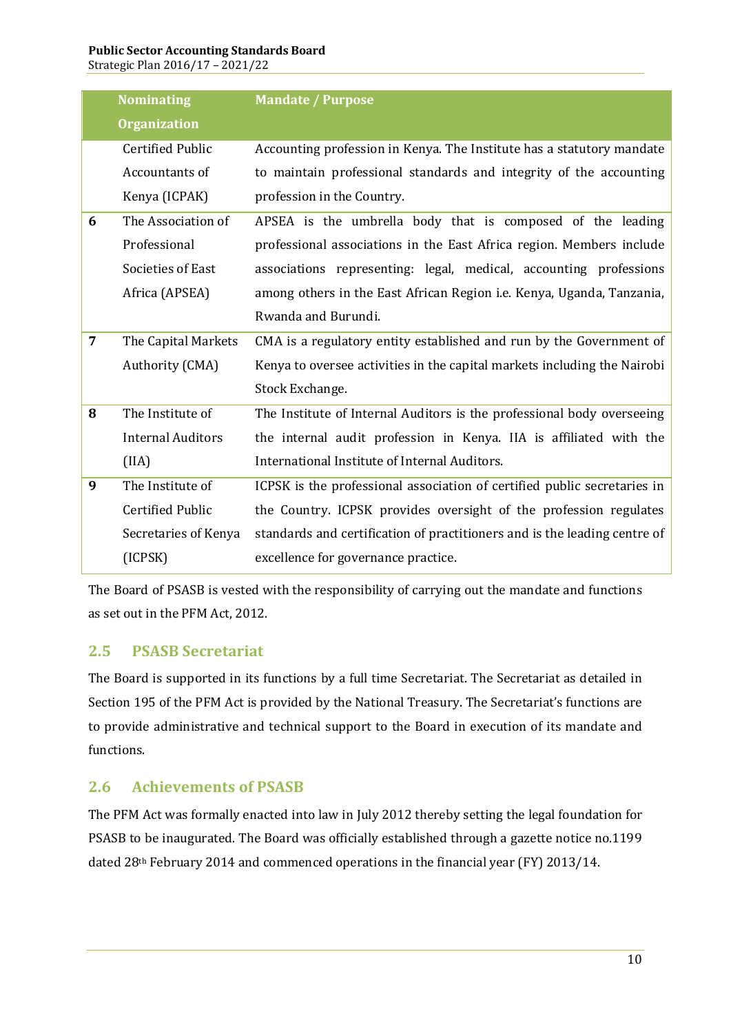| | Nominating Organization | Mandate / Purpose |
|---|---|---|
| | Certified Public Accountants of Kenya (ICPAK) | Accounting profession in Kenya. The Institute has a statutory mandate to maintain professional standards and integrity of the accounting profession in the Country. |
| **6** | The Association of Professional Societies of East Africa (APSEA) | APSEA is the umbrella body that is composed of the leading professional associations in the East Africa region. Members include associations representing: legal, medical, accounting professions among others in the East African Region i.e. Kenya, Uganda, Tanzania, Rwanda and Burundi. |
| **7** | The Capital Markets Authority (CMA) | CMA is a regulatory entity established and run by the Government of Kenya to oversee activities in the capital markets including the Nairobi Stock Exchange. |
| **8** | The Institute of Internal Auditors (IIA) | The Institute of Internal Auditors is the professional body overseeing the internal audit profession in Kenya. IIA is affiliated with the International Institute of Internal Auditors. |
| **9** | The Institute of Certified Public Secretaries of Kenya (ICPSK) | ICPSK is the professional association of certified public secretaries in the Country. ICPSK provides oversight of the profession regulates standards and certification of practitioners and is the leading centre of excellence for governance practice. |

The Board of PSASB is vested with the responsibility of carrying out the mandate and functions as set out in the PFM Act, 2012.

## 2.5 PSASB Secretariat

The Board is supported in its functions by a full time Secretariat. The Secretariat as detailed in Section 195 of the PFM Act is provided by the National Treasury. The Secretariat's functions are to provide administrative and technical support to the Board in execution of its mandate and functions.

## 2.6 Achievements of PSASB

The PFM Act was formally enacted into law in July 2012 thereby setting the legal foundation for PSASB to be inaugurated. The Board was officially established through a gazette notice no.1199 dated 28th February 2014 and commenced operations in the financial year (FY) 2013/14.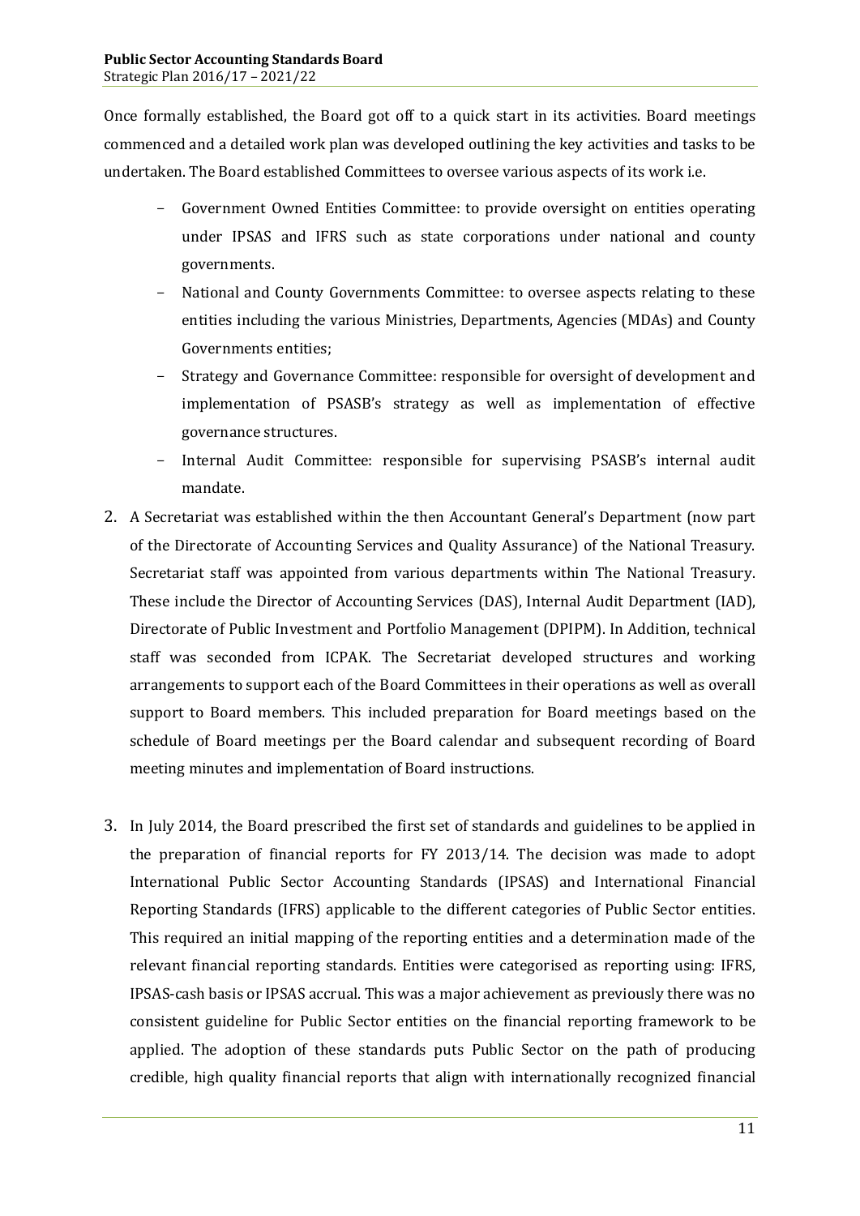Once formally established, the Board got off to a quick start in its activities. Board meetings commenced and a detailed work plan was developed outlining the key activities and tasks to be undertaken. The Board established Committees to oversee various aspects of its work i.e.

- Government Owned Entities Committee: to provide oversight on entities operating under IPSAS and IFRS such as state corporations under national and county governments.
- National and County Governments Committee: to oversee aspects relating to these entities including the various Ministries, Departments, Agencies (MDAs) and County Governments entities;
- Strategy and Governance Committee: responsible for oversight of development and implementation of PSASB's strategy as well as implementation of effective governance structures.
- Internal Audit Committee: responsible for supervising PSASB's internal audit mandate.

2. A Secretariat was established within the then Accountant General's Department (now part of the Directorate of Accounting Services and Quality Assurance) of the National Treasury. Secretariat staff was appointed from various departments within The National Treasury. These include the Director of Accounting Services (DAS), Internal Audit Department (IAD), Directorate of Public Investment and Portfolio Management (DPIPM). In Addition, technical staff was seconded from ICPAK. The Secretariat developed structures and working arrangements to support each of the Board Committees in their operations as well as overall support to Board members. This included preparation for Board meetings based on the schedule of Board meetings per the Board calendar and subsequent recording of Board meeting minutes and implementation of Board instructions.

3. In July 2014, the Board prescribed the first set of standards and guidelines to be applied in the preparation of financial reports for FY 2013/14. The decision was made to adopt International Public Sector Accounting Standards (IPSAS) and International Financial Reporting Standards (IFRS) applicable to the different categories of Public Sector entities. This required an initial mapping of the reporting entities and a determination made of the relevant financial reporting standards. Entities were categorised as reporting using: IFRS, IPSAS-cash basis or IPSAS accrual. This was a major achievement as previously there was no consistent guideline for Public Sector entities on the financial reporting framework to be applied. The adoption of these standards puts Public Sector on the path of producing credible, high quality financial reports that align with internationally recognized financial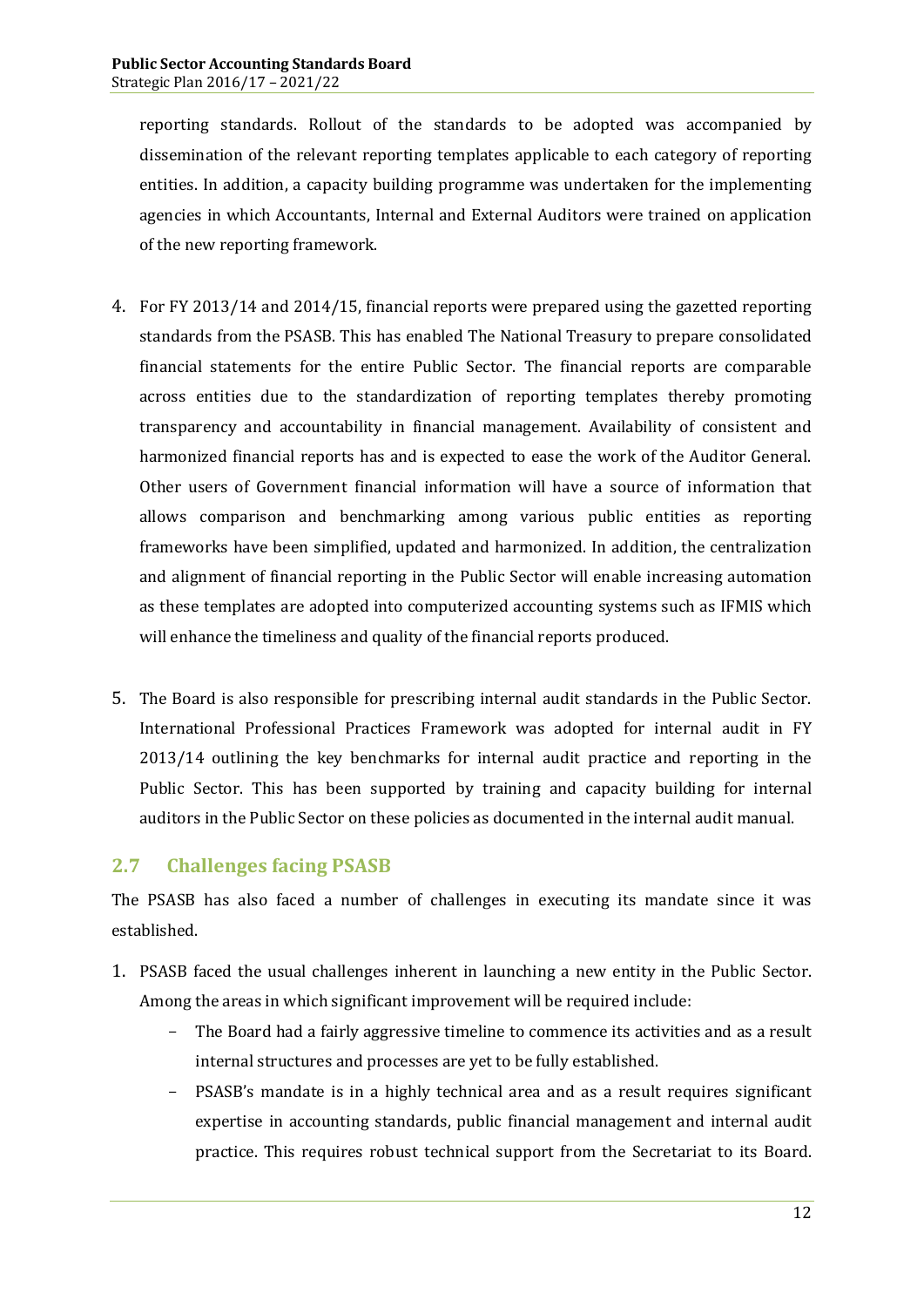reporting standards. Rollout of the standards to be adopted was accompanied by dissemination of the relevant reporting templates applicable to each category of reporting entities. In addition, a capacity building programme was undertaken for the implementing agencies in which Accountants, Internal and External Auditors were trained on application of the new reporting framework.

4. For FY 2013/14 and 2014/15, financial reports were prepared using the gazetted reporting standards from the PSASB. This has enabled The National Treasury to prepare consolidated financial statements for the entire Public Sector. The financial reports are comparable across entities due to the standardization of reporting templates thereby promoting transparency and accountability in financial management. Availability of consistent and harmonized financial reports has and is expected to ease the work of the Auditor General. Other users of Government financial information will have a source of information that allows comparison and benchmarking among various public entities as reporting frameworks have been simplified, updated and harmonized. In addition, the centralization and alignment of financial reporting in the Public Sector will enable increasing automation as these templates are adopted into computerized accounting systems such as IFMIS which will enhance the timeliness and quality of the financial reports produced.

5. The Board is also responsible for prescribing internal audit standards in the Public Sector. International Professional Practices Framework was adopted for internal audit in FY 2013/14 outlining the key benchmarks for internal audit practice and reporting in the Public Sector. This has been supported by training and capacity building for internal auditors in the Public Sector on these policies as documented in the internal audit manual.

## 2.7 Challenges facing PSASB

The PSASB has also faced a number of challenges in executing its mandate since it was established.

1. PSASB faced the usual challenges inherent in launching a new entity in the Public Sector. Among the areas in which significant improvement will be required include:
   - The Board had a fairly aggressive timeline to commence its activities and as a result internal structures and processes are yet to be fully established.
   - PSASB's mandate is in a highly technical area and as a result requires significant expertise in accounting standards, public financial management and internal audit practice. This requires robust technical support from the Secretariat to its Board.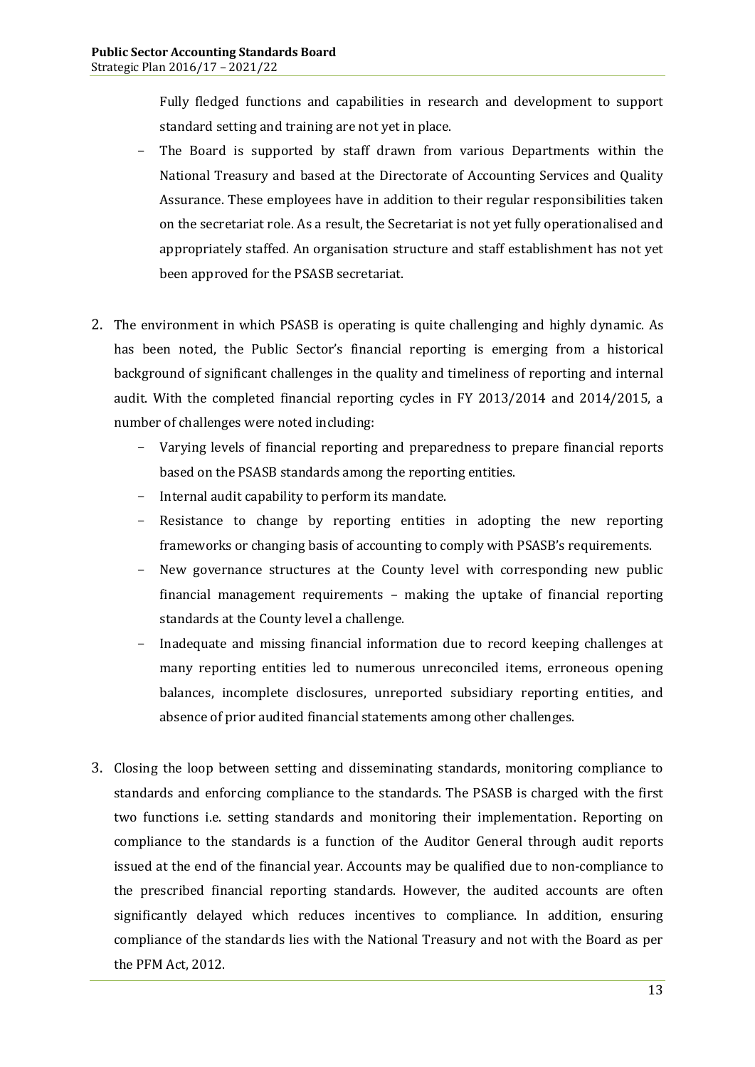Fully fledged functions and capabilities in research and development to support standard setting and training are not yet in place.

- The Board is supported by staff drawn from various Departments within the National Treasury and based at the Directorate of Accounting Services and Quality Assurance. These employees have in addition to their regular responsibilities taken on the secretariat role. As a result, the Secretariat is not yet fully operationalised and appropriately staffed. An organisation structure and staff establishment has not yet been approved for the PSASB secretariat.

2. The environment in which PSASB is operating is quite challenging and highly dynamic. As has been noted, the Public Sector's financial reporting is emerging from a historical background of significant challenges in the quality and timeliness of reporting and internal audit. With the completed financial reporting cycles in FY 2013/2014 and 2014/2015, a number of challenges were noted including:
   - Varying levels of financial reporting and preparedness to prepare financial reports based on the PSASB standards among the reporting entities.
   - Internal audit capability to perform its mandate.
   - Resistance to change by reporting entities in adopting the new reporting frameworks or changing basis of accounting to comply with PSASB's requirements.
   - New governance structures at the County level with corresponding new public financial management requirements – making the uptake of financial reporting standards at the County level a challenge.
   - Inadequate and missing financial information due to record keeping challenges at many reporting entities led to numerous unreconciled items, erroneous opening balances, incomplete disclosures, unreported subsidiary reporting entities, and absence of prior audited financial statements among other challenges.

3. Closing the loop between setting and disseminating standards, monitoring compliance to standards and enforcing compliance to the standards. The PSASB is charged with the first two functions i.e. setting standards and monitoring their implementation. Reporting on compliance to the standards is a function of the Auditor General through audit reports issued at the end of the financial year. Accounts may be qualified due to non-compliance to the prescribed financial reporting standards. However, the audited accounts are often significantly delayed which reduces incentives to compliance. In addition, ensuring compliance of the standards lies with the National Treasury and not with the Board as per the PFM Act, 2012.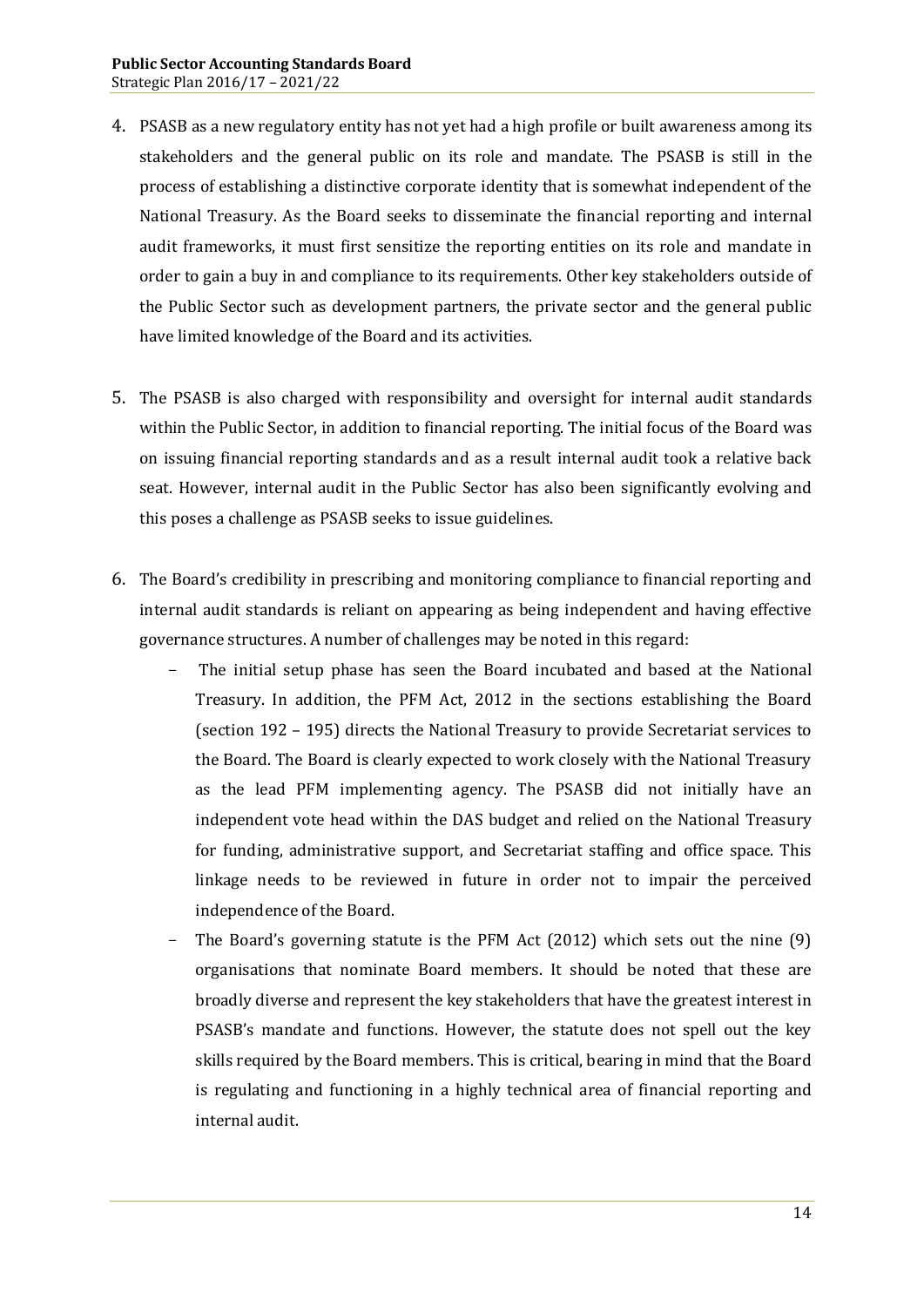4. PSASB as a new regulatory entity has not yet had a high profile or built awareness among its stakeholders and the general public on its role and mandate. The PSASB is still in the process of establishing a distinctive corporate identity that is somewhat independent of the National Treasury. As the Board seeks to disseminate the financial reporting and internal audit frameworks, it must first sensitize the reporting entities on its role and mandate in order to gain a buy in and compliance to its requirements. Other key stakeholders outside of the Public Sector such as development partners, the private sector and the general public have limited knowledge of the Board and its activities.

5. The PSASB is also charged with responsibility and oversight for internal audit standards within the Public Sector, in addition to financial reporting. The initial focus of the Board was on issuing financial reporting standards and as a result internal audit took a relative back seat. However, internal audit in the Public Sector has also been significantly evolving and this poses a challenge as PSASB seeks to issue guidelines.

6. The Board's credibility in prescribing and monitoring compliance to financial reporting and internal audit standards is reliant on appearing as being independent and having effective governance structures. A number of challenges may be noted in this regard:
   - The initial setup phase has seen the Board incubated and based at the National Treasury. In addition, the PFM Act, 2012 in the sections establishing the Board (section 192 – 195) directs the National Treasury to provide Secretariat services to the Board. The Board is clearly expected to work closely with the National Treasury as the lead PFM implementing agency. The PSASB did not initially have an independent vote head within the DAS budget and relied on the National Treasury for funding, administrative support, and Secretariat staffing and office space. This linkage needs to be reviewed in future in order not to impair the perceived independence of the Board.
   - The Board's governing statute is the PFM Act (2012) which sets out the nine (9) organisations that nominate Board members. It should be noted that these are broadly diverse and represent the key stakeholders that have the greatest interest in PSASB's mandate and functions. However, the statute does not spell out the key skills required by the Board members. This is critical, bearing in mind that the Board is regulating and functioning in a highly technical area of financial reporting and internal audit.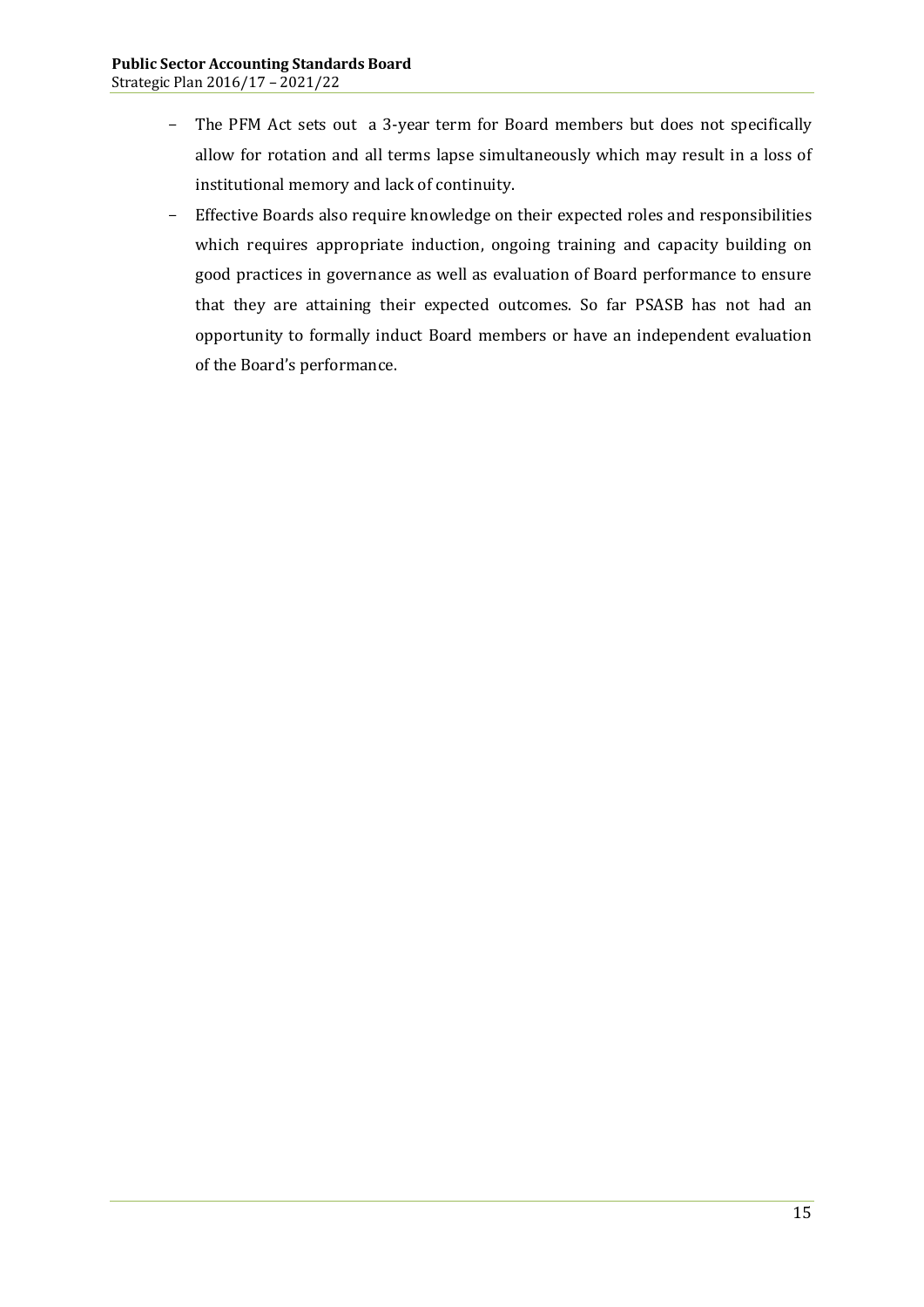- The PFM Act sets out a 3-year term for Board members but does not specifically allow for rotation and all terms lapse simultaneously which may result in a loss of institutional memory and lack of continuity.
- Effective Boards also require knowledge on their expected roles and responsibilities which requires appropriate induction, ongoing training and capacity building on good practices in governance as well as evaluation of Board performance to ensure that they are attaining their expected outcomes. So far PSASB has not had an opportunity to formally induct Board members or have an independent evaluation of the Board's performance.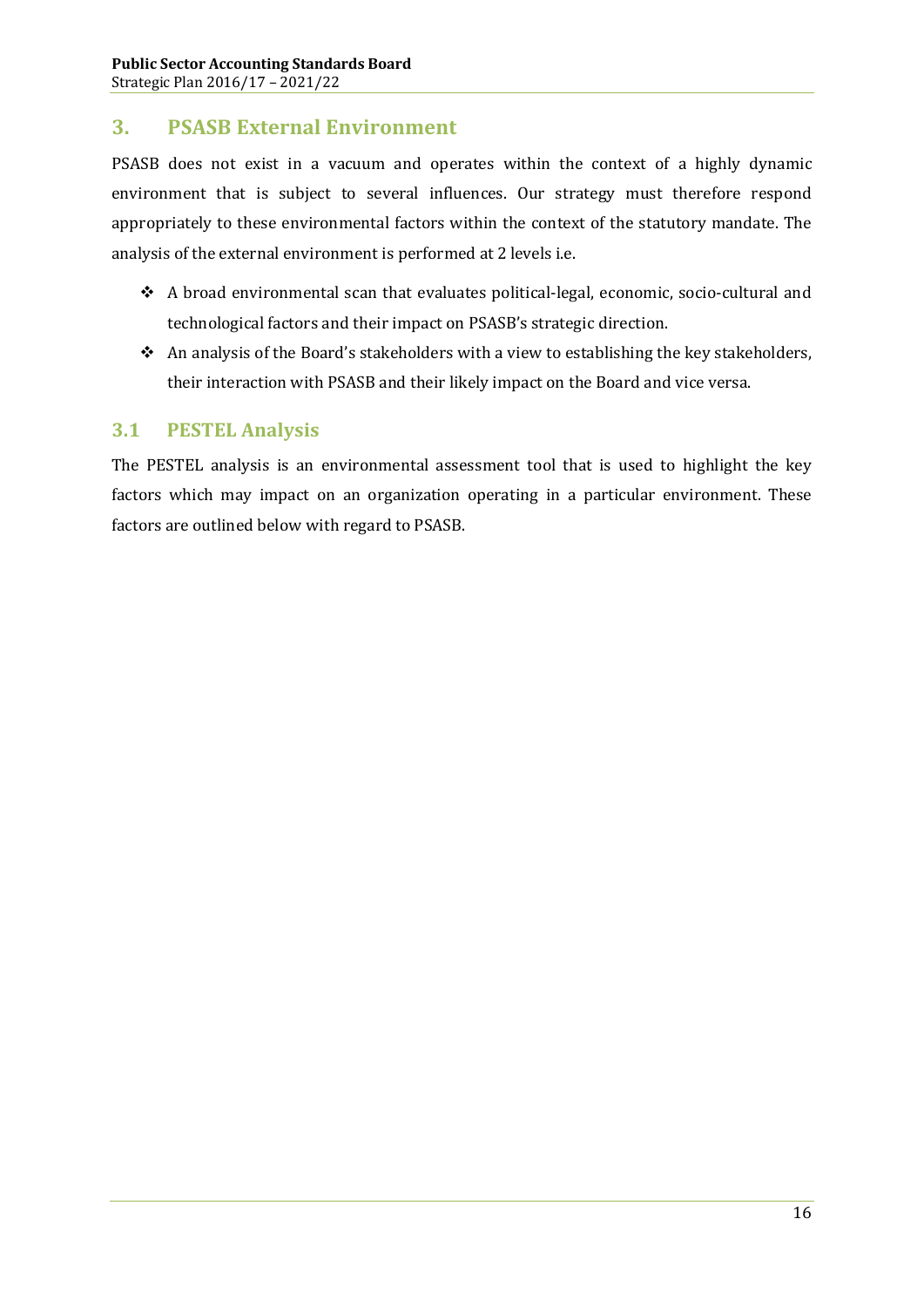## 3. PSASB External Environment

PSASB does not exist in a vacuum and operates within the context of a highly dynamic environment that is subject to several influences. Our strategy must therefore respond appropriately to these environmental factors within the context of the statutory mandate. The analysis of the external environment is performed at 2 levels i.e.

- A broad environmental scan that evaluates political-legal, economic, socio-cultural and technological factors and their impact on PSASB's strategic direction.
- An analysis of the Board's stakeholders with a view to establishing the key stakeholders, their interaction with PSASB and their likely impact on the Board and vice versa.

### 3.1 PESTEL Analysis

The PESTEL analysis is an environmental assessment tool that is used to highlight the key factors which may impact on an organization operating in a particular environment. These factors are outlined below with regard to PSASB.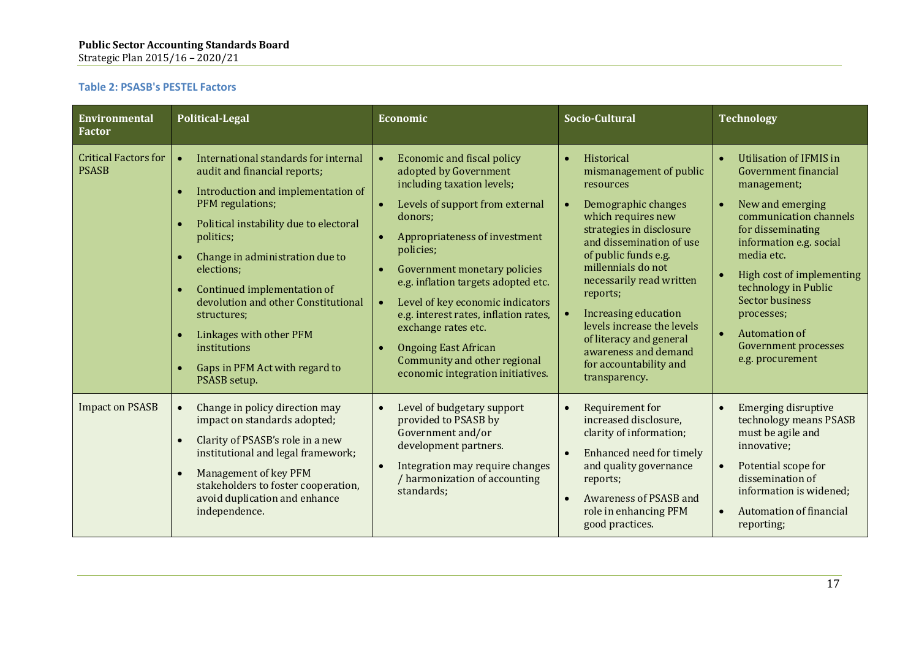**Table 2: PSASB's PESTEL Factors**

| Environmental Factor | Political-Legal | Economic | Socio-Cultural | Technology |
|---|---|---|---|---|
| Critical Factors for PSASB | • International standards for internal audit and financial reports;<br>• Introduction and implementation of PFM regulations;<br>• Political instability due to electoral politics;<br>• Change in administration due to elections;<br>• Continued implementation of devolution and other Constitutional structures;<br>• Linkages with other PFM institutions<br>• Gaps in PFM Act with regard to PSASB setup. | • Economic and fiscal policy adopted by Government including taxation levels;<br>• Levels of support from external donors;<br>• Appropriateness of investment policies;<br>• Government monetary policies e.g. inflation targets adopted etc.<br>• Level of key economic indicators e.g. interest rates, inflation rates, exchange rates etc.<br>• Ongoing East African Community and other regional economic integration initiatives. | • Historical mismanagement of public resources<br>• Demographic changes which requires new strategies in disclosure and dissemination of use of public funds e.g. millennials do not necessarily read written reports;<br>• Increasing education levels increase the levels of literacy and general awareness and demand for accountability and transparency. | • Utilisation of IFMIS in Government financial management;<br>• New and emerging communication channels for disseminating information e.g. social media etc.<br>• High cost of implementing technology in Public Sector business processes;<br>• Automation of Government processes e.g. procurement |
| Impact on PSASB | • Change in policy direction may impact on standards adopted;<br>• Clarity of PSASB's role in a new institutional and legal framework;<br>• Management of key PFM stakeholders to foster cooperation, avoid duplication and enhance independence. | • Level of budgetary support provided to PSASB by Government and/or development partners.<br>• Integration may require changes / harmonization of accounting standards; | • Requirement for increased disclosure, clarity of information;<br>• Enhanced need for timely and quality governance reports;<br>• Awareness of PSASB and role in enhancing PFM good practices. | • Emerging disruptive technology means PSASB must be agile and innovative;<br>• Potential scope for dissemination of information is widened;<br>• Automation of financial reporting; |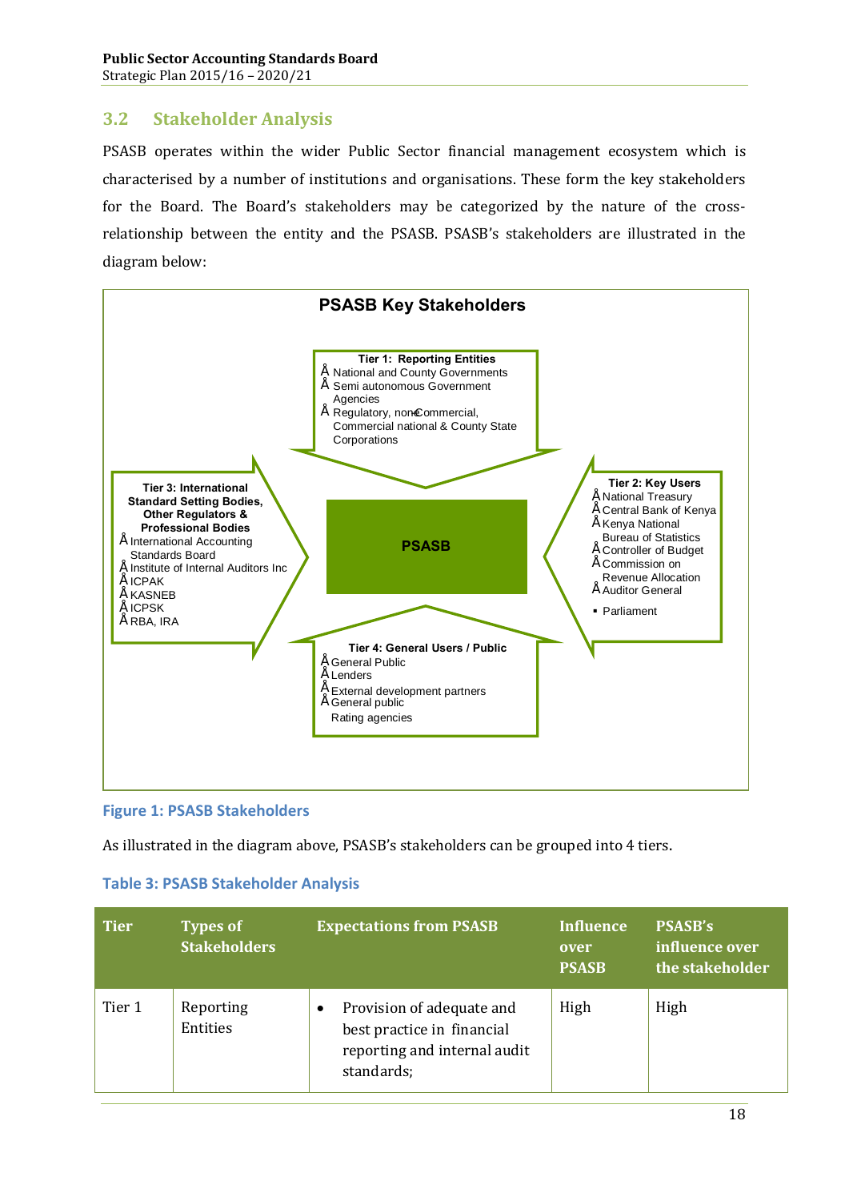## 3.2 Stakeholder Analysis

PSASB operates within the wider Public Sector financial management ecosystem which is characterised by a number of institutions and organisations. These form the key stakeholders for the Board. The Board's stakeholders may be categorized by the nature of the cross-relationship between the entity and the PSASB. PSASB's stakeholders are illustrated in the diagram below:

**PSASB Key Stakeholders**

**Tier 1: Reporting Entities**
- National and County Governments
- Semi autonomous Government Agencies
- Regulatory, non-Commercial, Commercial national & County State Corporations

**Tier 2: Key Users**
- National Treasury
- Central Bank of Kenya
- Kenya National Bureau of Statistics
- Controller of Budget
- Commission on Revenue Allocation
- Auditor General
- Parliament

**Tier 3: International Standard Setting Bodies, Other Regulators & Professional Bodies**
- International Accounting Standards Board
- Institute of Internal Auditors Inc
- ICPAK
- KASNEB
- ICPSK
- RBA, IRA

**PSASB**

**Tier 4: General Users / Public**
- General Public
- Lenders
- External development partners
- General public
- Rating agencies

Figure 1: PSASB Stakeholders

As illustrated in the diagram above, PSASB's stakeholders can be grouped into 4 tiers.

### Table 3: PSASB Stakeholder Analysis

| Tier | Types of Stakeholders | Expectations from PSASB | Influence over PSASB | PSASB's influence over the stakeholder |
|---|---|---|---|---|
| Tier 1 | Reporting Entities | • Provision of adequate and best practice in financial reporting and internal audit standards; | High | High |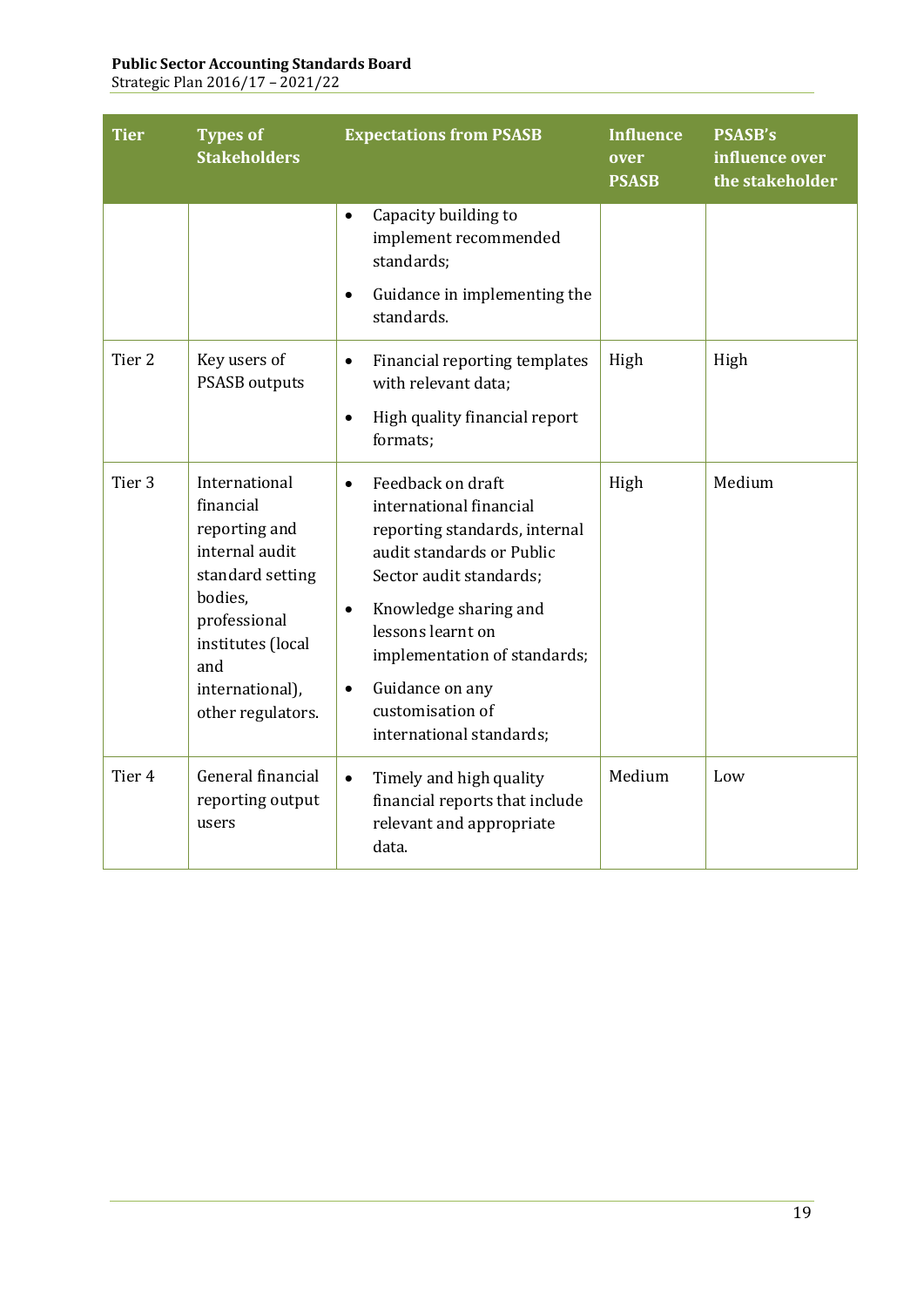| Tier | Types of Stakeholders | Expectations from PSASB | Influence over PSASB | PSASB's influence over the stakeholder |
|---|---|---|---|---|
| | | • Capacity building to implement recommended standards;<br>• Guidance in implementing the standards. | | |
| Tier 2 | Key users of PSASB outputs | • Financial reporting templates with relevant data;<br>• High quality financial report formats; | High | High |
| Tier 3 | International financial reporting and internal audit standard setting bodies, professional institutes (local and international), other regulators. | • Feedback on draft international financial reporting standards, internal audit standards or Public Sector audit standards;<br>• Knowledge sharing and lessons learnt on implementation of standards;<br>• Guidance on any customisation of international standards; | High | Medium |
| Tier 4 | General financial reporting output users | • Timely and high quality financial reports that include relevant and appropriate data. | Medium | Low |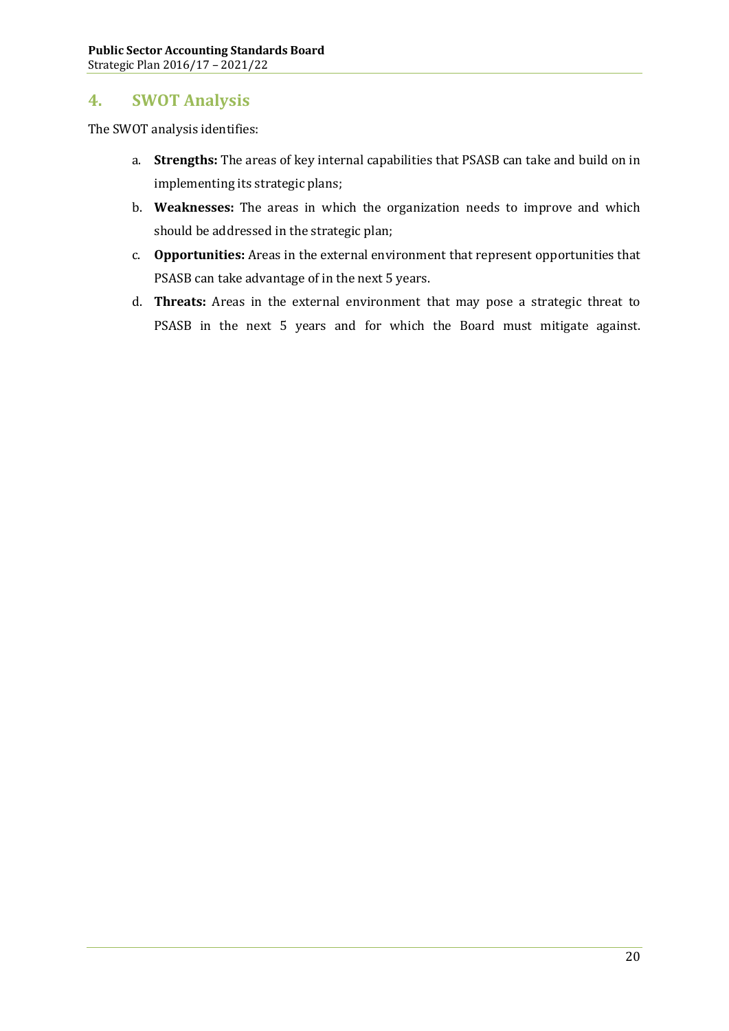## 4. SWOT Analysis

The SWOT analysis identifies:

a. **Strengths:** The areas of key internal capabilities that PSASB can take and build on in implementing its strategic plans;

b. **Weaknesses:** The areas in which the organization needs to improve and which should be addressed in the strategic plan;

c. **Opportunities:** Areas in the external environment that represent opportunities that PSASB can take advantage of in the next 5 years.

d. **Threats:** Areas in the external environment that may pose a strategic threat to PSASB in the next 5 years and for which the Board must mitigate against.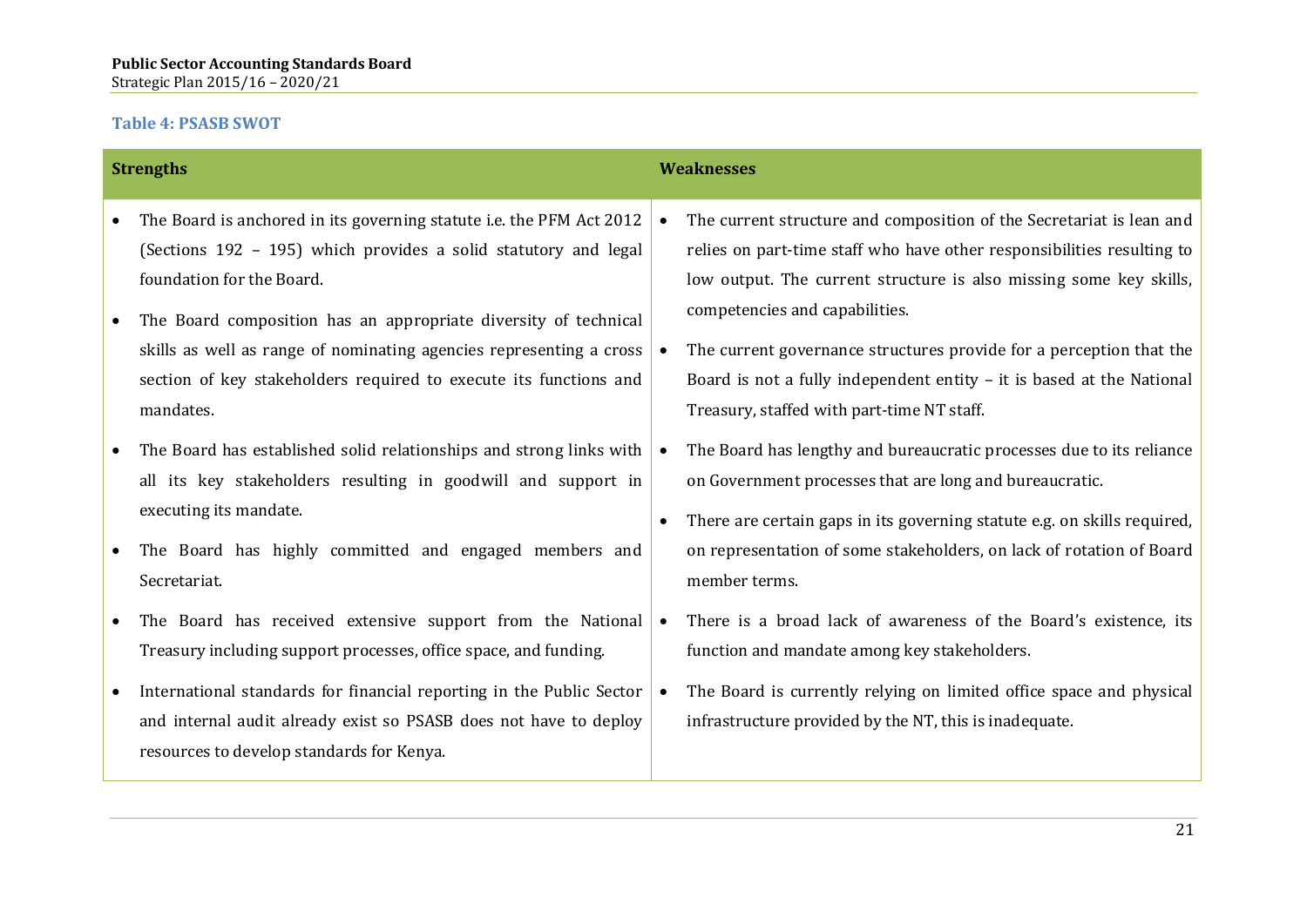**Table 4: PSASB SWOT**

| Strengths | Weaknesses |
|---|---|
| • The Board is anchored in its governing statute i.e. the PFM Act 2012 (Sections 192 – 195) which provides a solid statutory and legal foundation for the Board.<br>• The Board composition has an appropriate diversity of technical skills as well as range of nominating agencies representing a cross section of key stakeholders required to execute its functions and mandates.<br>• The Board has established solid relationships and strong links with all its key stakeholders resulting in goodwill and support in executing its mandate.<br>• The Board has highly committed and engaged members and Secretariat.<br>• The Board has received extensive support from the National Treasury including support processes, office space, and funding.<br>• International standards for financial reporting in the Public Sector and internal audit already exist so PSASB does not have to deploy resources to develop standards for Kenya. | • The current structure and composition of the Secretariat is lean and relies on part-time staff who have other responsibilities resulting to low output. The current structure is also missing some key skills, competencies and capabilities.<br>• The current governance structures provide for a perception that the Board is not a fully independent entity – it is based at the National Treasury, staffed with part-time NT staff.<br>• The Board has lengthy and bureaucratic processes due to its reliance on Government processes that are long and bureaucratic.<br>• There are certain gaps in its governing statute e.g. on skills required, on representation of some stakeholders, on lack of rotation of Board member terms.<br>• There is a broad lack of awareness of the Board's existence, its function and mandate among key stakeholders.<br>• The Board is currently relying on limited office space and physical infrastructure provided by the NT, this is inadequate. |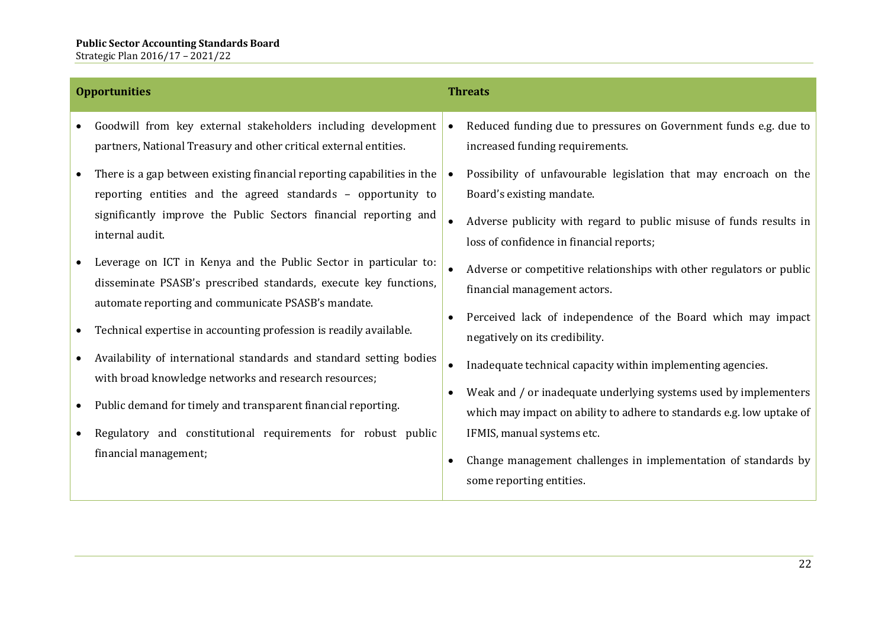| Opportunities | Threats |
|---|---|
| • Goodwill from key external stakeholders including development partners, National Treasury and other critical external entities.<br>• There is a gap between existing financial reporting capabilities in the reporting entities and the agreed standards – opportunity to significantly improve the Public Sectors financial reporting and internal audit.<br>• Leverage on ICT in Kenya and the Public Sector in particular to: disseminate PSASB's prescribed standards, execute key functions, automate reporting and communicate PSASB's mandate.<br>• Technical expertise in accounting profession is readily available.<br>• Availability of international standards and standard setting bodies with broad knowledge networks and research resources;<br>• Public demand for timely and transparent financial reporting.<br>• Regulatory and constitutional requirements for robust public financial management; | • Reduced funding due to pressures on Government funds e.g. due to increased funding requirements.<br>• Possibility of unfavourable legislation that may encroach on the Board's existing mandate.<br>• Adverse publicity with regard to public misuse of funds results in loss of confidence in financial reports;<br>• Adverse or competitive relationships with other regulators or public financial management actors.<br>• Perceived lack of independence of the Board which may impact negatively on its credibility.<br>• Inadequate technical capacity within implementing agencies.<br>• Weak and / or inadequate underlying systems used by implementers which may impact on ability to adhere to standards e.g. low uptake of IFMIS, manual systems etc.<br>• Change management challenges in implementation of standards by some reporting entities. |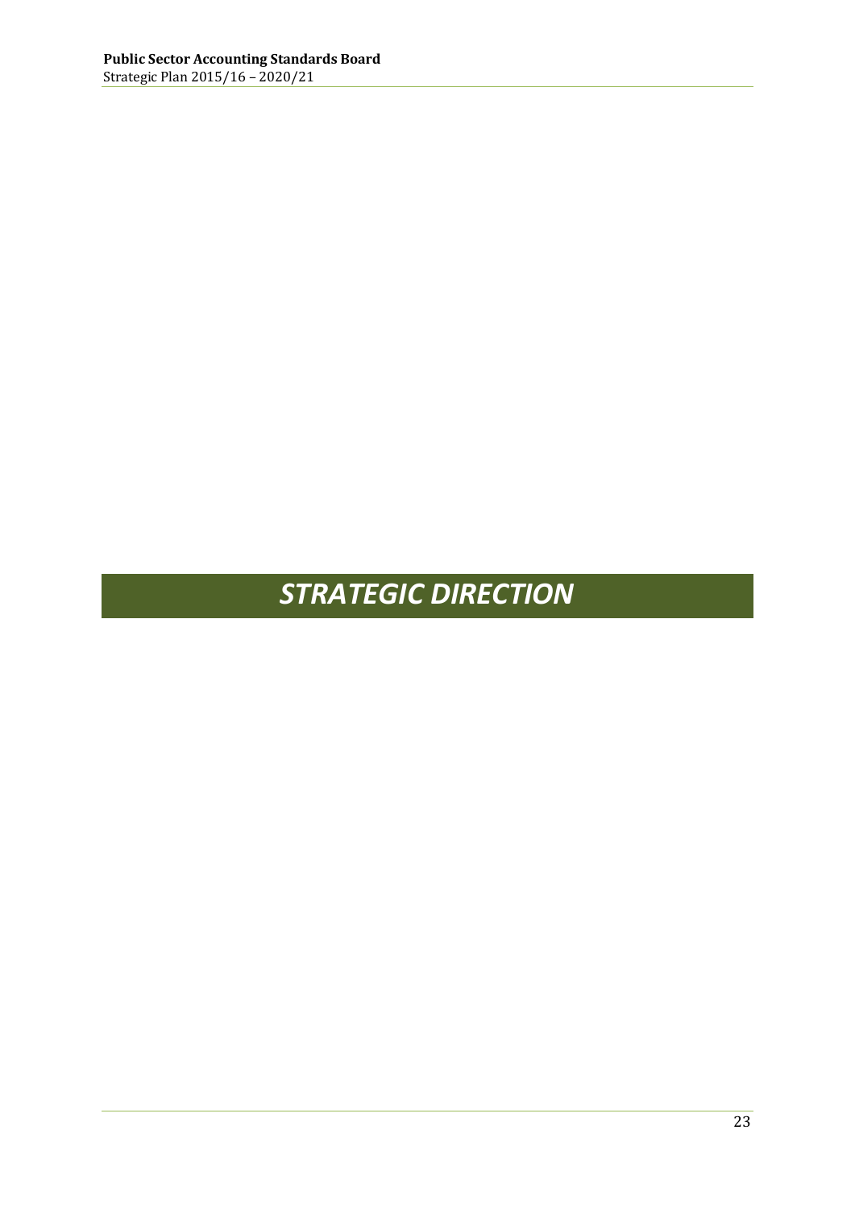# *STRATEGIC DIRECTION*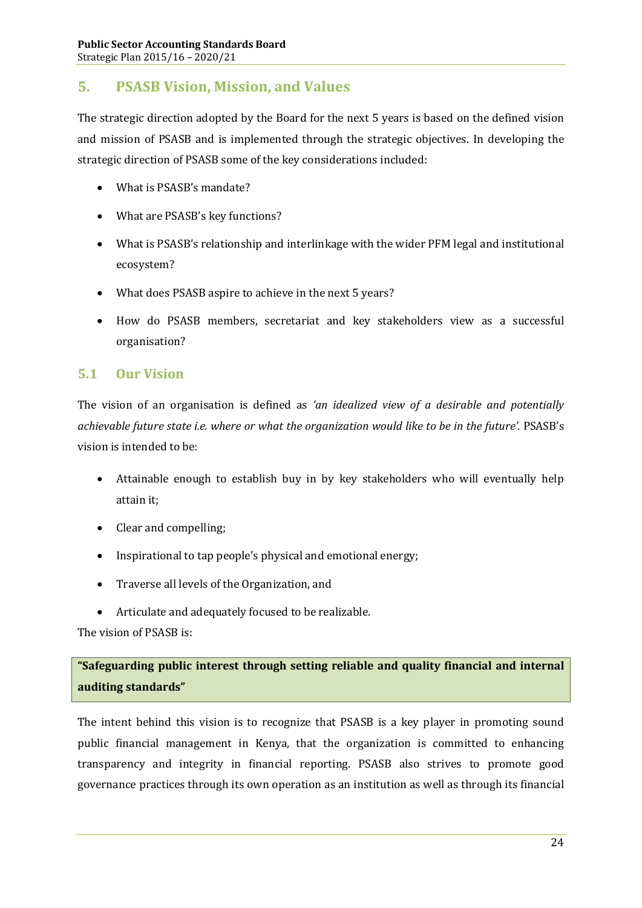## 5. PSASB Vision, Mission, and Values

The strategic direction adopted by the Board for the next 5 years is based on the defined vision and mission of PSASB and is implemented through the strategic objectives. In developing the strategic direction of PSASB some of the key considerations included:

- What is PSASB's mandate?
- What are PSASB's key functions?
- What is PSASB's relationship and interlinkage with the wider PFM legal and institutional ecosystem?
- What does PSASB aspire to achieve in the next 5 years?
- How do PSASB members, secretariat and key stakeholders view as a successful organisation?

### 5.1 Our Vision

The vision of an organisation is defined as *'an idealized view of a desirable and potentially achievable future state i.e. where or what the organization would like to be in the future'.* PSASB's vision is intended to be:

- Attainable enough to establish buy in by key stakeholders who will eventually help attain it;
- Clear and compelling;
- Inspirational to tap people's physical and emotional energy;
- Traverse all levels of the Organization, and
- Articulate and adequately focused to be realizable.

The vision of PSASB is:

**"Safeguarding public interest through setting reliable and quality financial and internal auditing standards"**

The intent behind this vision is to recognize that PSASB is a key player in promoting sound public financial management in Kenya, that the organization is committed to enhancing transparency and integrity in financial reporting. PSASB also strives to promote good governance practices through its own operation as an institution as well as through its financial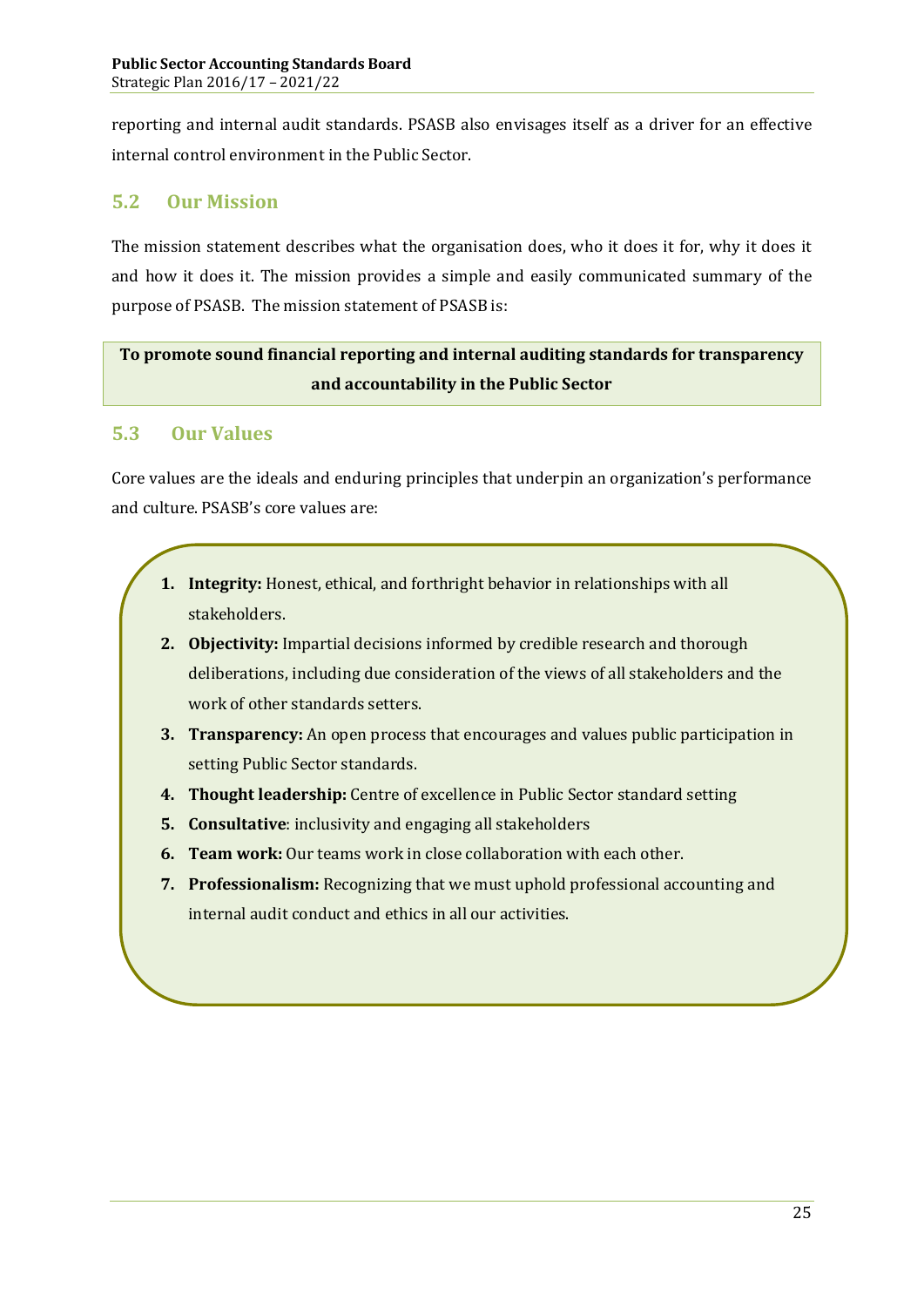reporting and internal audit standards. PSASB also envisages itself as a driver for an effective internal control environment in the Public Sector.

## 5.2 Our Mission

The mission statement describes what the organisation does, who it does it for, why it does it and how it does it. The mission provides a simple and easily communicated summary of the purpose of PSASB. The mission statement of PSASB is:

**To promote sound financial reporting and internal auditing standards for transparency and accountability in the Public Sector**

## 5.3 Our Values

Core values are the ideals and enduring principles that underpin an organization's performance and culture. PSASB's core values are:

1. **Integrity:** Honest, ethical, and forthright behavior in relationships with all stakeholders.
2. **Objectivity:** Impartial decisions informed by credible research and thorough deliberations, including due consideration of the views of all stakeholders and the work of other standards setters.
3. **Transparency:** An open process that encourages and values public participation in setting Public Sector standards.
4. **Thought leadership:** Centre of excellence in Public Sector standard setting
5. **Consultative**: inclusivity and engaging all stakeholders
6. **Team work:** Our teams work in close collaboration with each other.
7. **Professionalism:** Recognizing that we must uphold professional accounting and internal audit conduct and ethics in all our activities.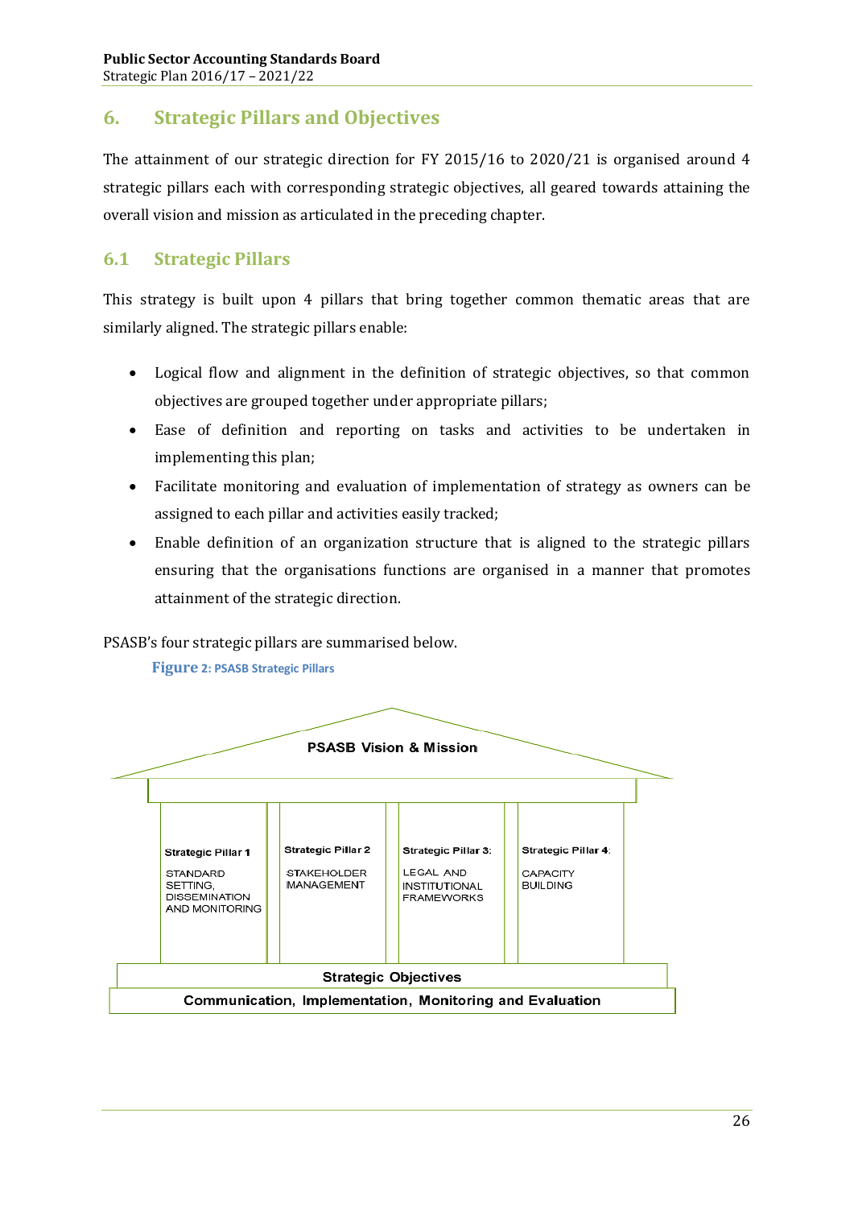## 6. Strategic Pillars and Objectives

The attainment of our strategic direction for FY 2015/16 to 2020/21 is organised around 4 strategic pillars each with corresponding strategic objectives, all geared towards attaining the overall vision and mission as articulated in the preceding chapter.

### 6.1 Strategic Pillars

This strategy is built upon 4 pillars that bring together common thematic areas that are similarly aligned. The strategic pillars enable:

- Logical flow and alignment in the definition of strategic objectives, so that common objectives are grouped together under appropriate pillars;
- Ease of definition and reporting on tasks and activities to be undertaken in implementing this plan;
- Facilitate monitoring and evaluation of implementation of strategy as owners can be assigned to each pillar and activities easily tracked;
- Enable definition of an organization structure that is aligned to the strategic pillars ensuring that the organisations functions are organised in a manner that promotes attainment of the strategic direction.

PSASB's four strategic pillars are summarised below.

**Figure 2: PSASB Strategic Pillars**

PSASB Vision & Mission

| Strategic Pillar 1 | Strategic Pillar 2 | Strategic Pillar 3: | Strategic Pillar 4: |
|---|---|---|---|
| STANDARD SETTING, DISSEMINATION AND MONITORING | STAKEHOLDER MANAGEMENT | LEGAL AND INSTITUTIONAL FRAMEWORKS | CAPACITY BUILDING |

Strategic Objectives

Communication, Implementation, Monitoring and Evaluation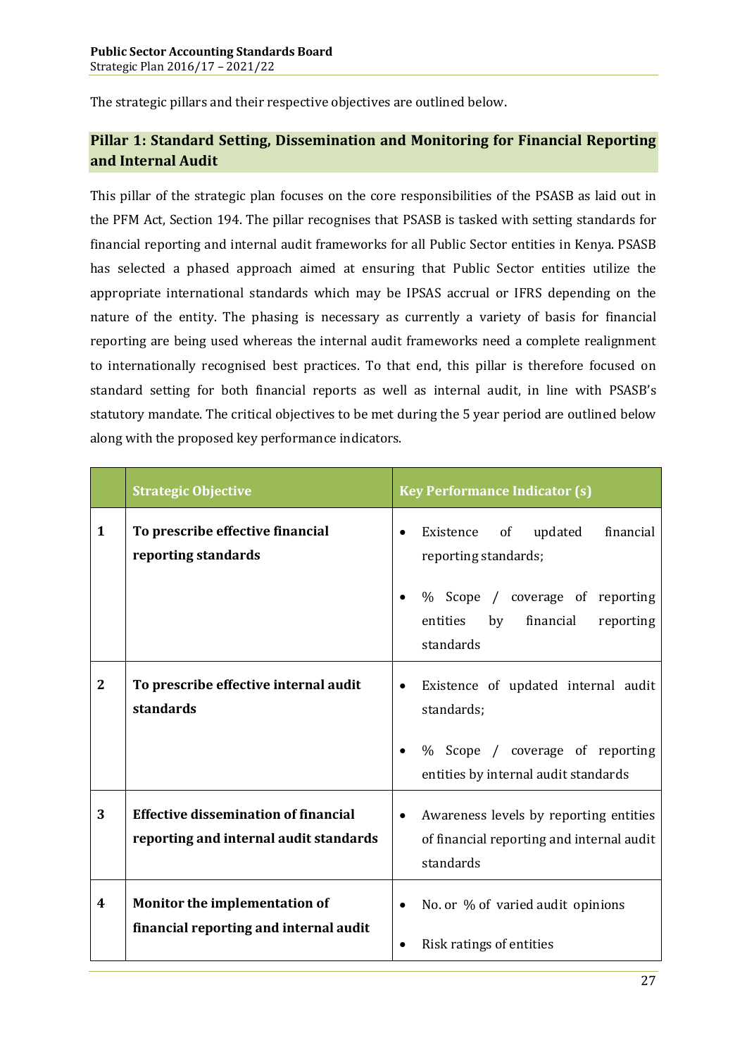The strategic pillars and their respective objectives are outlined below.

## Pillar 1: Standard Setting, Dissemination and Monitoring for Financial Reporting and Internal Audit

This pillar of the strategic plan focuses on the core responsibilities of the PSASB as laid out in the PFM Act, Section 194. The pillar recognises that PSASB is tasked with setting standards for financial reporting and internal audit frameworks for all Public Sector entities in Kenya. PSASB has selected a phased approach aimed at ensuring that Public Sector entities utilize the appropriate international standards which may be IPSAS accrual or IFRS depending on the nature of the entity. The phasing is necessary as currently a variety of basis for financial reporting are being used whereas the internal audit frameworks need a complete realignment to internationally recognised best practices. To that end, this pillar is therefore focused on standard setting for both financial reports as well as internal audit, in line with PSASB's statutory mandate. The critical objectives to be met during the 5 year period are outlined below along with the proposed key performance indicators.

| | Strategic Objective | Key Performance Indicator (s) |
|---|---|---|
| **1** | **To prescribe effective financial reporting standards** | • Existence of updated financial reporting standards;<br>• % Scope / coverage of reporting entities by financial reporting standards |
| **2** | **To prescribe effective internal audit standards** | • Existence of updated internal audit standards;<br>• % Scope / coverage of reporting entities by internal audit standards |
| **3** | **Effective dissemination of financial reporting and internal audit standards** | • Awareness levels by reporting entities of financial reporting and internal audit standards |
| **4** | **Monitor the implementation of financial reporting and internal audit** | • No. or % of varied audit opinions<br>• Risk ratings of entities |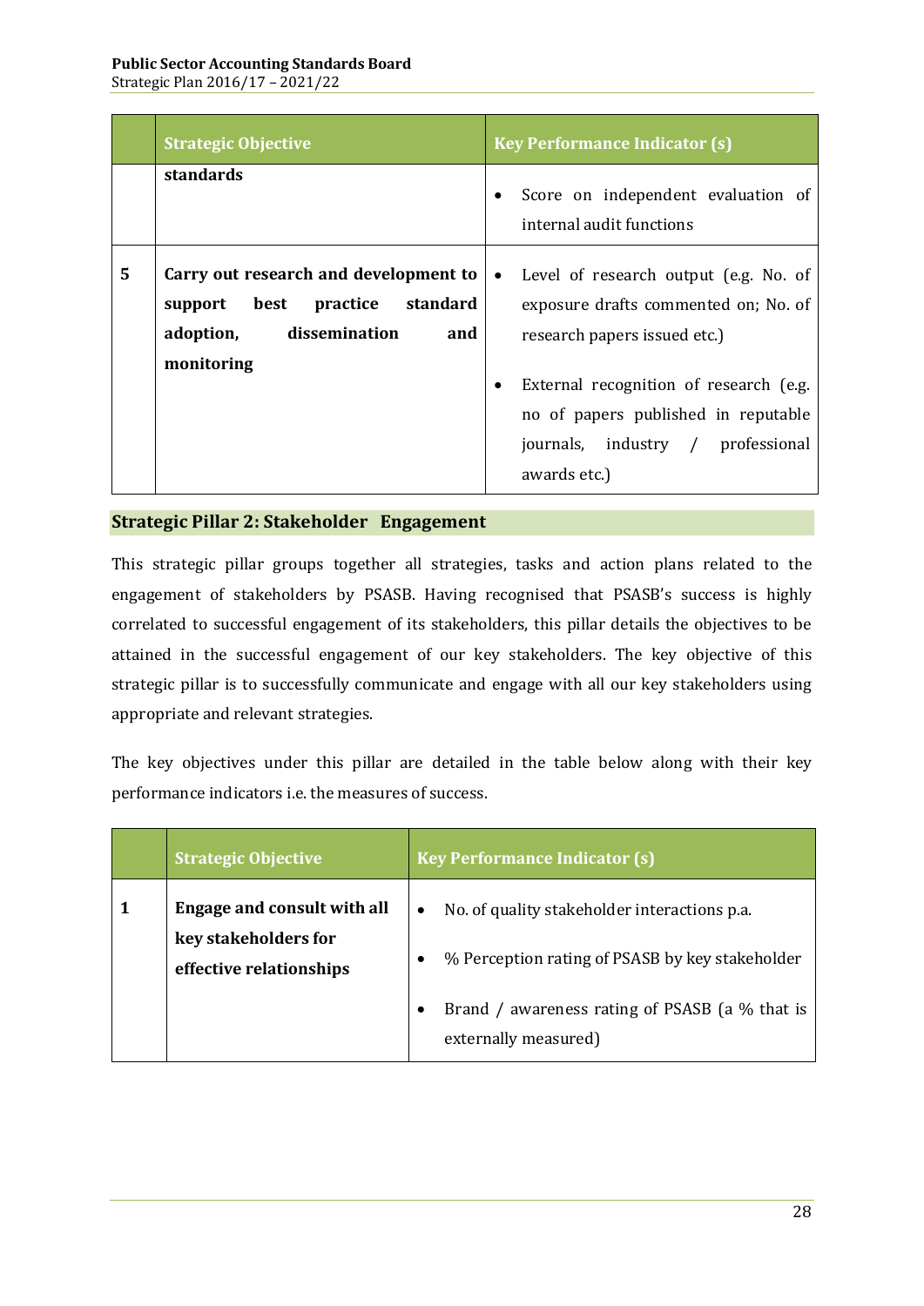| | Strategic Objective | Key Performance Indicator (s) |
|---|---|---|
| | **standards** | • Score on independent evaluation of internal audit functions |
| **5** | **Carry out research and development to support best practice standard adoption, dissemination and monitoring** | • Level of research output (e.g. No. of exposure drafts commented on; No. of research papers issued etc.)<br>• External recognition of research (e.g. no of papers published in reputable journals, industry / professional awards etc.) |

## Strategic Pillar 2: Stakeholder Engagement

This strategic pillar groups together all strategies, tasks and action plans related to the engagement of stakeholders by PSASB. Having recognised that PSASB's success is highly correlated to successful engagement of its stakeholders, this pillar details the objectives to be attained in the successful engagement of our key stakeholders. The key objective of this strategic pillar is to successfully communicate and engage with all our key stakeholders using appropriate and relevant strategies.

The key objectives under this pillar are detailed in the table below along with their key performance indicators i.e. the measures of success.

| | Strategic Objective | Key Performance Indicator (s) |
|---|---|---|
| **1** | **Engage and consult with all key stakeholders for effective relationships** | • No. of quality stakeholder interactions p.a.<br>• % Perception rating of PSASB by key stakeholder<br>• Brand / awareness rating of PSASB (a % that is externally measured) |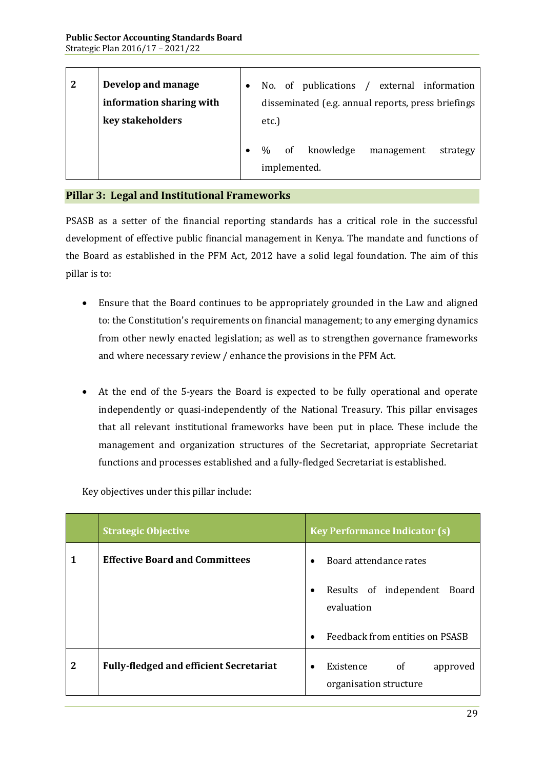| 2 | Develop and manage information sharing with key stakeholders | • No. of publications / external information disseminated (e.g. annual reports, press briefings etc.)<br>• % of knowledge management strategy implemented. |
|---|---|---|

## Pillar 3: Legal and Institutional Frameworks

PSASB as a setter of the financial reporting standards has a critical role in the successful development of effective public financial management in Kenya. The mandate and functions of the Board as established in the PFM Act, 2012 have a solid legal foundation. The aim of this pillar is to:

- Ensure that the Board continues to be appropriately grounded in the Law and aligned to: the Constitution's requirements on financial management; to any emerging dynamics from other newly enacted legislation; as well as to strengthen governance frameworks and where necessary review / enhance the provisions in the PFM Act.
- At the end of the 5-years the Board is expected to be fully operational and operate independently or quasi-independently of the National Treasury. This pillar envisages that all relevant institutional frameworks have been put in place. These include the management and organization structures of the Secretariat, appropriate Secretariat functions and processes established and a fully-fledged Secretariat is established.

Key objectives under this pillar include:

| | Strategic Objective | Key Performance Indicator (s) |
|---|---|---|
| 1 | **Effective Board and Committees** | • Board attendance rates<br>• Results of independent Board evaluation<br>• Feedback from entities on PSASB |
| 2 | **Fully-fledged and efficient Secretariat** | • Existence of approved organisation structure |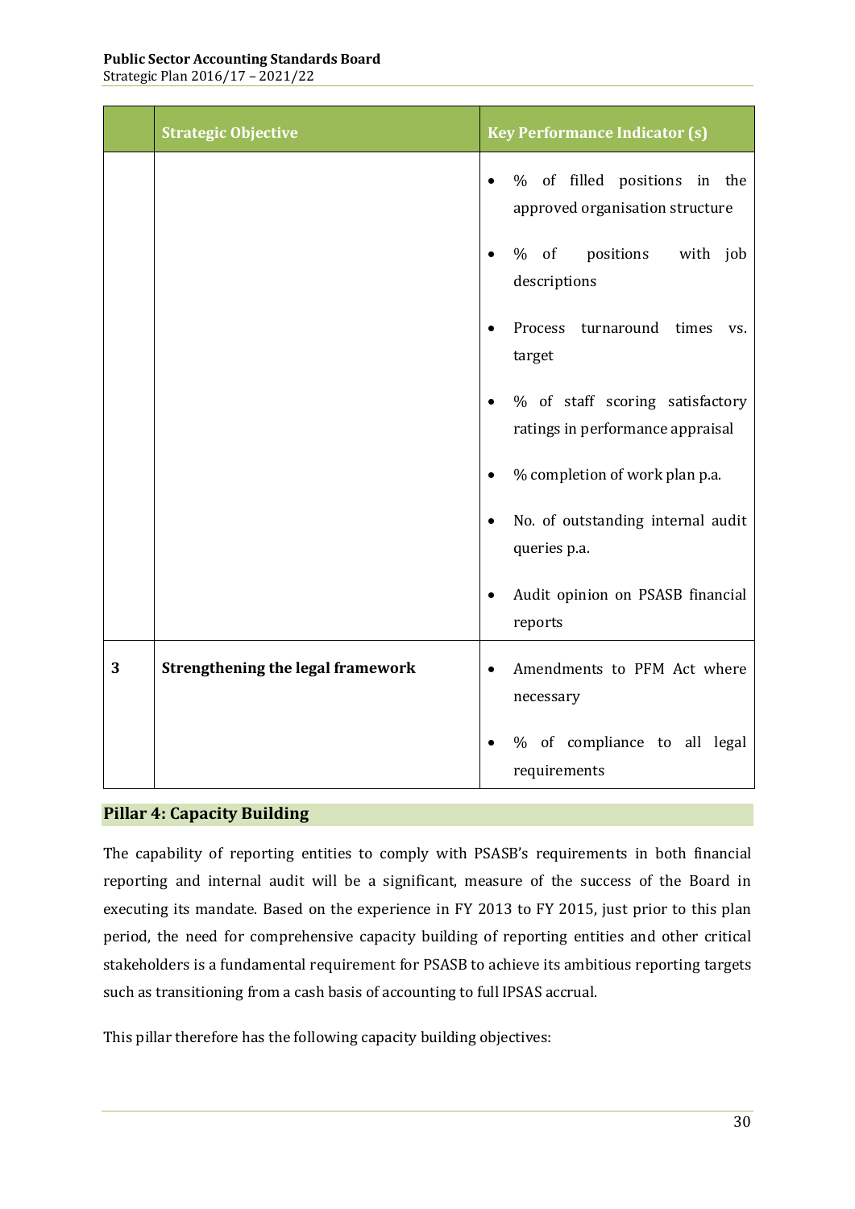|  | Strategic Objective | Key Performance Indicator (s) |
|---|---|---|
|  |  | • % of filled positions in the approved organisation structure<br>• % of positions with job descriptions<br>• Process turnaround times vs. target<br>• % of staff scoring satisfactory ratings in performance appraisal<br>• % completion of work plan p.a.<br>• No. of outstanding internal audit queries p.a.<br>• Audit opinion on PSASB financial reports |
| **3** | **Strengthening the legal framework** | • Amendments to PFM Act where necessary<br>• % of compliance to all legal requirements |

## Pillar 4: Capacity Building

The capability of reporting entities to comply with PSASB's requirements in both financial reporting and internal audit will be a significant, measure of the success of the Board in executing its mandate. Based on the experience in FY 2013 to FY 2015, just prior to this plan period, the need for comprehensive capacity building of reporting entities and other critical stakeholders is a fundamental requirement for PSASB to achieve its ambitious reporting targets such as transitioning from a cash basis of accounting to full IPSAS accrual.

This pillar therefore has the following capacity building objectives: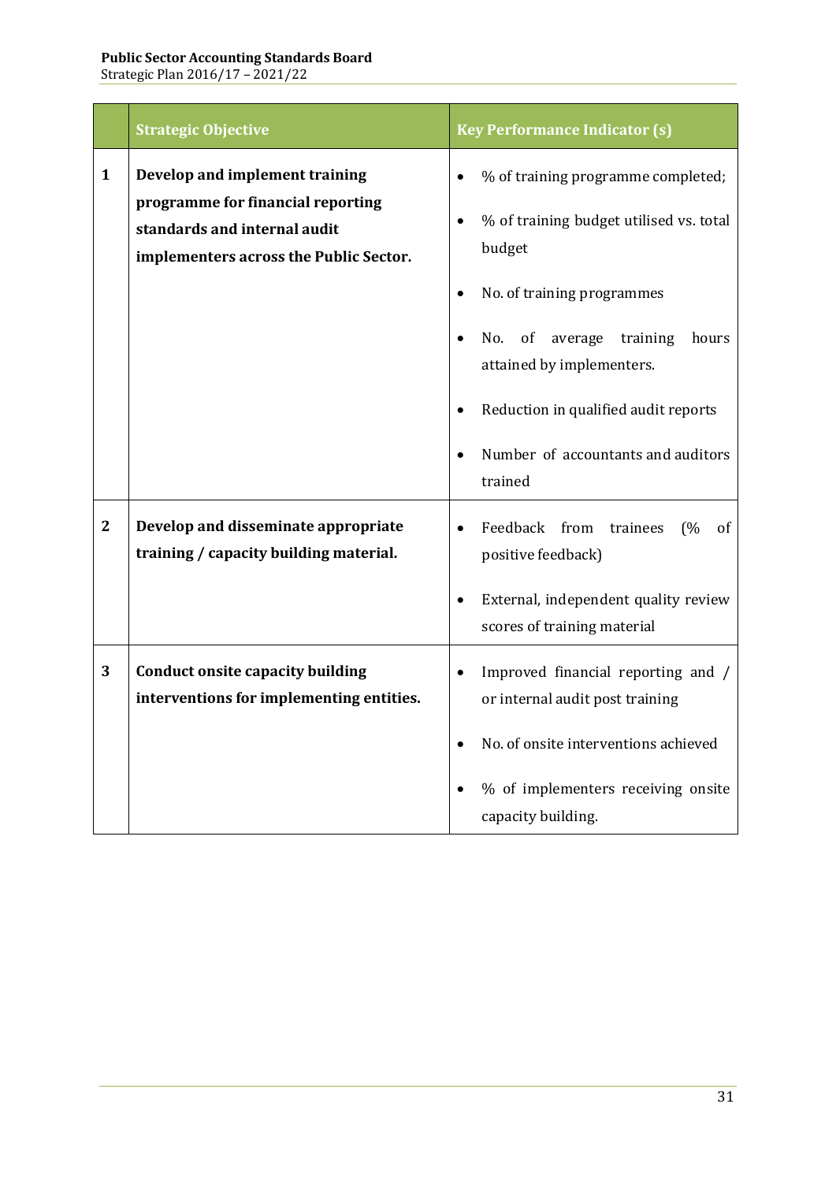|  | Strategic Objective | Key Performance Indicator (s) |
|---|---|---|
| 1 | **Develop and implement training programme for financial reporting standards and internal audit implementers across the Public Sector.** | • % of training programme completed;<br>• % of training budget utilised vs. total budget<br>• No. of training programmes<br>• No. of average training hours attained by implementers.<br>• Reduction in qualified audit reports<br>• Number of accountants and auditors trained |
| 2 | **Develop and disseminate appropriate training / capacity building material.** | • Feedback from trainees (% of positive feedback)<br>• External, independent quality review scores of training material |
| 3 | **Conduct onsite capacity building interventions for implementing entities.** | • Improved financial reporting and / or internal audit post training<br>• No. of onsite interventions achieved<br>• % of implementers receiving onsite capacity building. |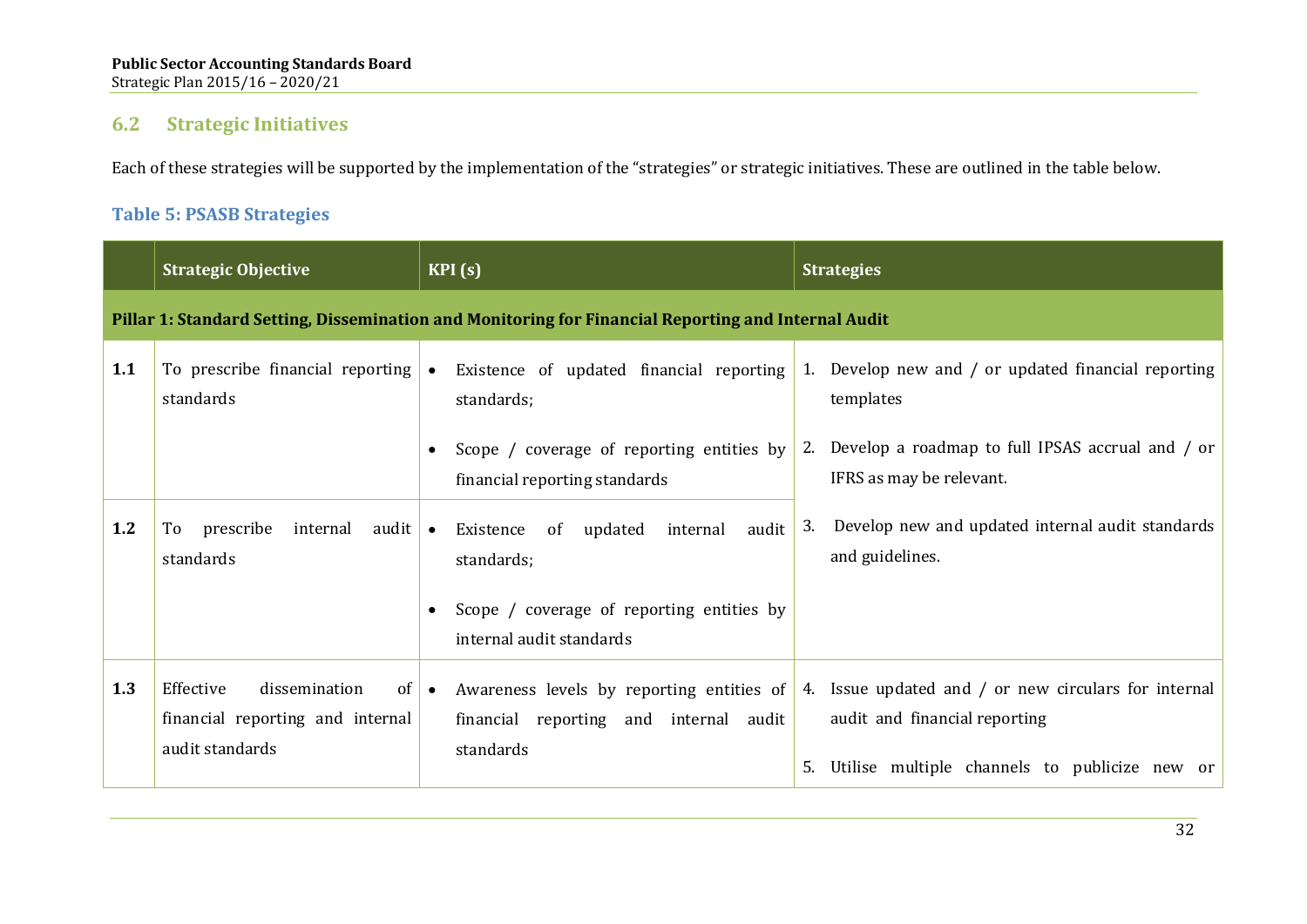## 6.2 Strategic Initiatives

Each of these strategies will be supported by the implementation of the "strategies" or strategic initiatives. These are outlined in the table below.

### Table 5: PSASB Strategies

| | Strategic Objective | KPI (s) | Strategies |
|---|---|---|---|
| **Pillar 1: Standard Setting, Dissemination and Monitoring for Financial Reporting and Internal Audit** | | | |
| **1.1** | To prescribe financial reporting standards | • Existence of updated financial reporting standards;<br>• Scope / coverage of reporting entities by financial reporting standards | 1. Develop new and / or updated financial reporting templates<br>2. Develop a roadmap to full IPSAS accrual and / or IFRS as may be relevant.<br>3. Develop new and updated internal audit standards and guidelines. |
| **1.2** | To prescribe internal audit standards | • Existence of updated internal audit standards;<br>• Scope / coverage of reporting entities by internal audit standards | |
| **1.3** | Effective dissemination of financial reporting and internal audit standards | • Awareness levels by reporting entities of financial reporting and internal audit standards | 4. Issue updated and / or new circulars for internal audit and financial reporting<br>5. Utilise multiple channels to publicize new or |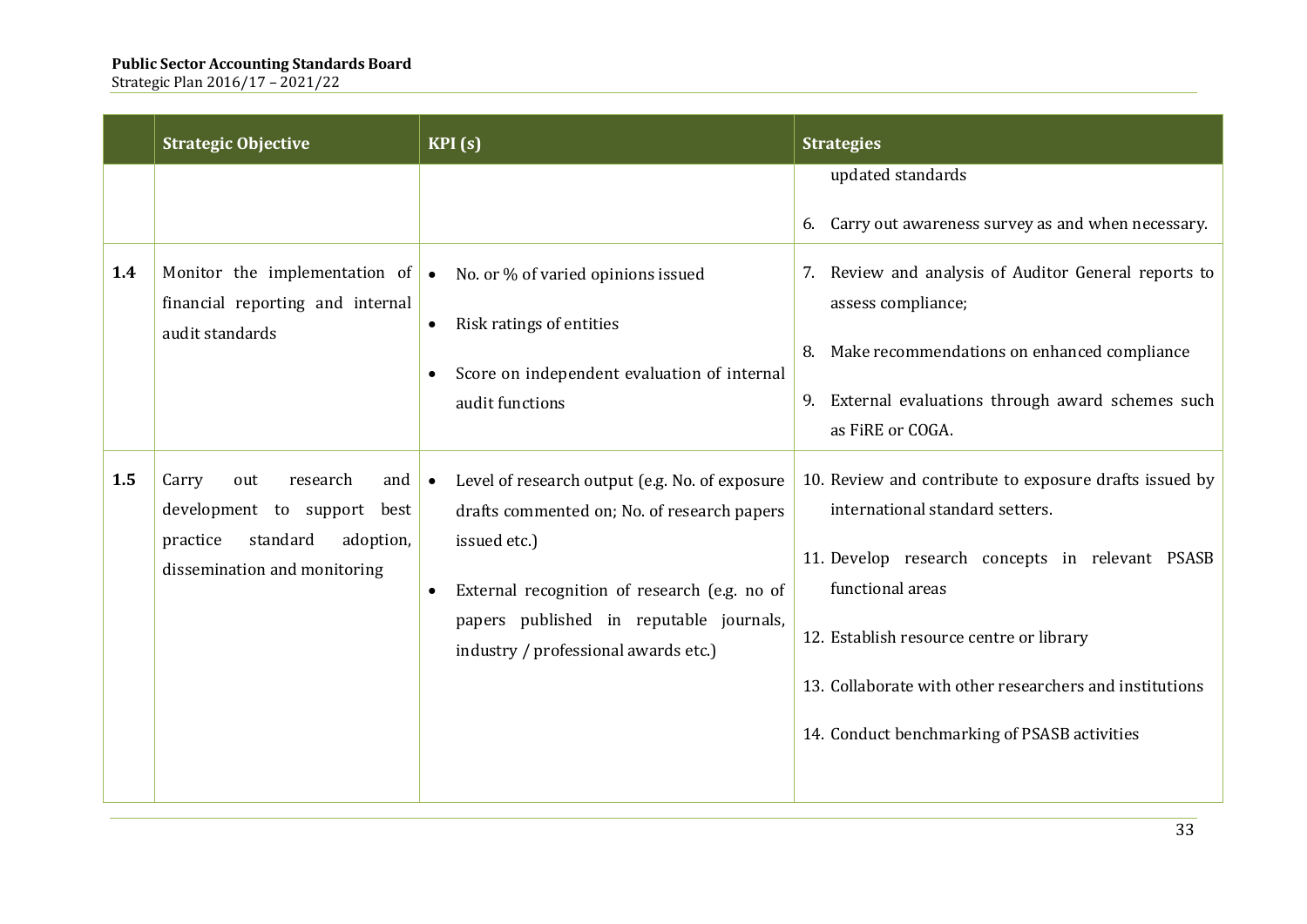|  | Strategic Objective | KPI (s) | Strategies |
|---|---|---|---|
|  |  |  | updated standards<br><br>6. Carry out awareness survey as and when necessary. |
| **1.4** | Monitor the implementation of financial reporting and internal audit standards | • No. or % of varied opinions issued<br>• Risk ratings of entities<br>• Score on independent evaluation of internal audit functions | 7. Review and analysis of Auditor General reports to assess compliance;<br>8. Make recommendations on enhanced compliance<br>9. External evaluations through award schemes such as FiRE or COGA. |
| **1.5** | Carry out research and development to support best practice standard adoption, dissemination and monitoring | • Level of research output (e.g. No. of exposure drafts commented on; No. of research papers issued etc.)<br>• External recognition of research (e.g. no of papers published in reputable journals, industry / professional awards etc.) | 10. Review and contribute to exposure drafts issued by international standard setters.<br>11. Develop research concepts in relevant PSASB functional areas<br>12. Establish resource centre or library<br>13. Collaborate with other researchers and institutions<br>14. Conduct benchmarking of PSASB activities |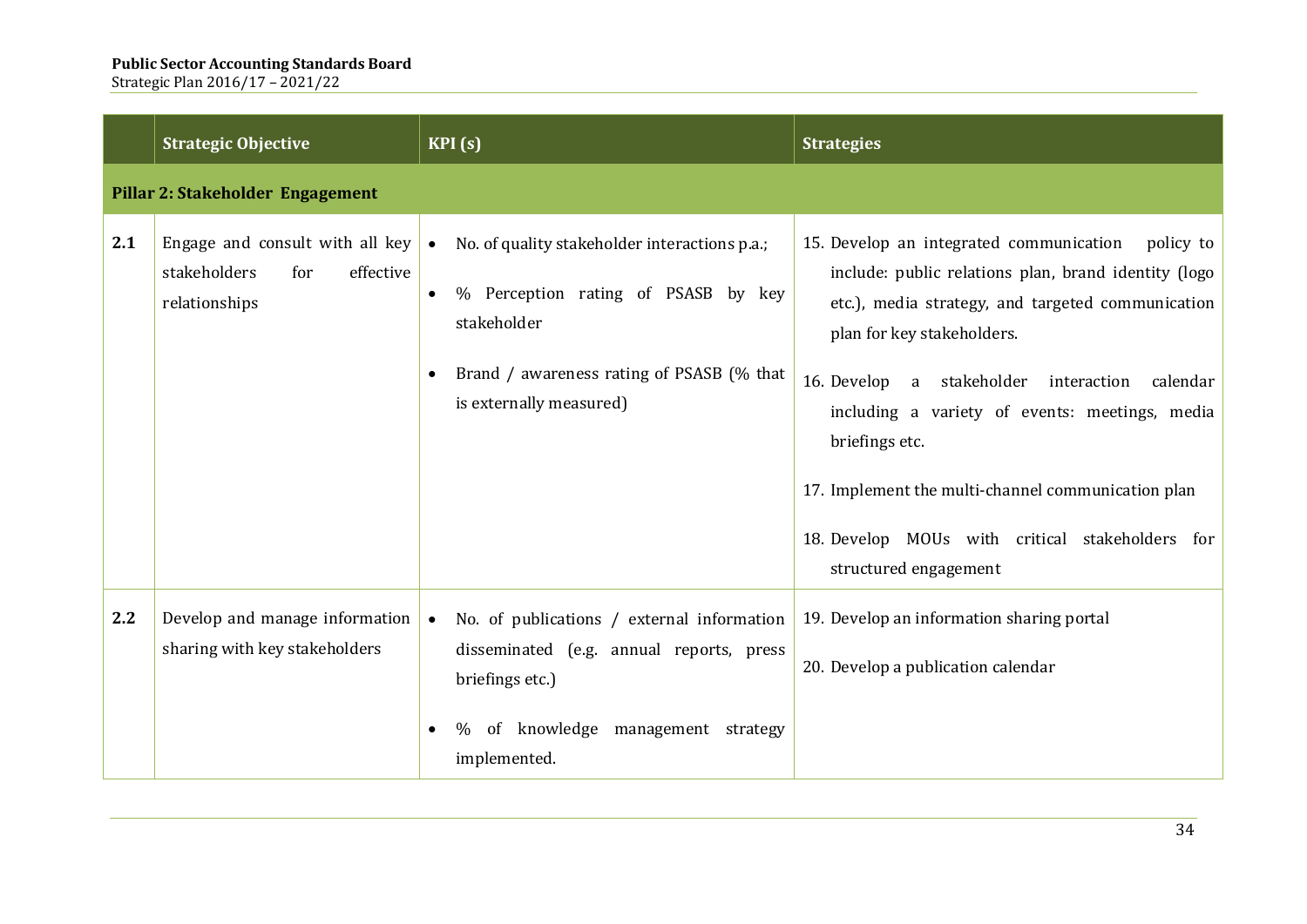| | Strategic Objective | KPI (s) | Strategies |
|---|---|---|---|
| **Pillar 2: Stakeholder Engagement** | | | |
| **2.1** | Engage and consult with all key stakeholders for effective relationships | • No. of quality stakeholder interactions p.a.;<br>• % Perception rating of PSASB by key stakeholder<br>• Brand / awareness rating of PSASB (% that is externally measured) | 15. Develop an integrated communication policy to include: public relations plan, brand identity (logo etc.), media strategy, and targeted communication plan for key stakeholders.<br>16. Develop a stakeholder interaction calendar including a variety of events: meetings, media briefings etc.<br>17. Implement the multi-channel communication plan<br>18. Develop MOUs with critical stakeholders for structured engagement |
| **2.2** | Develop and manage information sharing with key stakeholders | • No. of publications / external information disseminated (e.g. annual reports, press briefings etc.)<br>• % of knowledge management strategy implemented. | 19. Develop an information sharing portal<br>20. Develop a publication calendar |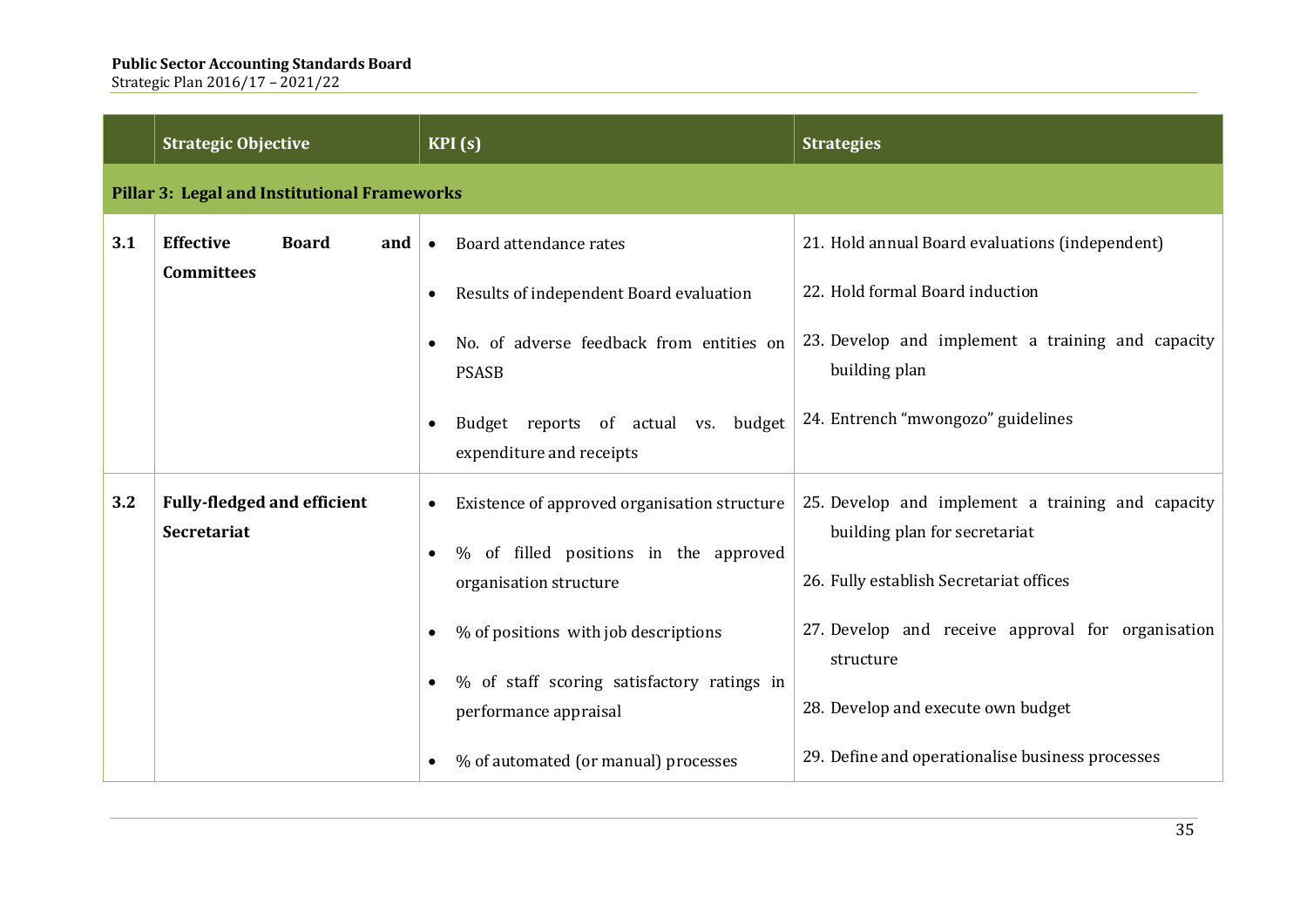| | Strategic Objective | KPI (s) | Strategies |
|---|---|---|---|
| **Pillar 3: Legal and Institutional Frameworks** | | | |
| **3.1** | **Effective Board and Committees** | • Board attendance rates<br>• Results of independent Board evaluation<br>• No. of adverse feedback from entities on PSASB<br>• Budget reports of actual vs. budget expenditure and receipts | 21. Hold annual Board evaluations (independent)<br>22. Hold formal Board induction<br>23. Develop and implement a training and capacity building plan<br>24. Entrench "mwongozo" guidelines |
| **3.2** | **Fully-fledged and efficient Secretariat** | • Existence of approved organisation structure<br>• % of filled positions in the approved organisation structure<br>• % of positions with job descriptions<br>• % of staff scoring satisfactory ratings in performance appraisal<br>• % of automated (or manual) processes | 25. Develop and implement a training and capacity building plan for secretariat<br>26. Fully establish Secretariat offices<br>27. Develop and receive approval for organisation structure<br>28. Develop and execute own budget<br>29. Define and operationalise business processes |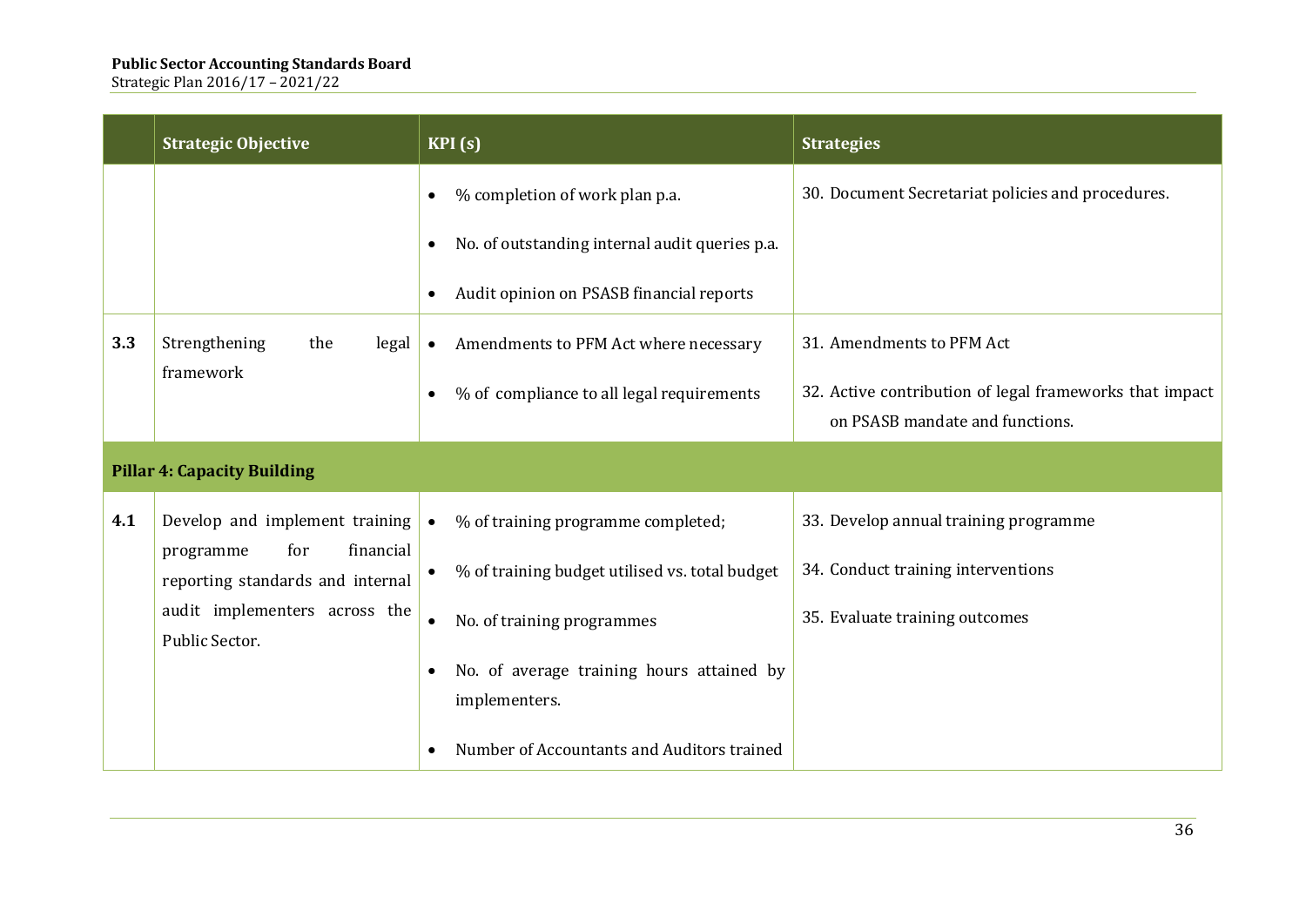| | Strategic Objective | KPI (s) | Strategies |
|---|---|---|---|
| | | • % completion of work plan p.a.<br>• No. of outstanding internal audit queries p.a.<br>• Audit opinion on PSASB financial reports | 30. Document Secretariat policies and procedures. |
| **3.3** | Strengthening the legal framework | • Amendments to PFM Act where necessary<br>• % of compliance to all legal requirements | 31. Amendments to PFM Act<br>32. Active contribution of legal frameworks that impact on PSASB mandate and functions. |
| **Pillar 4: Capacity Building** | | | |
| **4.1** | Develop and implement training programme for financial reporting standards and internal audit implementers across the Public Sector. | • % of training programme completed;<br>• % of training budget utilised vs. total budget<br>• No. of training programmes<br>• No. of average training hours attained by implementers.<br>• Number of Accountants and Auditors trained | 33. Develop annual training programme<br>34. Conduct training interventions<br>35. Evaluate training outcomes |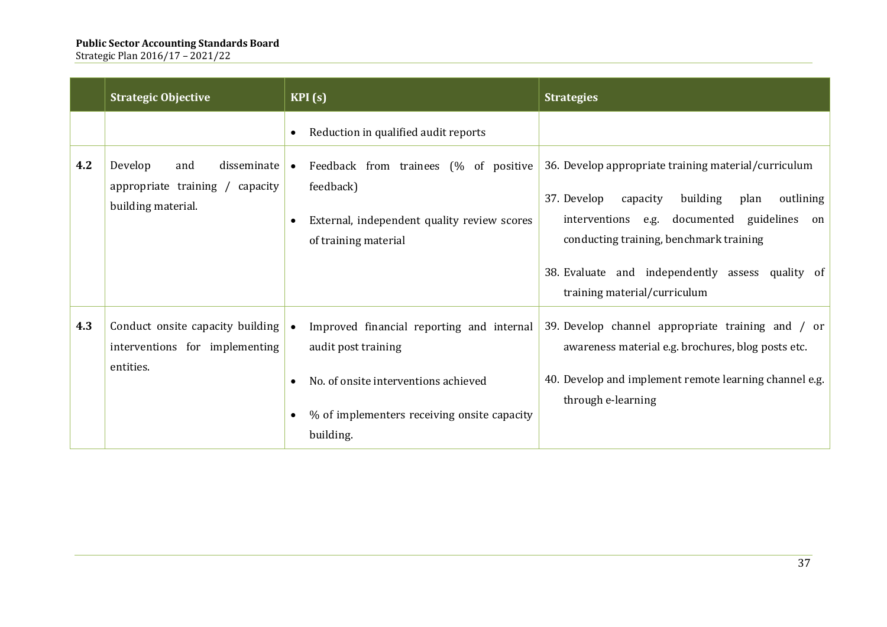| | Strategic Objective | KPI (s) | Strategies |
|---|---|---|---|
| | | • Reduction in qualified audit reports | |
| 4.2 | Develop and disseminate appropriate training / capacity building material. | • Feedback from trainees (% of positive feedback)<br>• External, independent quality review scores of training material | 36. Develop appropriate training material/curriculum<br>37. Develop capacity building plan outlining interventions e.g. documented guidelines on conducting training, benchmark training<br>38. Evaluate and independently assess quality of training material/curriculum |
| 4.3 | Conduct onsite capacity building interventions for implementing entities. | • Improved financial reporting and internal audit post training<br>• No. of onsite interventions achieved<br>• % of implementers receiving onsite capacity building. | 39. Develop channel appropriate training and / or awareness material e.g. brochures, blog posts etc.<br>40. Develop and implement remote learning channel e.g. through e-learning |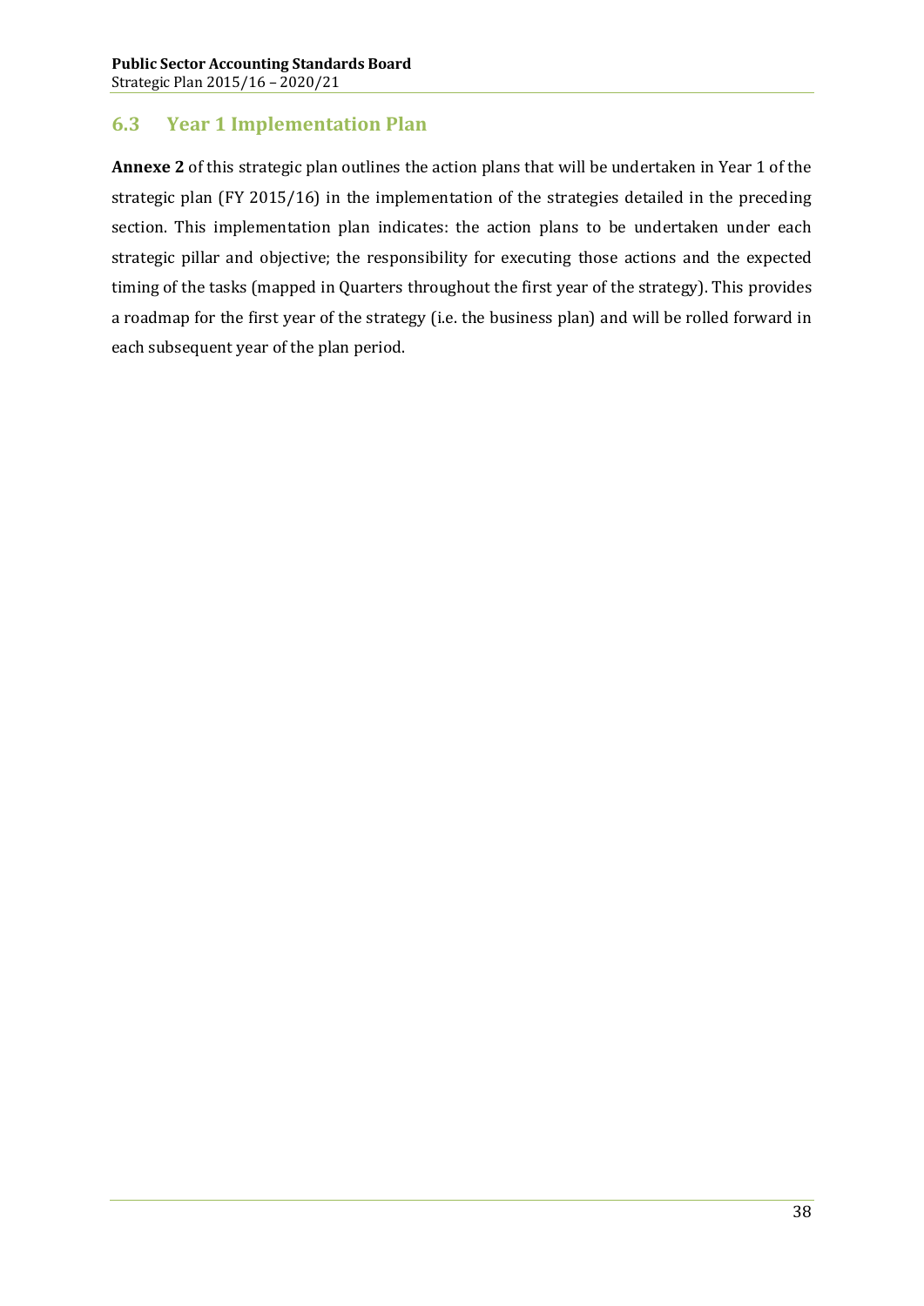## 6.3 Year 1 Implementation Plan

**Annexe 2** of this strategic plan outlines the action plans that will be undertaken in Year 1 of the strategic plan (FY 2015/16) in the implementation of the strategies detailed in the preceding section. This implementation plan indicates: the action plans to be undertaken under each strategic pillar and objective; the responsibility for executing those actions and the expected timing of the tasks (mapped in Quarters throughout the first year of the strategy). This provides a roadmap for the first year of the strategy (i.e. the business plan) and will be rolled forward in each subsequent year of the plan period.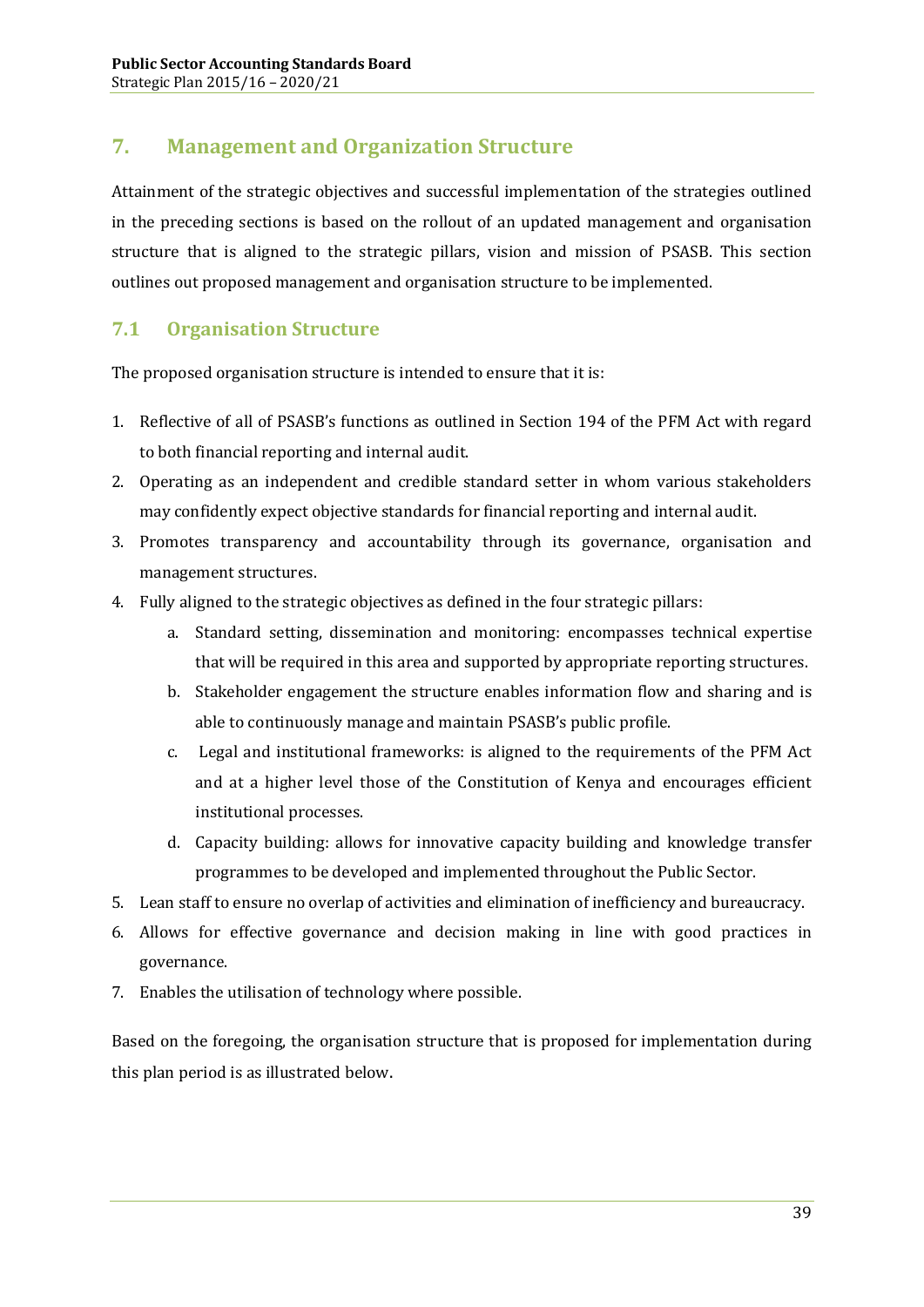## 7. Management and Organization Structure

Attainment of the strategic objectives and successful implementation of the strategies outlined in the preceding sections is based on the rollout of an updated management and organisation structure that is aligned to the strategic pillars, vision and mission of PSASB. This section outlines out proposed management and organisation structure to be implemented.

### 7.1 Organisation Structure

The proposed organisation structure is intended to ensure that it is:

1. Reflective of all of PSASB's functions as outlined in Section 194 of the PFM Act with regard to both financial reporting and internal audit.
2. Operating as an independent and credible standard setter in whom various stakeholders may confidently expect objective standards for financial reporting and internal audit.
3. Promotes transparency and accountability through its governance, organisation and management structures.
4. Fully aligned to the strategic objectives as defined in the four strategic pillars:
   a. Standard setting, dissemination and monitoring: encompasses technical expertise that will be required in this area and supported by appropriate reporting structures.
   b. Stakeholder engagement the structure enables information flow and sharing and is able to continuously manage and maintain PSASB's public profile.
   c. Legal and institutional frameworks: is aligned to the requirements of the PFM Act and at a higher level those of the Constitution of Kenya and encourages efficient institutional processes.
   d. Capacity building: allows for innovative capacity building and knowledge transfer programmes to be developed and implemented throughout the Public Sector.
5. Lean staff to ensure no overlap of activities and elimination of inefficiency and bureaucracy.
6. Allows for effective governance and decision making in line with good practices in governance.
7. Enables the utilisation of technology where possible.

Based on the foregoing, the organisation structure that is proposed for implementation during this plan period is as illustrated below.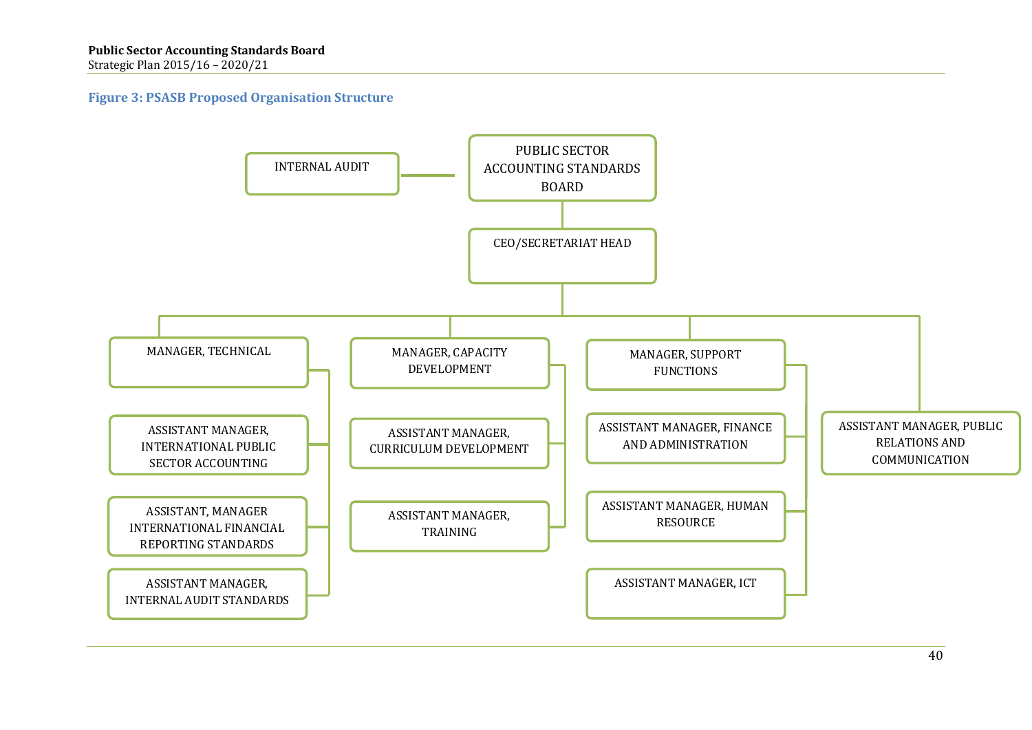**Figure 3: PSASB Proposed Organisation Structure**

- PUBLIC SECTOR ACCOUNTING STANDARDS BOARD
  - INTERNAL AUDIT
  - CEO/SECRETARIAT HEAD
    - MANAGER, TECHNICAL
      - ASSISTANT MANAGER, INTERNATIONAL PUBLIC SECTOR ACCOUNTING
      - ASSISTANT, MANAGER INTERNATIONAL FINANCIAL REPORTING STANDARDS
      - ASSISTANT MANAGER, INTERNAL AUDIT STANDARDS
    - MANAGER, CAPACITY DEVELOPMENT
      - ASSISTANT MANAGER, CURRICULUM DEVELOPMENT
      - ASSISTANT MANAGER, TRAINING
    - MANAGER, SUPPORT FUNCTIONS
      - ASSISTANT MANAGER, FINANCE AND ADMINISTRATION
      - ASSISTANT MANAGER, HUMAN RESOURCE
      - ASSISTANT MANAGER, ICT
    - ASSISTANT MANAGER, PUBLIC RELATIONS AND COMMUNICATION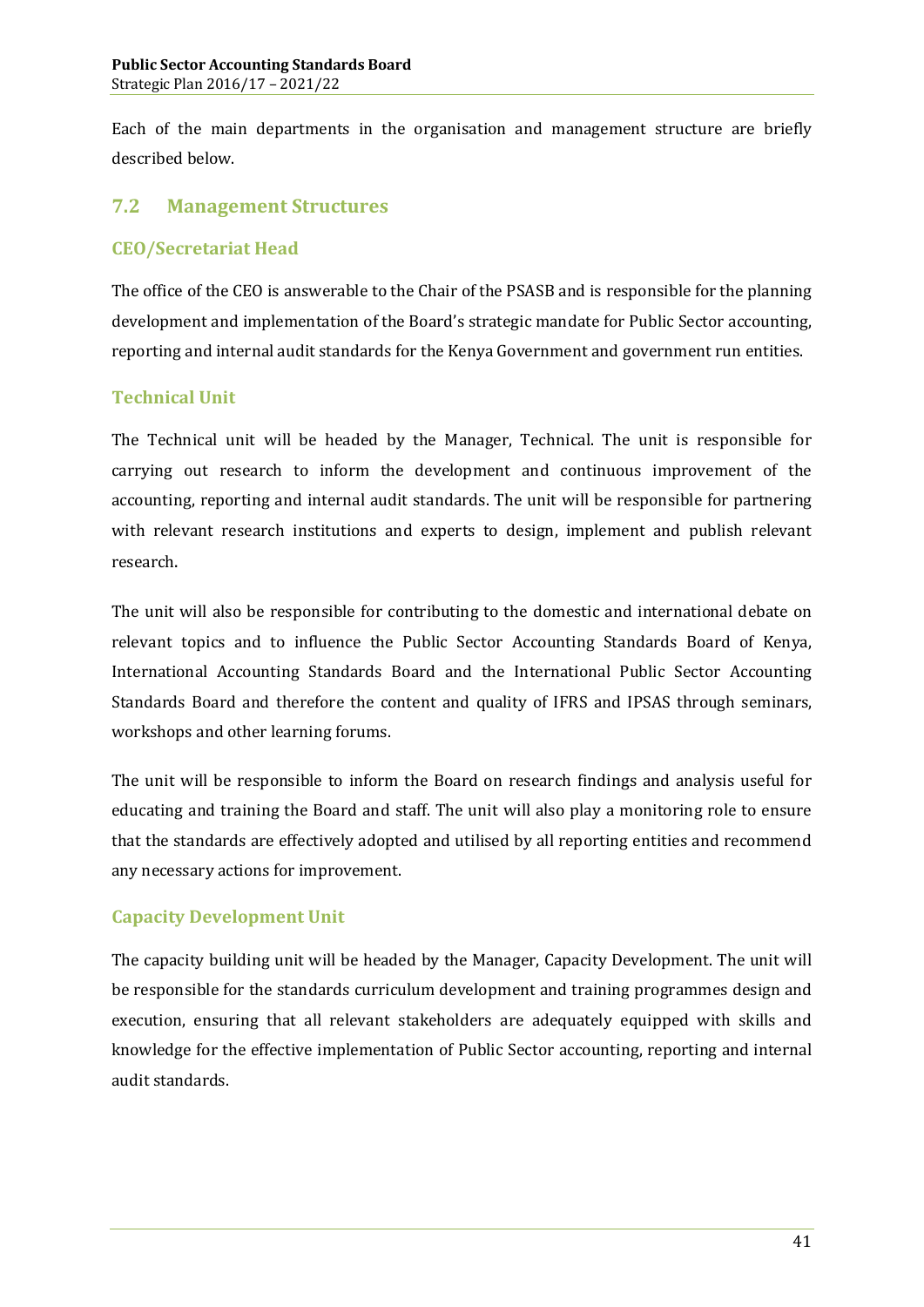Each of the main departments in the organisation and management structure are briefly described below.

## 7.2 Management Structures

### CEO/Secretariat Head

The office of the CEO is answerable to the Chair of the PSASB and is responsible for the planning development and implementation of the Board's strategic mandate for Public Sector accounting, reporting and internal audit standards for the Kenya Government and government run entities.

### Technical Unit

The Technical unit will be headed by the Manager, Technical. The unit is responsible for carrying out research to inform the development and continuous improvement of the accounting, reporting and internal audit standards. The unit will be responsible for partnering with relevant research institutions and experts to design, implement and publish relevant research.

The unit will also be responsible for contributing to the domestic and international debate on relevant topics and to influence the Public Sector Accounting Standards Board of Kenya, International Accounting Standards Board and the International Public Sector Accounting Standards Board and therefore the content and quality of IFRS and IPSAS through seminars, workshops and other learning forums.

The unit will be responsible to inform the Board on research findings and analysis useful for educating and training the Board and staff. The unit will also play a monitoring role to ensure that the standards are effectively adopted and utilised by all reporting entities and recommend any necessary actions for improvement.

### Capacity Development Unit

The capacity building unit will be headed by the Manager, Capacity Development. The unit will be responsible for the standards curriculum development and training programmes design and execution, ensuring that all relevant stakeholders are adequately equipped with skills and knowledge for the effective implementation of Public Sector accounting, reporting and internal audit standards.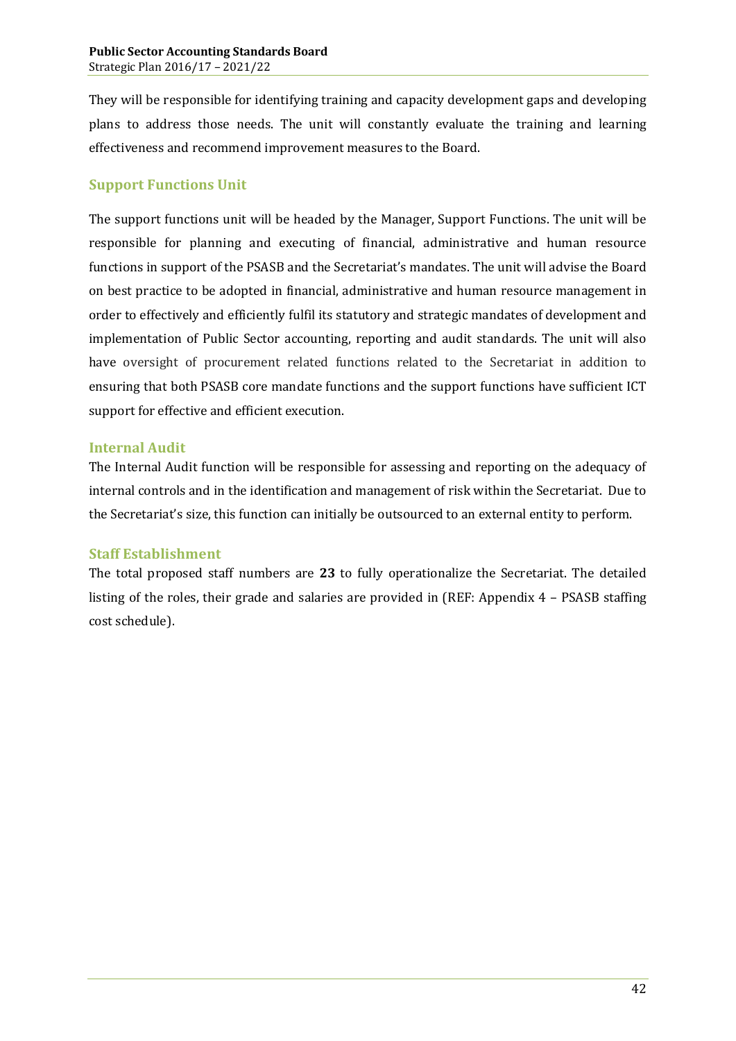They will be responsible for identifying training and capacity development gaps and developing plans to address those needs. The unit will constantly evaluate the training and learning effectiveness and recommend improvement measures to the Board.

### Support Functions Unit

The support functions unit will be headed by the Manager, Support Functions. The unit will be responsible for planning and executing of financial, administrative and human resource functions in support of the PSASB and the Secretariat's mandates. The unit will advise the Board on best practice to be adopted in financial, administrative and human resource management in order to effectively and efficiently fulfil its statutory and strategic mandates of development and implementation of Public Sector accounting, reporting and audit standards. The unit will also have oversight of procurement related functions related to the Secretariat in addition to ensuring that both PSASB core mandate functions and the support functions have sufficient ICT support for effective and efficient execution.

### Internal Audit

The Internal Audit function will be responsible for assessing and reporting on the adequacy of internal controls and in the identification and management of risk within the Secretariat. Due to the Secretariat's size, this function can initially be outsourced to an external entity to perform.

### Staff Establishment

The total proposed staff numbers are **23** to fully operationalize the Secretariat. The detailed listing of the roles, their grade and salaries are provided in (REF: Appendix 4 – PSASB staffing cost schedule).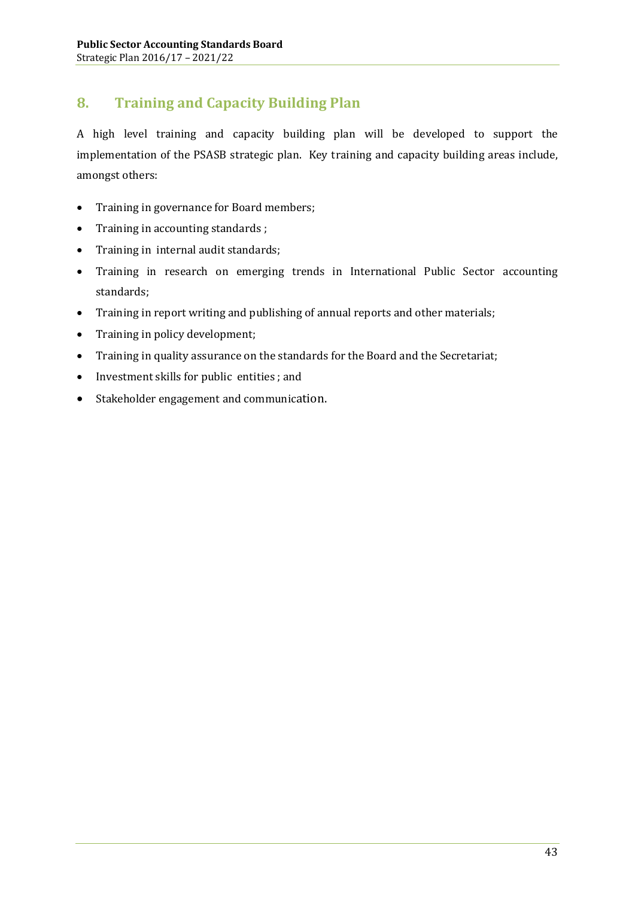## 8. Training and Capacity Building Plan

A high level training and capacity building plan will be developed to support the implementation of the PSASB strategic plan. Key training and capacity building areas include, amongst others:

- Training in governance for Board members;
- Training in accounting standards ;
- Training in internal audit standards;
- Training in research on emerging trends in International Public Sector accounting standards;
- Training in report writing and publishing of annual reports and other materials;
- Training in policy development;
- Training in quality assurance on the standards for the Board and the Secretariat;
- Investment skills for public entities ; and
- Stakeholder engagement and communication.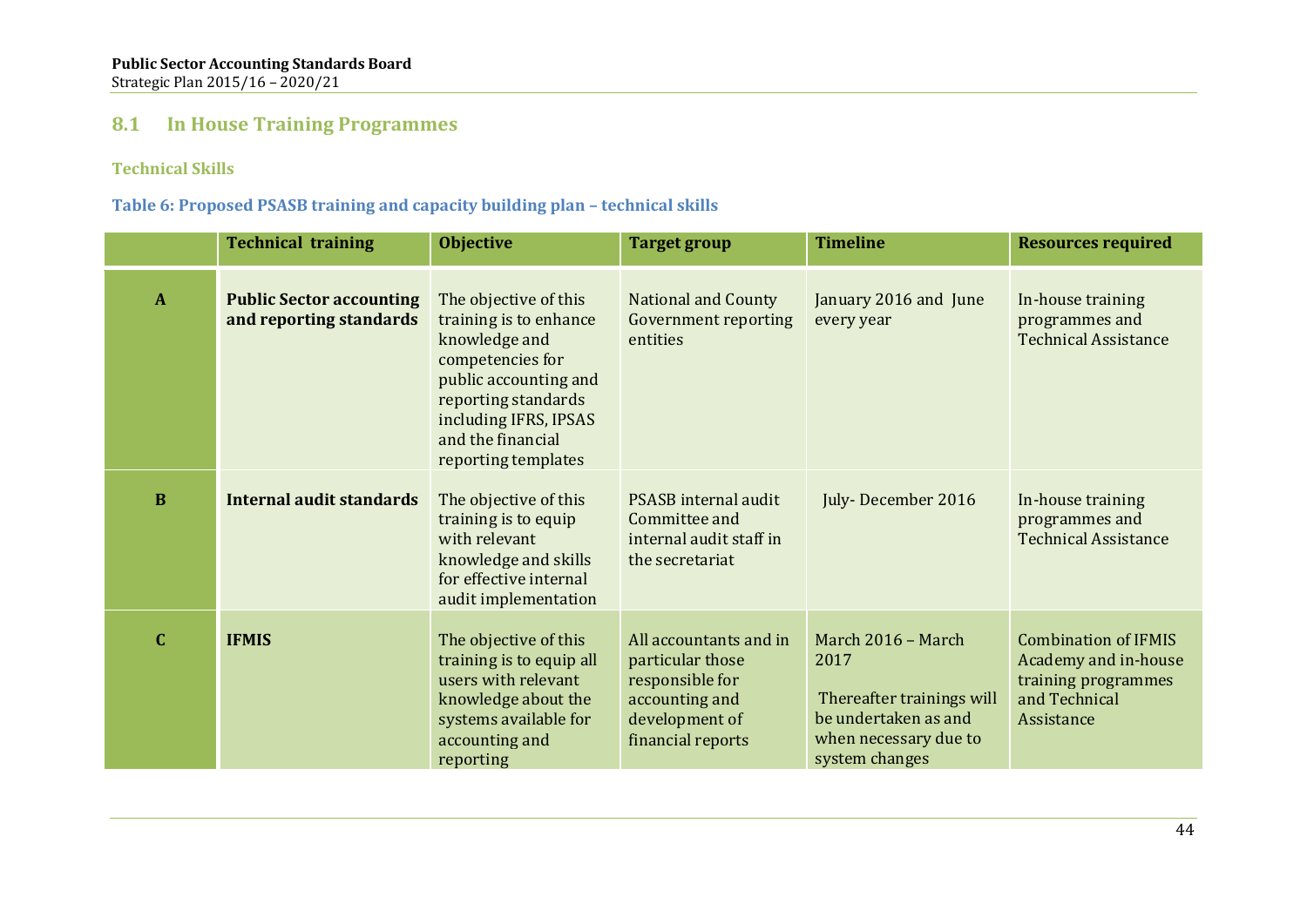## 8.1 In House Training Programmes

### Technical Skills

**Table 6: Proposed PSASB training and capacity building plan – technical skills**

| | Technical training | Objective | Target group | Timeline | Resources required |
|---|---|---|---|---|---|
| **A** | **Public Sector accounting and reporting standards** | The objective of this training is to enhance knowledge and competencies for public accounting and reporting standards including IFRS, IPSAS and the financial reporting templates | National and County Government reporting entities | January 2016 and June every year | In-house training programmes and Technical Assistance |
| **B** | **Internal audit standards** | The objective of this training is to equip with relevant knowledge and skills for effective internal audit implementation | PSASB internal audit Committee and internal audit staff in the secretariat | July- December 2016 | In-house training programmes and Technical Assistance |
| **C** | **IFMIS** | The objective of this training is to equip all users with relevant knowledge about the systems available for accounting and reporting | All accountants and in particular those responsible for accounting and development of financial reports | March 2016 – March 2017<br><br>Thereafter trainings will be undertaken as and when necessary due to system changes | Combination of IFMIS Academy and in-house training programmes and Technical Assistance |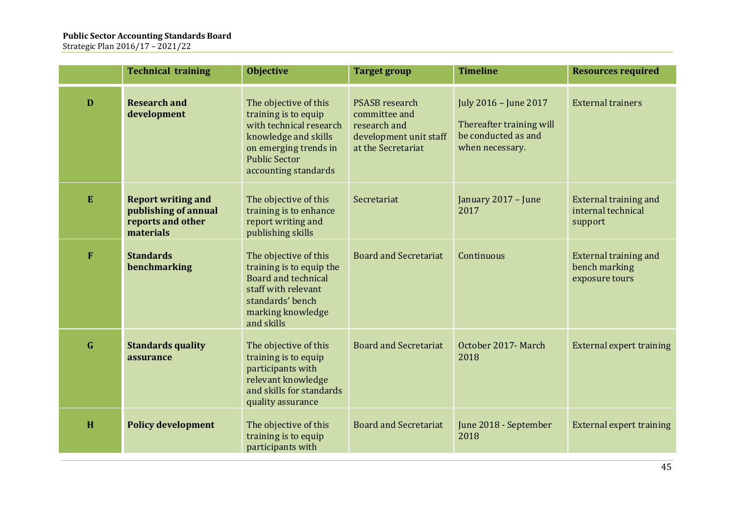| | Technical training | Objective | Target group | Timeline | Resources required |
|---|---|---|---|---|---|
| **D** | **Research and development** | The objective of this training is to equip with technical research knowledge and skills on emerging trends in Public Sector accounting standards | PSASB research committee and research and development unit staff at the Secretariat | July 2016 – June 2017 Thereafter training will be conducted as and when necessary. | External trainers |
| **E** | **Report writing and publishing of annual reports and other materials** | The objective of this training is to enhance report writing and publishing skills | Secretariat | January 2017 – June 2017 | External training and internal technical support |
| **F** | **Standards benchmarking** | The objective of this training is to equip the Board and technical staff with relevant standards' bench marking knowledge and skills | Board and Secretariat | Continuous | External training and bench marking exposure tours |
| **G** | **Standards quality assurance** | The objective of this training is to equip participants with relevant knowledge and skills for standards quality assurance | Board and Secretariat | October 2017- March 2018 | External expert training |
| **H** | **Policy development** | The objective of this training is to equip participants with | Board and Secretariat | June 2018 - September 2018 | External expert training |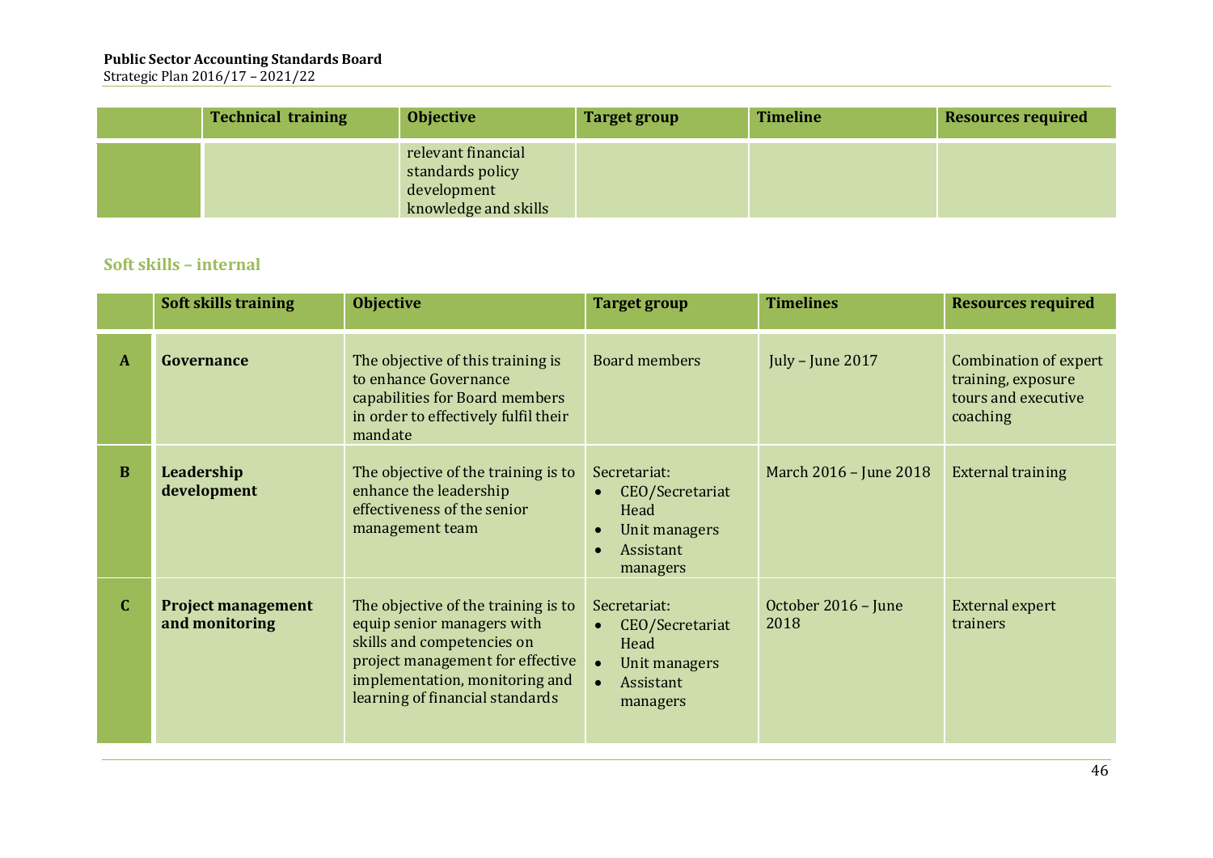|  | Technical training | Objective | Target group | Timeline | Resources required |
|---|---|---|---|---|---|
|  |  | relevant financial standards policy development knowledge and skills |  |  |  |

### Soft skills – internal

|  | Soft skills training | Objective | Target group | Timelines | Resources required |
|---|---|---|---|---|---|
| **A** | **Governance** | The objective of this training is to enhance Governance capabilities for Board members in order to effectively fulfil their mandate | Board members | July – June 2017 | Combination of expert training, exposure tours and executive coaching |
| **B** | **Leadership development** | The objective of the training is to enhance the leadership effectiveness of the senior management team | Secretariat:<br>• CEO/Secretariat Head<br>• Unit managers<br>• Assistant managers | March 2016 – June 2018 | External training |
| **C** | **Project management and monitoring** | The objective of the training is to equip senior managers with skills and competencies on project management for effective implementation, monitoring and learning of financial standards | Secretariat:<br>• CEO/Secretariat Head<br>• Unit managers<br>• Assistant managers | October 2016 – June 2018 | External expert trainers |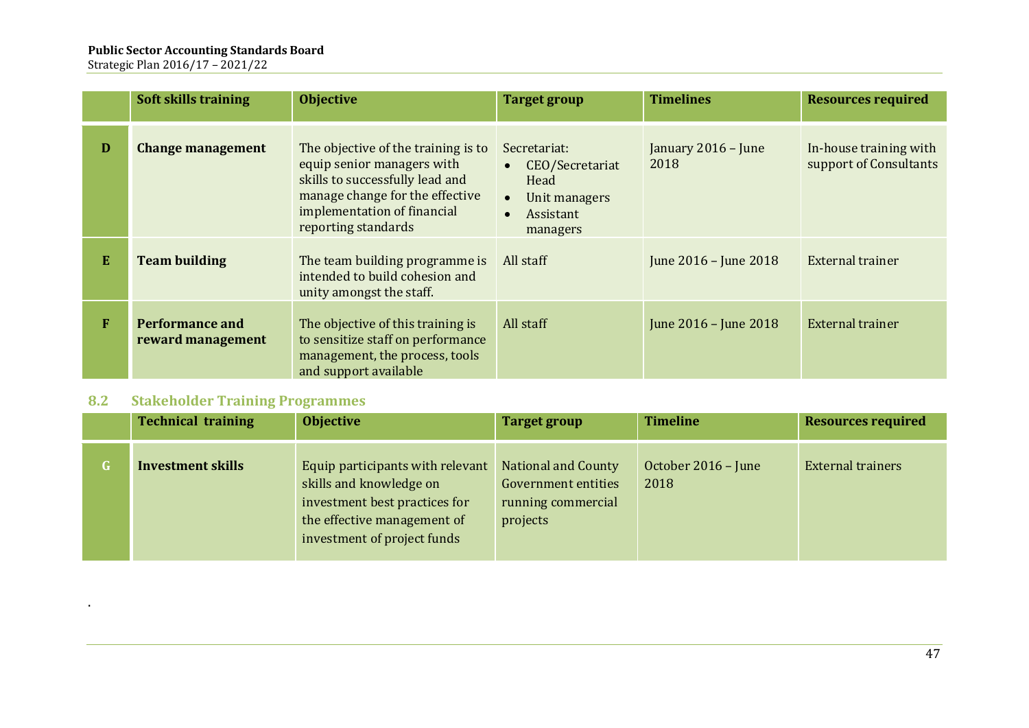|  | Soft skills training | Objective | Target group | Timelines | Resources required |
|---|---|---|---|---|---|
| D | **Change management** | The objective of the training is to equip senior managers with skills to successfully lead and manage change for the effective implementation of financial reporting standards | Secretariat: <br>• CEO/Secretariat Head <br>• Unit managers <br>• Assistant managers | January 2016 – June 2018 | In-house training with support of Consultants |
| E | **Team building** | The team building programme is intended to build cohesion and unity amongst the staff. | All staff | June 2016 – June 2018 | External trainer |
| F | **Performance and reward management** | The objective of this training is to sensitize staff on performance management, the process, tools and support available | All staff | June 2016 – June 2018 | External trainer |

## 8.2 Stakeholder Training Programmes

|  | Technical training | Objective | Target group | Timeline | Resources required |
|---|---|---|---|---|---|
| G | **Investment skills** | Equip participants with relevant skills and knowledge on investment best practices for the effective management of investment of project funds | National and County Government entities running commercial projects | October 2016 – June 2018 | External trainers |

.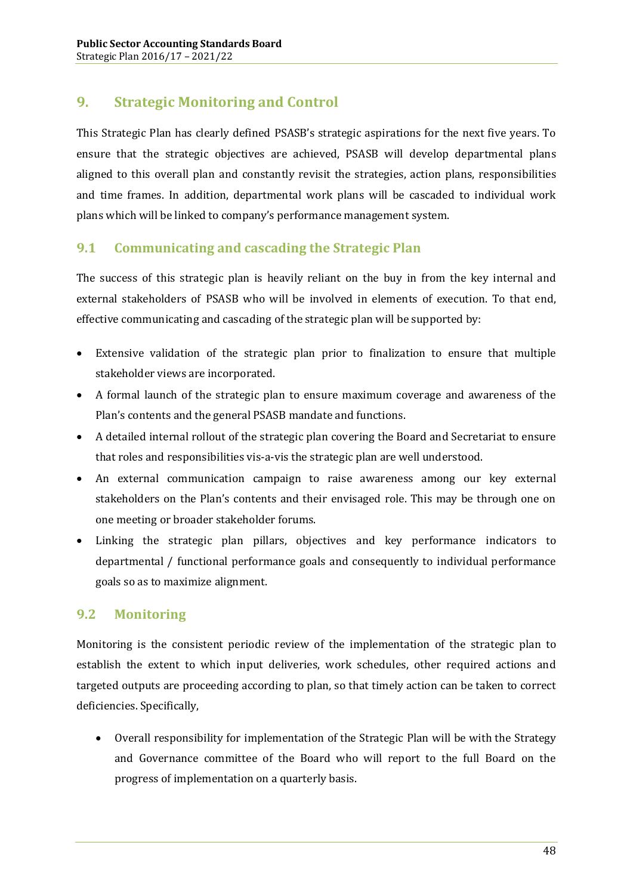## 9. Strategic Monitoring and Control

This Strategic Plan has clearly defined PSASB's strategic aspirations for the next five years. To ensure that the strategic objectives are achieved, PSASB will develop departmental plans aligned to this overall plan and constantly revisit the strategies, action plans, responsibilities and time frames. In addition, departmental work plans will be cascaded to individual work plans which will be linked to company's performance management system.

### 9.1 Communicating and cascading the Strategic Plan

The success of this strategic plan is heavily reliant on the buy in from the key internal and external stakeholders of PSASB who will be involved in elements of execution. To that end, effective communicating and cascading of the strategic plan will be supported by:

- Extensive validation of the strategic plan prior to finalization to ensure that multiple stakeholder views are incorporated.
- A formal launch of the strategic plan to ensure maximum coverage and awareness of the Plan's contents and the general PSASB mandate and functions.
- A detailed internal rollout of the strategic plan covering the Board and Secretariat to ensure that roles and responsibilities vis-a-vis the strategic plan are well understood.
- An external communication campaign to raise awareness among our key external stakeholders on the Plan's contents and their envisaged role. This may be through one on one meeting or broader stakeholder forums.
- Linking the strategic plan pillars, objectives and key performance indicators to departmental / functional performance goals and consequently to individual performance goals so as to maximize alignment.

### 9.2 Monitoring

Monitoring is the consistent periodic review of the implementation of the strategic plan to establish the extent to which input deliveries, work schedules, other required actions and targeted outputs are proceeding according to plan, so that timely action can be taken to correct deficiencies. Specifically,

- Overall responsibility for implementation of the Strategic Plan will be with the Strategy and Governance committee of the Board who will report to the full Board on the progress of implementation on a quarterly basis.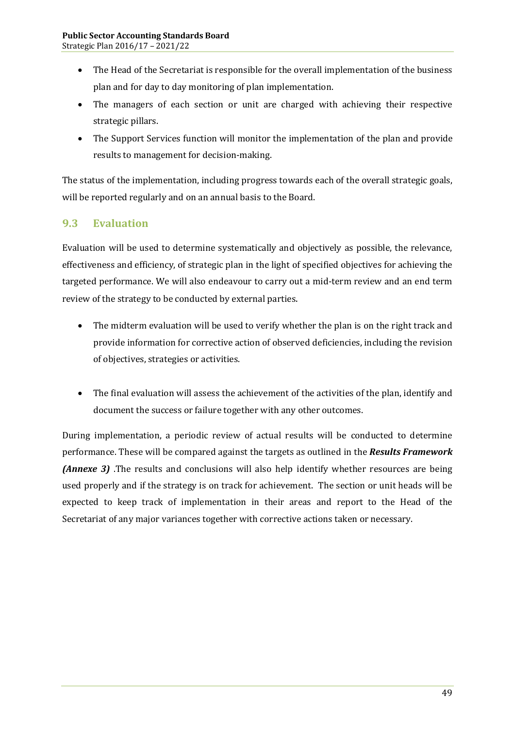- The Head of the Secretariat is responsible for the overall implementation of the business plan and for day to day monitoring of plan implementation.
- The managers of each section or unit are charged with achieving their respective strategic pillars.
- The Support Services function will monitor the implementation of the plan and provide results to management for decision-making.

The status of the implementation, including progress towards each of the overall strategic goals, will be reported regularly and on an annual basis to the Board.

## 9.3 Evaluation

Evaluation will be used to determine systematically and objectively as possible, the relevance, effectiveness and efficiency, of strategic plan in the light of specified objectives for achieving the targeted performance. We will also endeavour to carry out a mid-term review and an end term review of the strategy to be conducted by external parties.

- The midterm evaluation will be used to verify whether the plan is on the right track and provide information for corrective action of observed deficiencies, including the revision of objectives, strategies or activities.

- The final evaluation will assess the achievement of the activities of the plan, identify and document the success or failure together with any other outcomes.

During implementation, a periodic review of actual results will be conducted to determine performance. These will be compared against the targets as outlined in the ***Results Framework (Annexe 3)*** .The results and conclusions will also help identify whether resources are being used properly and if the strategy is on track for achievement. The section or unit heads will be expected to keep track of implementation in their areas and report to the Head of the Secretariat of any major variances together with corrective actions taken or necessary.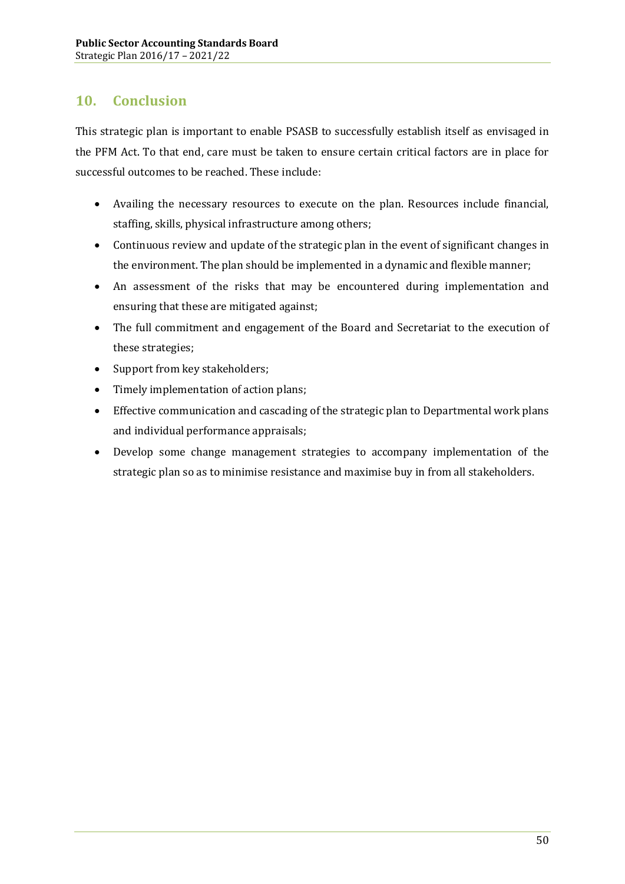## 10. Conclusion

This strategic plan is important to enable PSASB to successfully establish itself as envisaged in the PFM Act. To that end, care must be taken to ensure certain critical factors are in place for successful outcomes to be reached. These include:

- Availing the necessary resources to execute on the plan. Resources include financial, staffing, skills, physical infrastructure among others;
- Continuous review and update of the strategic plan in the event of significant changes in the environment. The plan should be implemented in a dynamic and flexible manner;
- An assessment of the risks that may be encountered during implementation and ensuring that these are mitigated against;
- The full commitment and engagement of the Board and Secretariat to the execution of these strategies;
- Support from key stakeholders;
- Timely implementation of action plans;
- Effective communication and cascading of the strategic plan to Departmental work plans and individual performance appraisals;
- Develop some change management strategies to accompany implementation of the strategic plan so as to minimise resistance and maximise buy in from all stakeholders.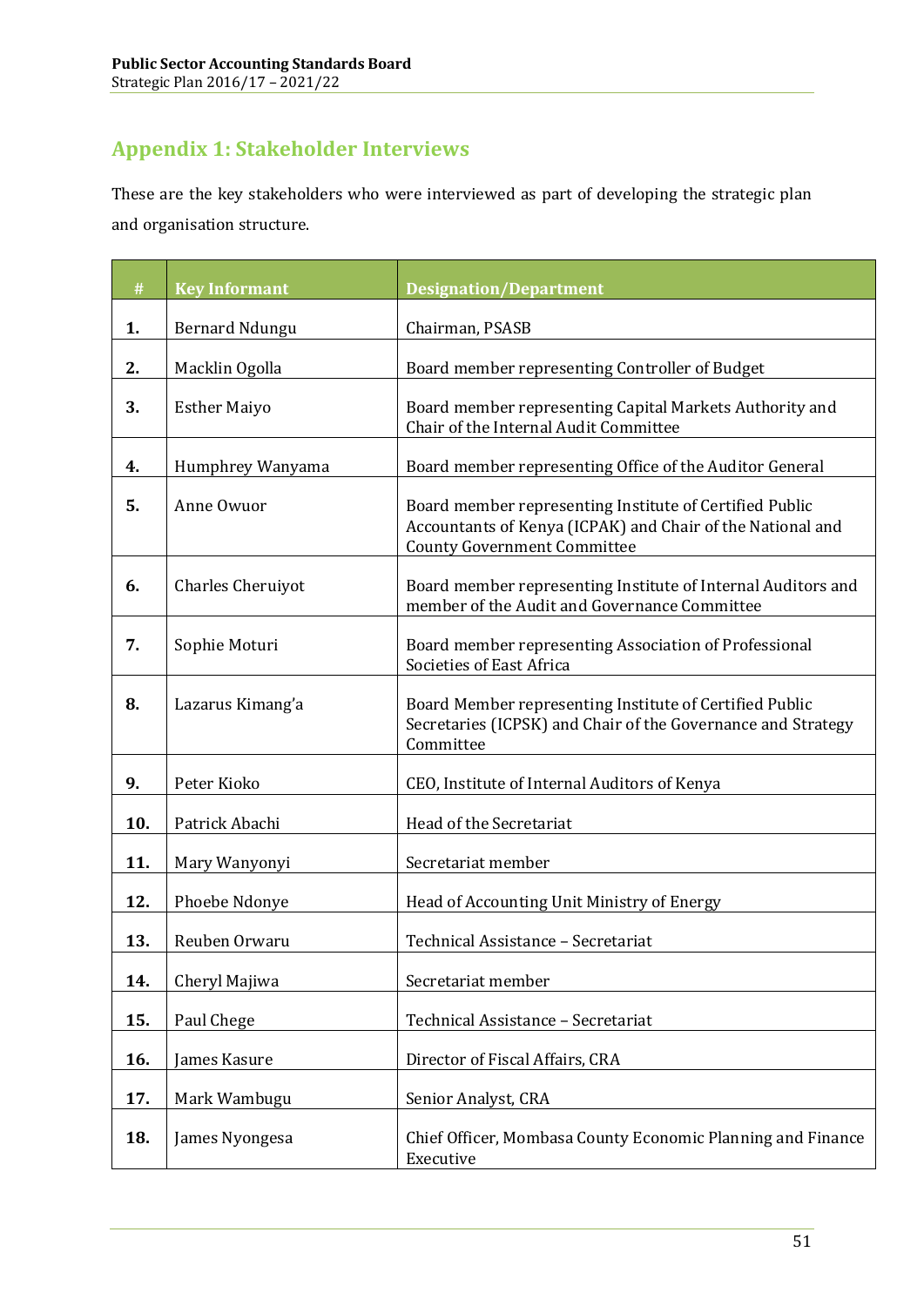## Appendix 1: Stakeholder Interviews

These are the key stakeholders who were interviewed as part of developing the strategic plan and organisation structure.

| # | Key Informant | Designation/Department |
|---|---|---|
| 1. | Bernard Ndungu | Chairman, PSASB |
| 2. | Macklin Ogolla | Board member representing Controller of Budget |
| 3. | Esther Maiyo | Board member representing Capital Markets Authority and Chair of the Internal Audit Committee |
| 4. | Humphrey Wanyama | Board member representing Office of the Auditor General |
| 5. | Anne Owuor | Board member representing Institute of Certified Public Accountants of Kenya (ICPAK) and Chair of the National and County Government Committee |
| 6. | Charles Cheruiyot | Board member representing Institute of Internal Auditors and member of the Audit and Governance Committee |
| 7. | Sophie Moturi | Board member representing Association of Professional Societies of East Africa |
| 8. | Lazarus Kimang'a | Board Member representing Institute of Certified Public Secretaries (ICPSK) and Chair of the Governance and Strategy Committee |
| 9. | Peter Kioko | CEO, Institute of Internal Auditors of Kenya |
| 10. | Patrick Abachi | Head of the Secretariat |
| 11. | Mary Wanyonyi | Secretariat member |
| 12. | Phoebe Ndonye | Head of Accounting Unit Ministry of Energy |
| 13. | Reuben Orwaru | Technical Assistance – Secretariat |
| 14. | Cheryl Majiwa | Secretariat member |
| 15. | Paul Chege | Technical Assistance – Secretariat |
| 16. | James Kasure | Director of Fiscal Affairs, CRA |
| 17. | Mark Wambugu | Senior Analyst, CRA |
| 18. | James Nyongesa | Chief Officer, Mombasa County Economic Planning and Finance Executive |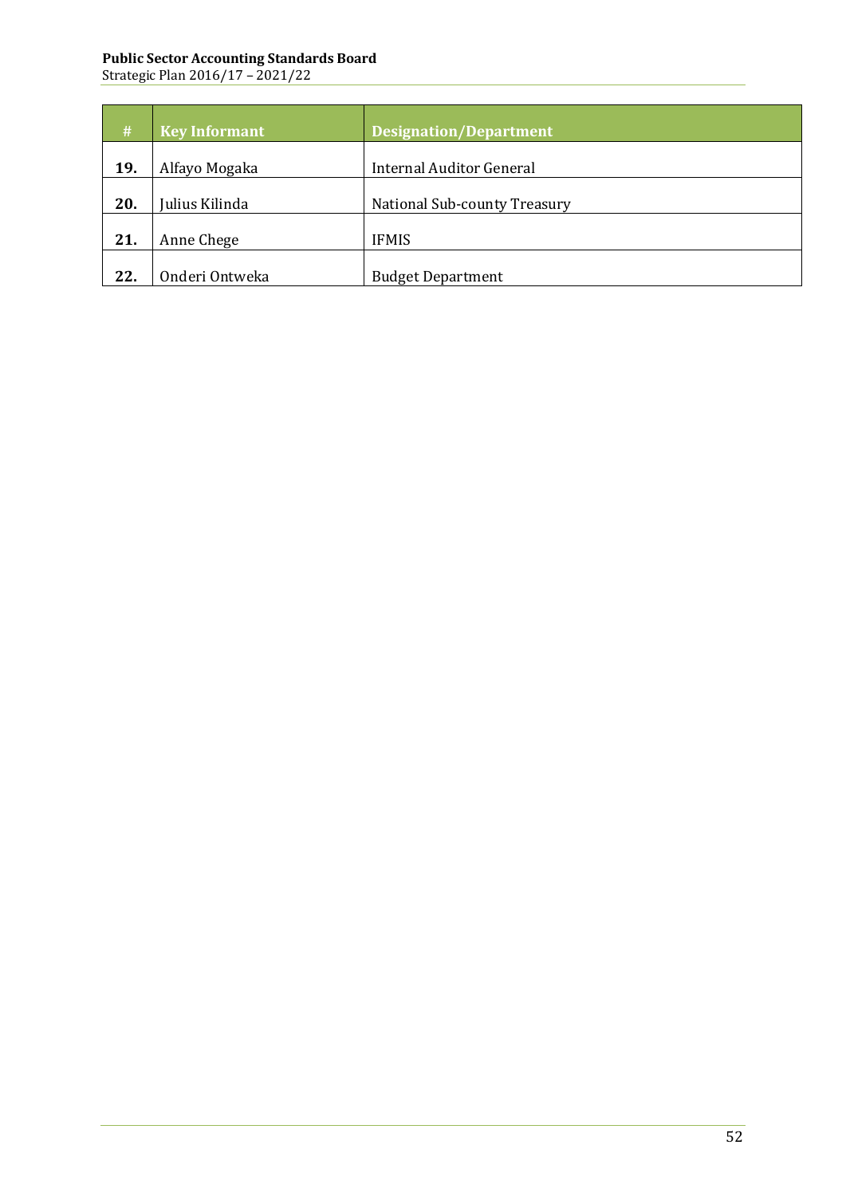| # | Key Informant | Designation/Department |
|---|---|---|
| **19.** | Alfayo Mogaka | Internal Auditor General |
| **20.** | Julius Kilinda | National Sub-county Treasury |
| **21.** | Anne Chege | IFMIS |
| **22.** | Onderi Ontweka | Budget Department |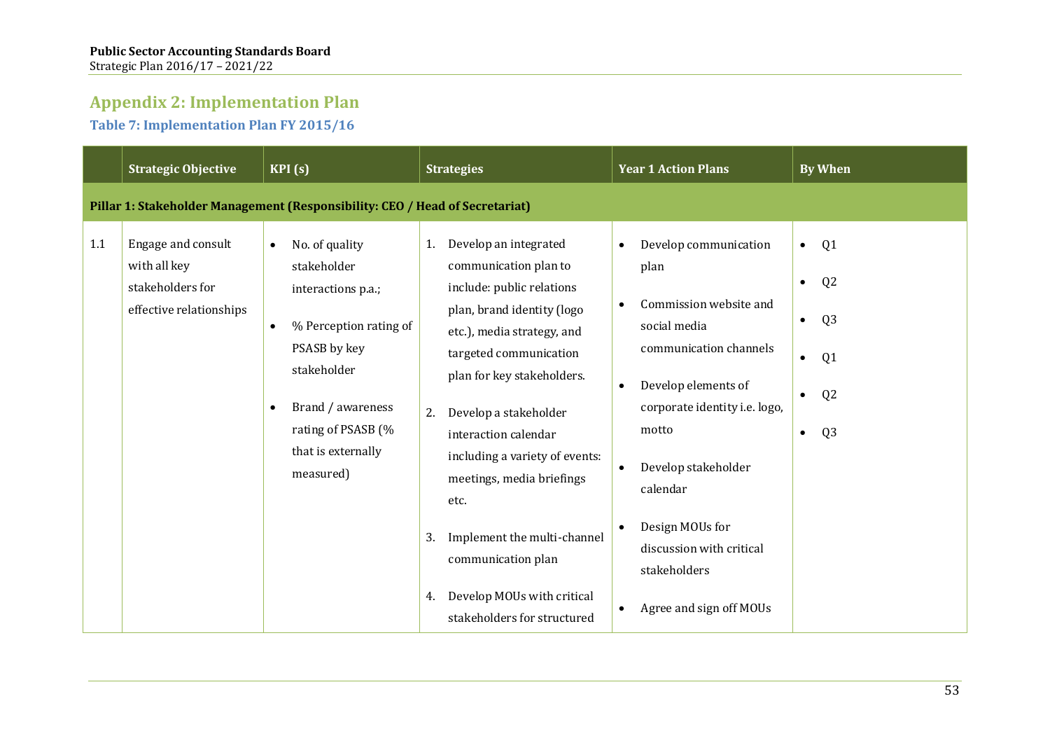## Appendix 2: Implementation Plan

### Table 7: Implementation Plan FY 2015/16

| | Strategic Objective | KPI (s) | Strategies | Year 1 Action Plans | By When |
|---|---|---|---|---|---|
| **Pillar 1: Stakeholder Management (Responsibility: CEO / Head of Secretariat)** | | | | | |
| 1.1 | Engage and consult with all key stakeholders for effective relationships | • No. of quality stakeholder interactions p.a.;<br>• % Perception rating of PSASB by key stakeholder<br>• Brand / awareness rating of PSASB (% that is externally measured) | 1. Develop an integrated communication plan to include: public relations plan, brand identity (logo etc.), media strategy, and targeted communication plan for key stakeholders.<br>2. Develop a stakeholder interaction calendar including a variety of events: meetings, media briefings etc.<br>3. Implement the multi-channel communication plan<br>4. Develop MOUs with critical stakeholders for structured | • Develop communication plan<br>• Commission website and social media communication channels<br>• Develop elements of corporate identity i.e. logo, motto<br>• Develop stakeholder calendar<br>• Design MOUs for discussion with critical stakeholders<br>• Agree and sign off MOUs | • Q1<br>• Q2<br>• Q3<br>• Q1<br>• Q2<br>• Q3 |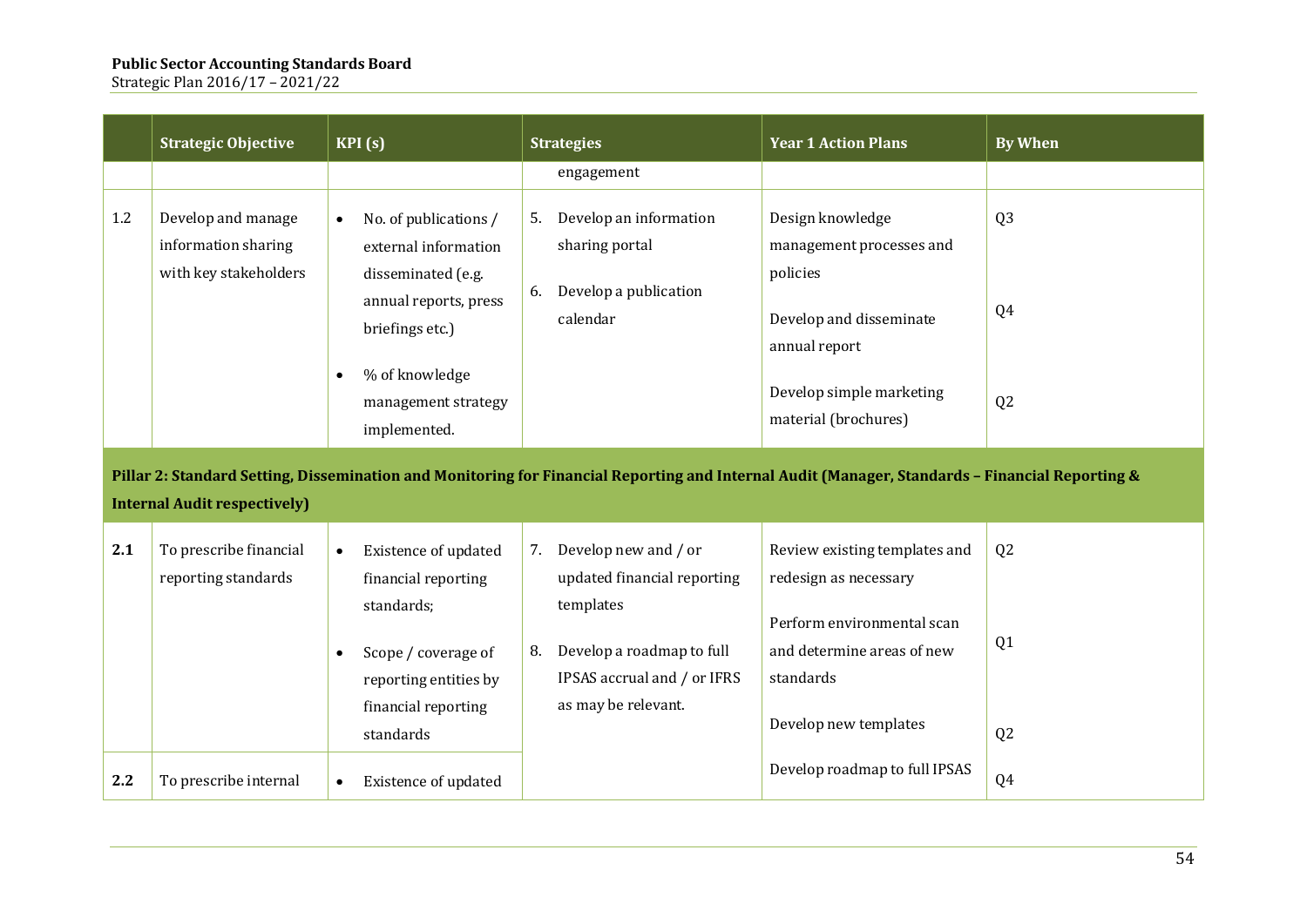| | Strategic Objective | KPI (s) | Strategies | Year 1 Action Plans | By When |
|---|---|---|---|---|---|
| | | | engagement | | |
| 1.2 | Develop and manage information sharing with key stakeholders | • No. of publications / external information disseminated (e.g. annual reports, press briefings etc.)<br>• % of knowledge management strategy implemented. | 5. Develop an information sharing portal<br>6. Develop a publication calendar | Design knowledge management processes and policies<br>Develop and disseminate annual report<br>Develop simple marketing material (brochures) | Q3<br>Q4<br>Q2 |
| **Pillar 2: Standard Setting, Dissemination and Monitoring for Financial Reporting and Internal Audit (Manager, Standards – Financial Reporting & Internal Audit respectively)** | | | | | |
| **2.1** | To prescribe financial reporting standards | • Existence of updated financial reporting standards;<br>• Scope / coverage of reporting entities by financial reporting standards | 7. Develop new and / or updated financial reporting templates<br>8. Develop a roadmap to full IPSAS accrual and / or IFRS as may be relevant. | Review existing templates and redesign as necessary<br>Perform environmental scan and determine areas of new standards<br>Develop new templates<br>Develop roadmap to full IPSAS | Q2<br>Q1<br>Q2<br>Q4 |
| **2.2** | To prescribe internal | • Existence of updated | | | |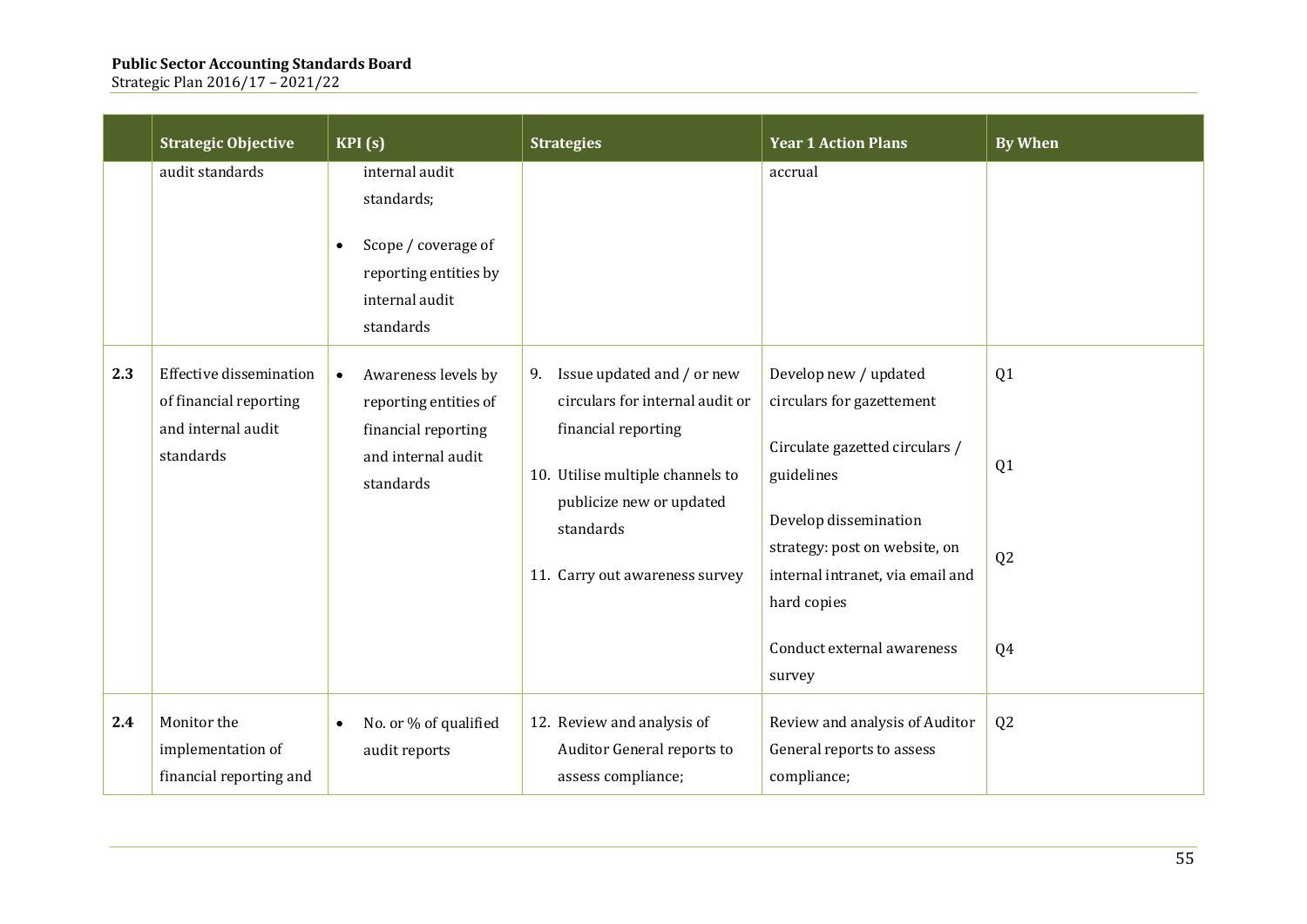| | Strategic Objective | KPI (s) | Strategies | Year 1 Action Plans | By When |
|---|---|---|---|---|---|
| | audit standards | internal audit standards;<br>• Scope / coverage of reporting entities by internal audit standards | | accrual | |
| **2.3** | Effective dissemination of financial reporting and internal audit standards | • Awareness levels by reporting entities of financial reporting and internal audit standards | 9. Issue updated and / or new circulars for internal audit or financial reporting<br>10. Utilise multiple channels to publicize new or updated standards<br>11. Carry out awareness survey | Develop new / updated circulars for gazettement<br>Circulate gazetted circulars / guidelines<br>Develop dissemination strategy: post on website, on internal intranet, via email and hard copies<br>Conduct external awareness survey | Q1<br>Q1<br>Q2<br>Q4 |
| **2.4** | Monitor the implementation of financial reporting and | • No. or % of qualified audit reports | 12. Review and analysis of Auditor General reports to assess compliance; | Review and analysis of Auditor General reports to assess compliance; | Q2 |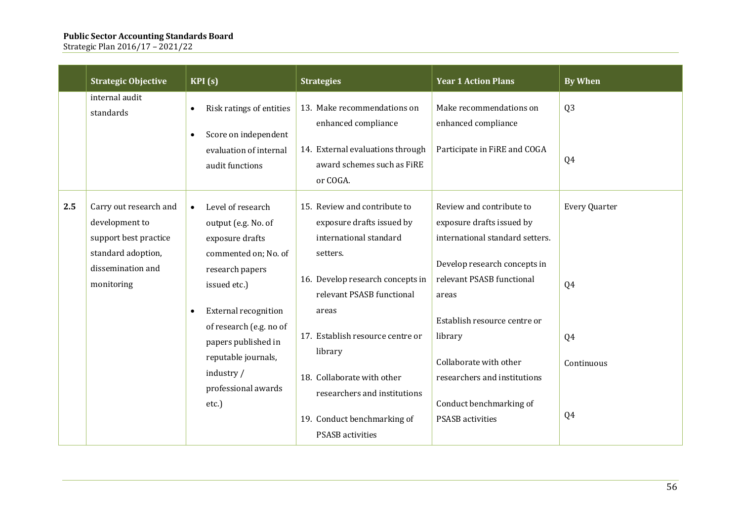| | Strategic Objective | KPI (s) | Strategies | Year 1 Action Plans | By When |
|---|---|---|---|---|---|
| | internal audit standards | • Risk ratings of entities<br>• Score on independent evaluation of internal audit functions | 13. Make recommendations on enhanced compliance<br>14. External evaluations through award schemes such as FiRE or COGA. | Make recommendations on enhanced compliance<br>Participate in FiRE and COGA | Q3<br>Q4 |
| **2.5** | Carry out research and development to support best practice standard adoption, dissemination and monitoring | • Level of research output (e.g. No. of exposure drafts commented on; No. of research papers issued etc.)<br>• External recognition of research (e.g. no of papers published in reputable journals, industry / professional awards etc.) | 15. Review and contribute to exposure drafts issued by international standard setters.<br>16. Develop research concepts in relevant PSASB functional areas<br>17. Establish resource centre or library<br>18. Collaborate with other researchers and institutions<br>19. Conduct benchmarking of PSASB activities | Review and contribute to exposure drafts issued by international standard setters.<br>Develop research concepts in relevant PSASB functional areas<br>Establish resource centre or library<br>Collaborate with other researchers and institutions<br>Conduct benchmarking of PSASB activities | Every Quarter<br>Q4<br>Q4<br>Continuous<br>Q4 |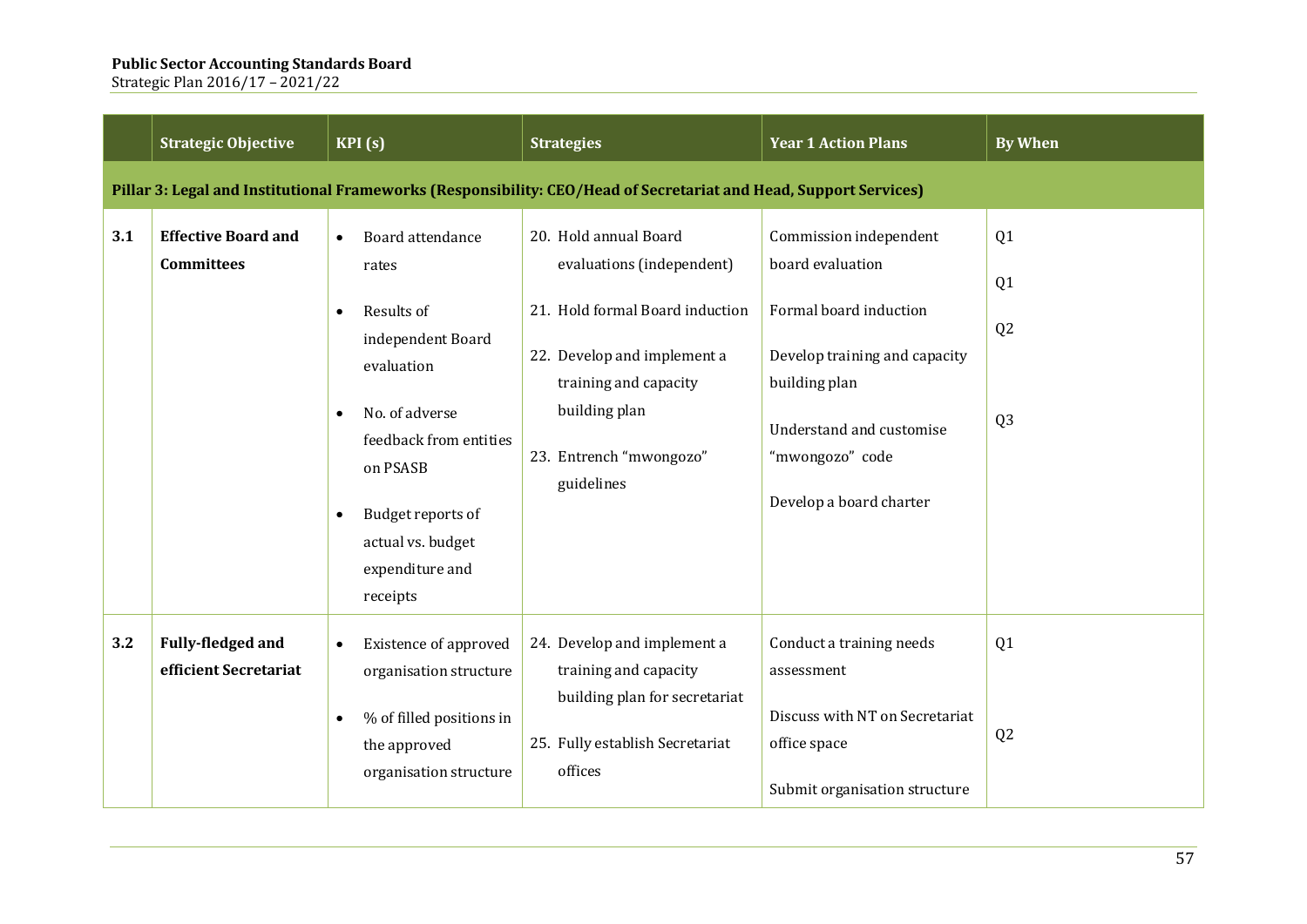| | Strategic Objective | KPI (s) | Strategies | Year 1 Action Plans | By When |
|---|---|---|---|---|---|
| **Pillar 3: Legal and Institutional Frameworks (Responsibility: CEO/Head of Secretariat and Head, Support Services)** | | | | | |
| **3.1** | **Effective Board and Committees** | • Board attendance rates<br>• Results of independent Board evaluation<br>• No. of adverse feedback from entities on PSASB<br>• Budget reports of actual vs. budget expenditure and receipts | 20. Hold annual Board evaluations (independent)<br>21. Hold formal Board induction<br>22. Develop and implement a training and capacity building plan<br>23. Entrench "mwongozo" guidelines | Commission independent board evaluation<br>Formal board induction<br>Develop training and capacity building plan<br>Understand and customise "mwongozo" code<br>Develop a board charter | Q1<br>Q1<br>Q2<br>Q3 |
| **3.2** | **Fully-fledged and efficient Secretariat** | • Existence of approved organisation structure<br>• % of filled positions in the approved organisation structure | 24. Develop and implement a training and capacity building plan for secretariat<br>25. Fully establish Secretariat offices | Conduct a training needs assessment<br>Discuss with NT on Secretariat office space<br>Submit organisation structure | Q1<br>Q2 |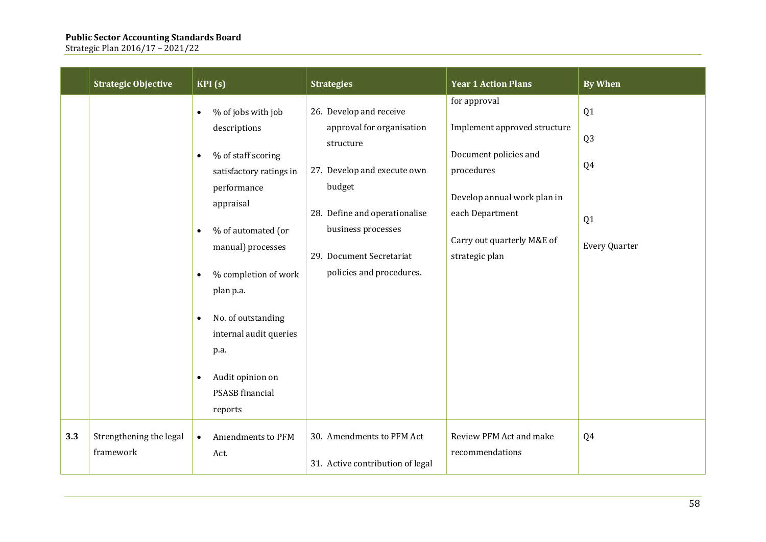|  | Strategic Objective | KPI (s) | Strategies | Year 1 Action Plans | By When |
|---|---|---|---|---|---|
|  |  | • % of jobs with job descriptions<br>• % of staff scoring satisfactory ratings in performance appraisal<br>• % of automated (or manual) processes<br>• % completion of work plan p.a.<br>• No. of outstanding internal audit queries p.a.<br>• Audit opinion on PSASB financial reports | 26. Develop and receive approval for organisation structure<br>27. Develop and execute own budget<br>28. Define and operationalise business processes<br>29. Document Secretariat policies and procedures. | for approval<br>Implement approved structure<br>Document policies and procedures<br>Develop annual work plan in each Department<br>Carry out quarterly M&E of strategic plan | Q1<br>Q3<br>Q4<br>Q1<br>Every Quarter |
| **3.3** | Strengthening the legal framework | • Amendments to PFM Act. | 30. Amendments to PFM Act<br>31. Active contribution of legal | Review PFM Act and make recommendations | Q4 |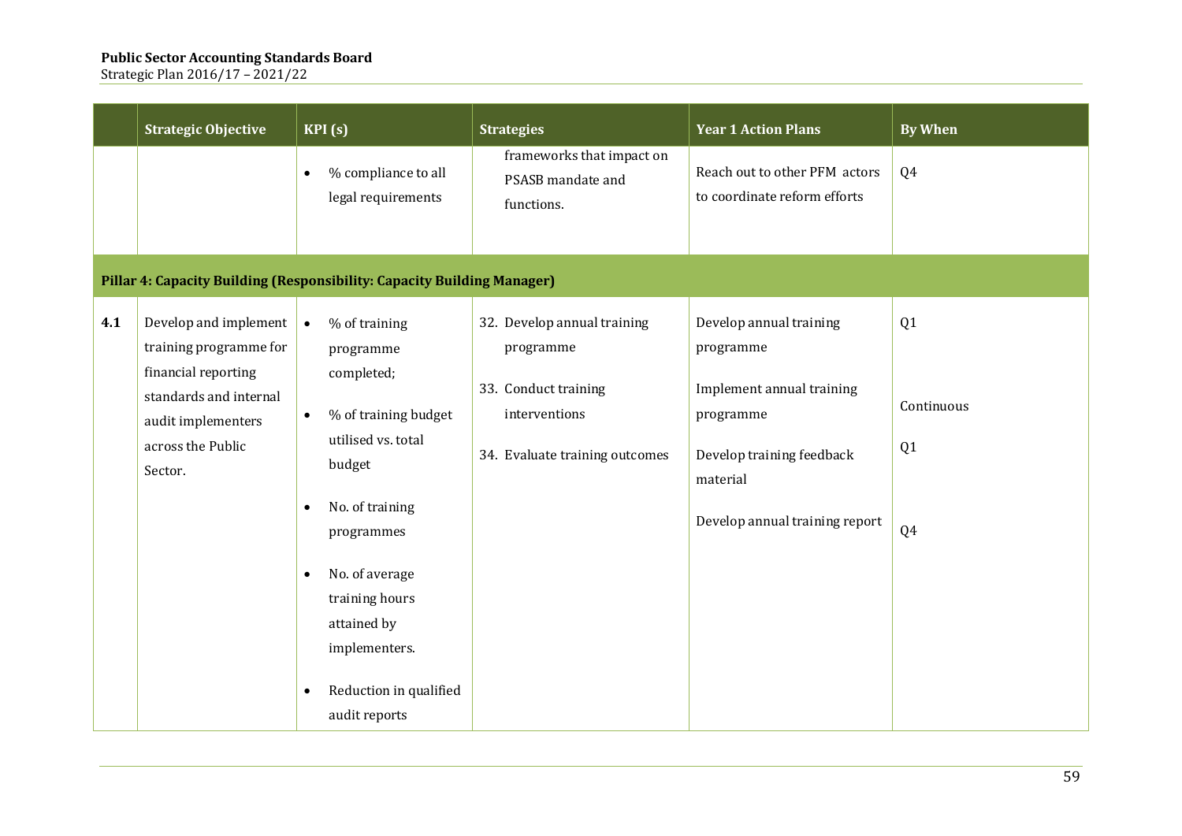|  | Strategic Objective | KPI (s) | Strategies | Year 1 Action Plans | By When |
|---|---|---|---|---|---|
|  |  | • % compliance to all legal requirements | frameworks that impact on PSASB mandate and functions. | Reach out to other PFM actors to coordinate reform efforts | Q4 |
| **Pillar 4: Capacity Building (Responsibility: Capacity Building Manager)** |  |  |  |  |  |
| **4.1** | Develop and implement training programme for financial reporting standards and internal audit implementers across the Public Sector. | • % of training programme completed;<br>• % of training budget utilised vs. total budget<br>• No. of training programmes<br>• No. of average training hours attained by implementers.<br>• Reduction in qualified audit reports | 32. Develop annual training programme<br>33. Conduct training interventions<br>34. Evaluate training outcomes | Develop annual training programme<br>Implement annual training programme<br>Develop training feedback material<br>Develop annual training report | Q1<br>Continuous<br>Q1<br>Q4 |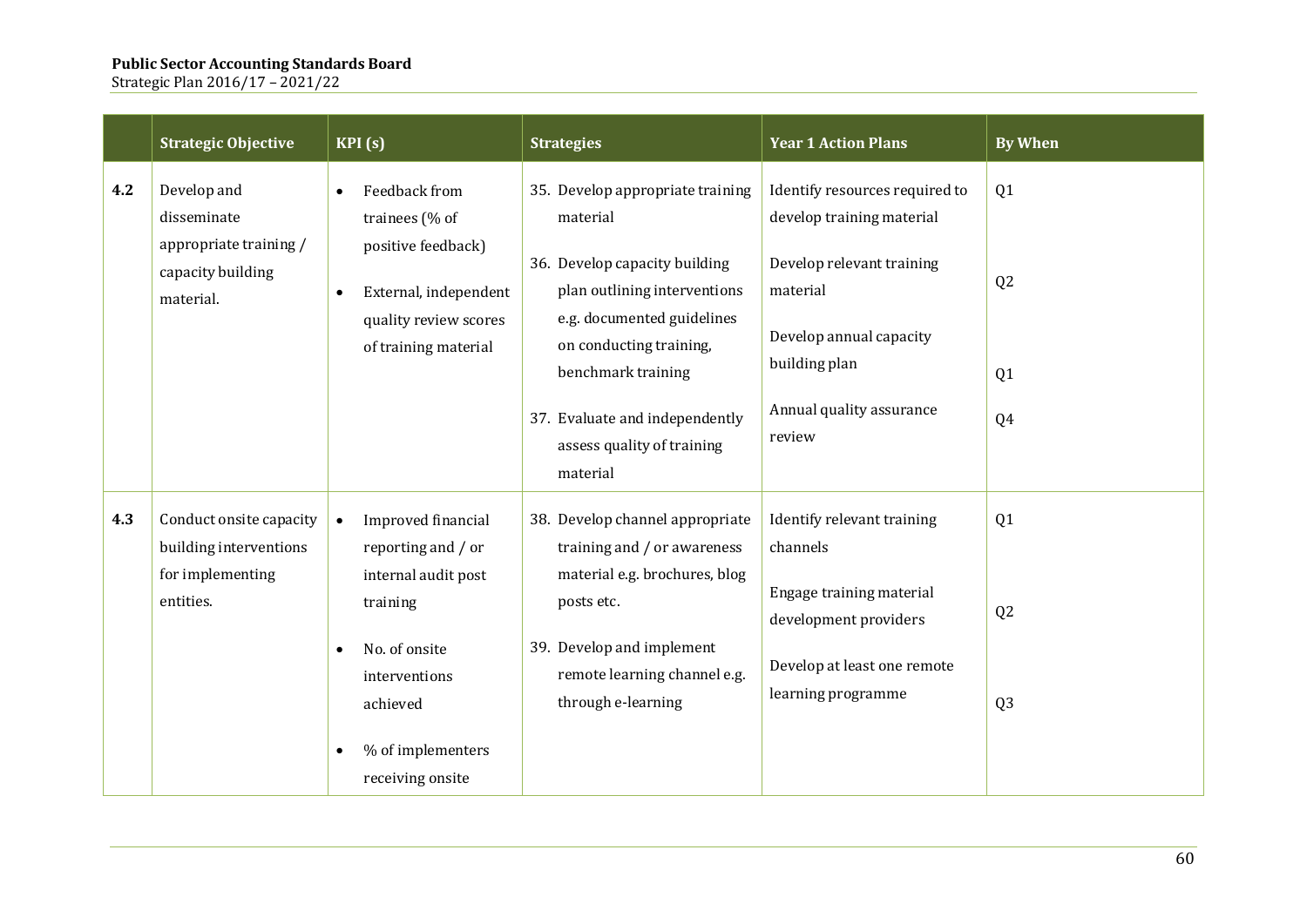|  | Strategic Objective | KPI (s) | Strategies | Year 1 Action Plans | By When |
|---|---|---|---|---|---|
| 4.2 | Develop and disseminate appropriate training / capacity building material. | • Feedback from trainees (% of positive feedback)<br>• External, independent quality review scores of training material | 35. Develop appropriate training material<br>36. Develop capacity building plan outlining interventions e.g. documented guidelines on conducting training, benchmark training<br>37. Evaluate and independently assess quality of training material | Identify resources required to develop training material<br>Develop relevant training material<br>Develop annual capacity building plan<br>Annual quality assurance review | Q1<br>Q2<br>Q1<br>Q4 |
| 4.3 | Conduct onsite capacity building interventions for implementing entities. | • Improved financial reporting and / or internal audit post training<br>• No. of onsite interventions achieved<br>• % of implementers receiving onsite | 38. Develop channel appropriate training and / or awareness material e.g. brochures, blog posts etc.<br>39. Develop and implement remote learning channel e.g. through e-learning | Identify relevant training channels<br>Engage training material development providers<br>Develop at least one remote learning programme | Q1<br>Q2<br>Q3 |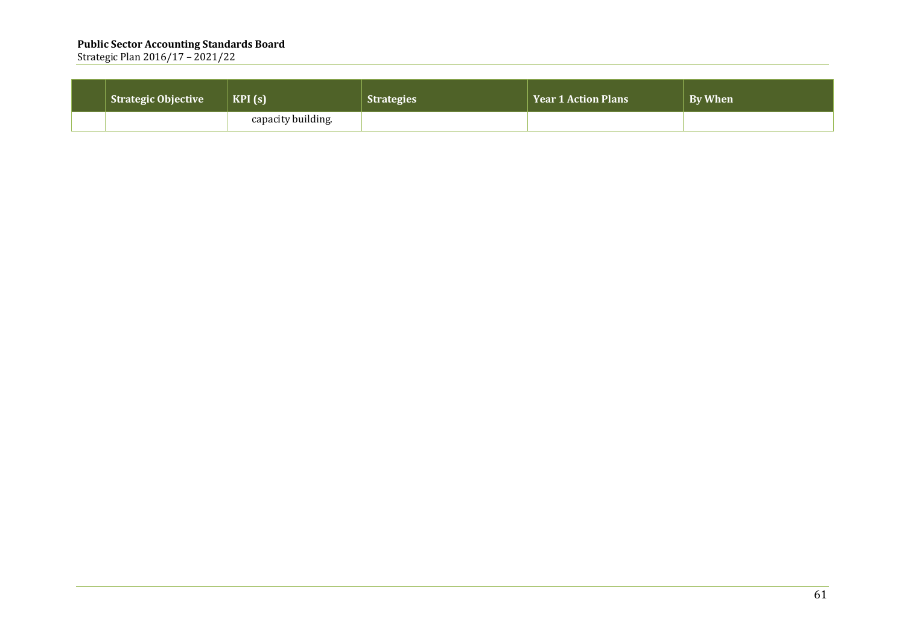| | Strategic Objective | KPI (s) | Strategies | Year 1 Action Plans | By When |
|---|---|---|---|---|---|
| | | capacity building. | | | |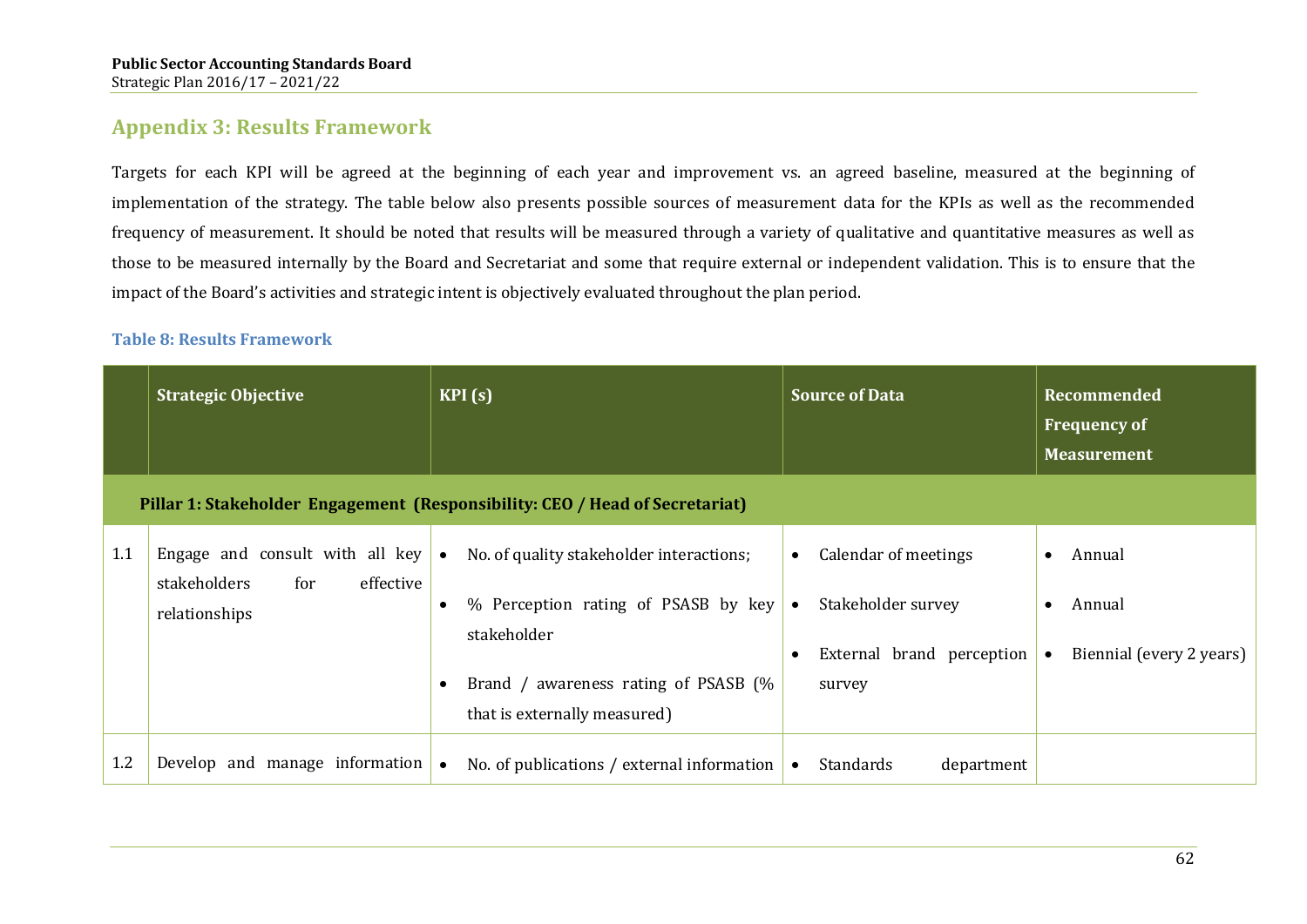## Appendix 3: Results Framework

Targets for each KPI will be agreed at the beginning of each year and improvement vs. an agreed baseline, measured at the beginning of implementation of the strategy. The table below also presents possible sources of measurement data for the KPIs as well as the recommended frequency of measurement. It should be noted that results will be measured through a variety of qualitative and quantitative measures as well as those to be measured internally by the Board and Secretariat and some that require external or independent validation. This is to ensure that the impact of the Board's activities and strategic intent is objectively evaluated throughout the plan period.

### Table 8: Results Framework

| | Strategic Objective | KPI (s) | Source of Data | Recommended Frequency of Measurement |
|---|---|---|---|---|
| **Pillar 1: Stakeholder Engagement (Responsibility: CEO / Head of Secretariat)** | | | | |
| 1.1 | Engage and consult with all key stakeholders for effective relationships | • No. of quality stakeholder interactions;<br>• % Perception rating of PSASB by key stakeholder<br>• Brand / awareness rating of PSASB (% that is externally measured) | • Calendar of meetings<br>• Stakeholder survey<br>• External brand perception survey | • Annual<br>• Annual<br>• Biennial (every 2 years) |
| 1.2 | Develop and manage information | • No. of publications / external information | • Standards department | |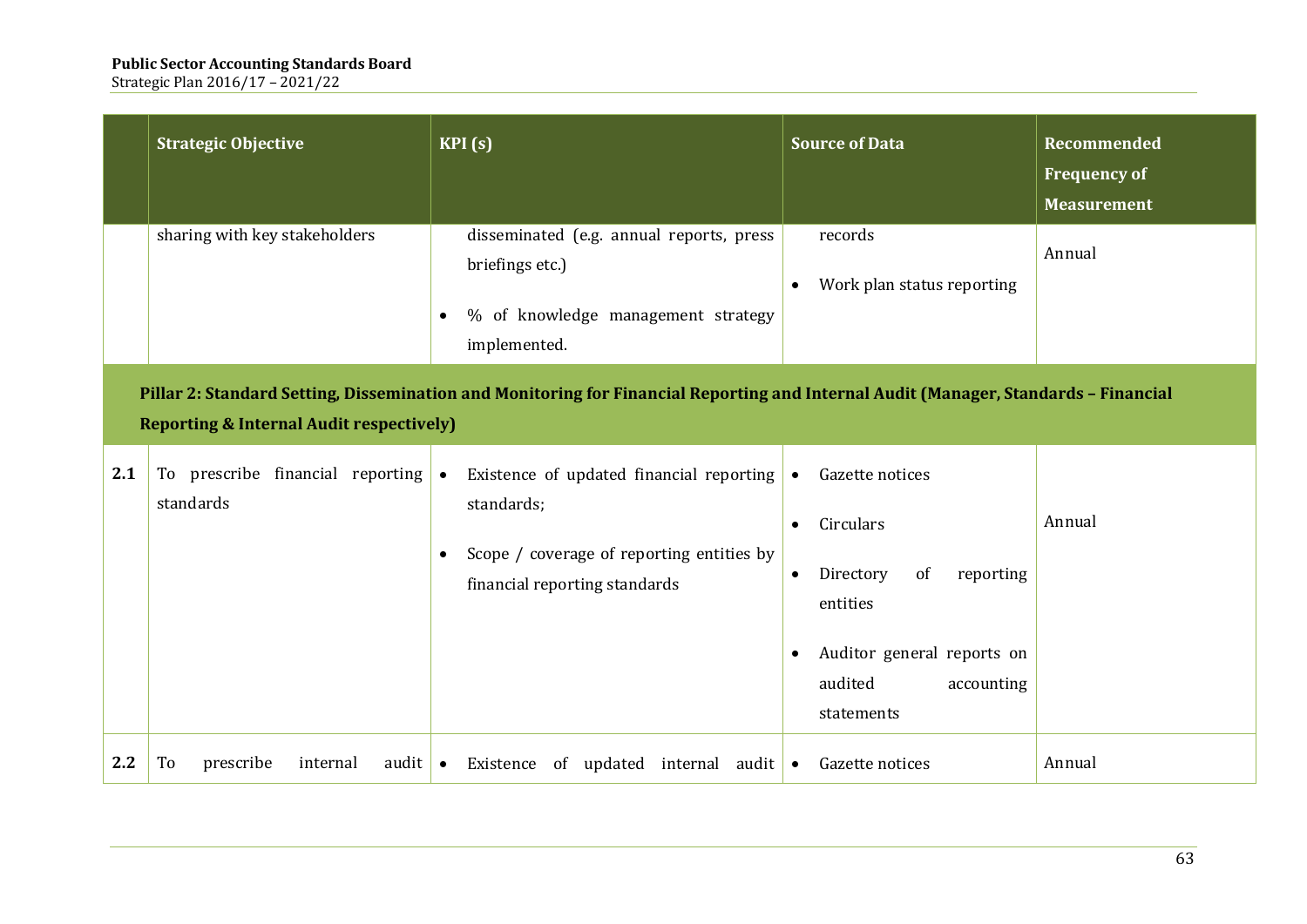| | Strategic Objective | KPI (s) | Source of Data | Recommended Frequency of Measurement |
|---|---|---|---|---|
| | sharing with key stakeholders | disseminated (e.g. annual reports, press briefings etc.)<br>• % of knowledge management strategy implemented. | records<br>• Work plan status reporting | Annual |
| **Pillar 2: Standard Setting, Dissemination and Monitoring for Financial Reporting and Internal Audit (Manager, Standards – Financial Reporting & Internal Audit respectively)** | | | | |
| **2.1** | To prescribe financial reporting standards | • Existence of updated financial reporting standards;<br>• Scope / coverage of reporting entities by financial reporting standards | • Gazette notices<br>• Circulars<br>• Directory of reporting entities<br>• Auditor general reports on audited accounting statements | Annual |
| **2.2** | To prescribe internal audit | • Existence of updated internal audit | • Gazette notices | Annual |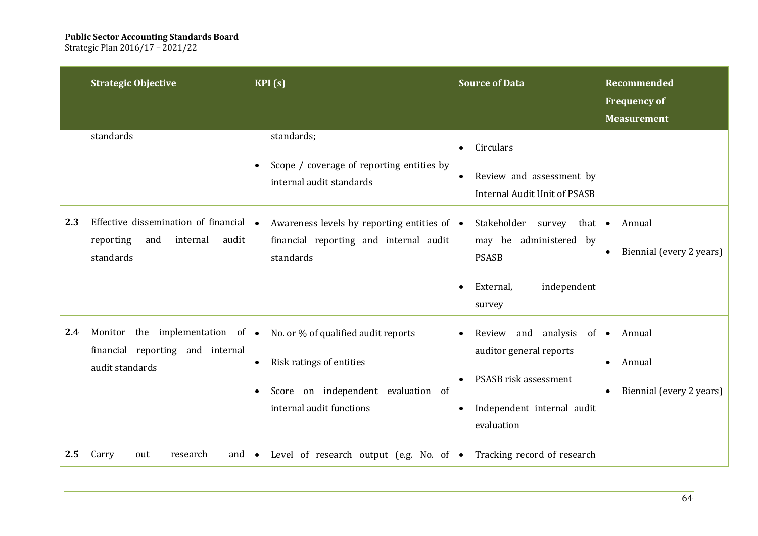| | Strategic Objective | KPI (s) | Source of Data | Recommended Frequency of Measurement |
|---|---|---|---|---|
| | standards | standards;<br>• Scope / coverage of reporting entities by internal audit standards | • Circulars<br>• Review and assessment by Internal Audit Unit of PSASB | |
| **2.3** | Effective dissemination of financial reporting and internal audit standards | • Awareness levels by reporting entities of financial reporting and internal audit standards | • Stakeholder survey that may be administered by PSASB<br>• External, independent survey | • Annual<br>• Biennial (every 2 years) |
| **2.4** | Monitor the implementation of financial reporting and internal audit standards | • No. or % of qualified audit reports<br>• Risk ratings of entities<br>• Score on independent evaluation of internal audit functions | • Review and analysis of auditor general reports<br>• PSASB risk assessment<br>• Independent internal audit evaluation | • Annual<br>• Annual<br>• Biennial (every 2 years) |
| **2.5** | Carry out research and | • Level of research output (e.g. No. of | • Tracking record of research | |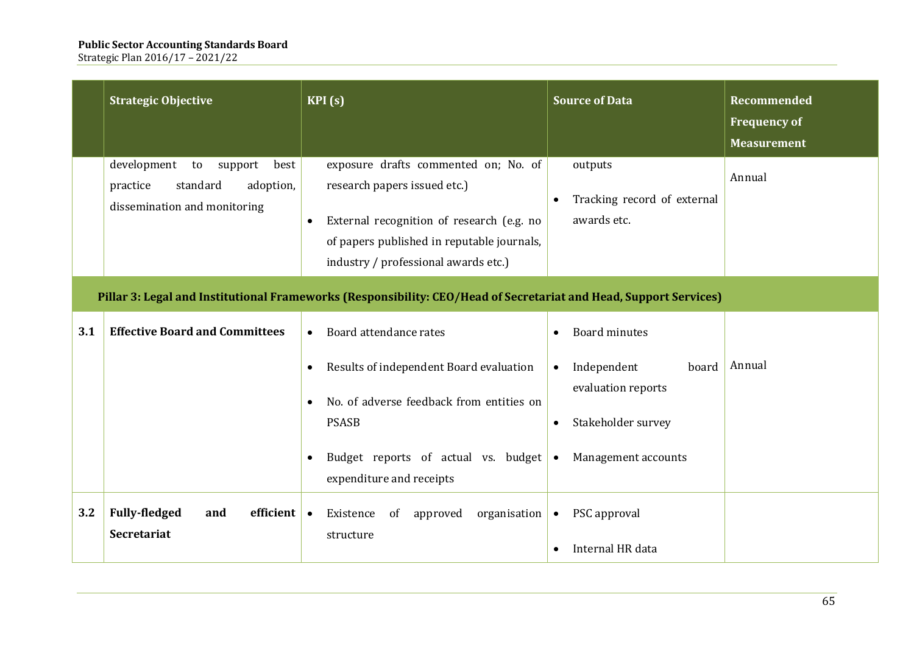| | Strategic Objective | KPI (s) | Source of Data | Recommended Frequency of Measurement |
|---|---|---|---|---|
| | development to support best practice standard adoption, dissemination and monitoring | exposure drafts commented on; No. of research papers issued etc.)<br>• External recognition of research (e.g. no of papers published in reputable journals, industry / professional awards etc.) | outputs<br>• Tracking record of external awards etc. | Annual |
| | **Pillar 3: Legal and Institutional Frameworks (Responsibility: CEO/Head of Secretariat and Head, Support Services)** | | | |
| **3.1** | **Effective Board and Committees** | • Board attendance rates<br>• Results of independent Board evaluation<br>• No. of adverse feedback from entities on PSASB<br>• Budget reports of actual vs. budget expenditure and receipts | • Board minutes<br>• Independent board evaluation reports<br>• Stakeholder survey<br>• Management accounts | Annual |
| **3.2** | **Fully-fledged and efficient Secretariat** | • Existence of approved organisation structure | • PSC approval<br>• Internal HR data | |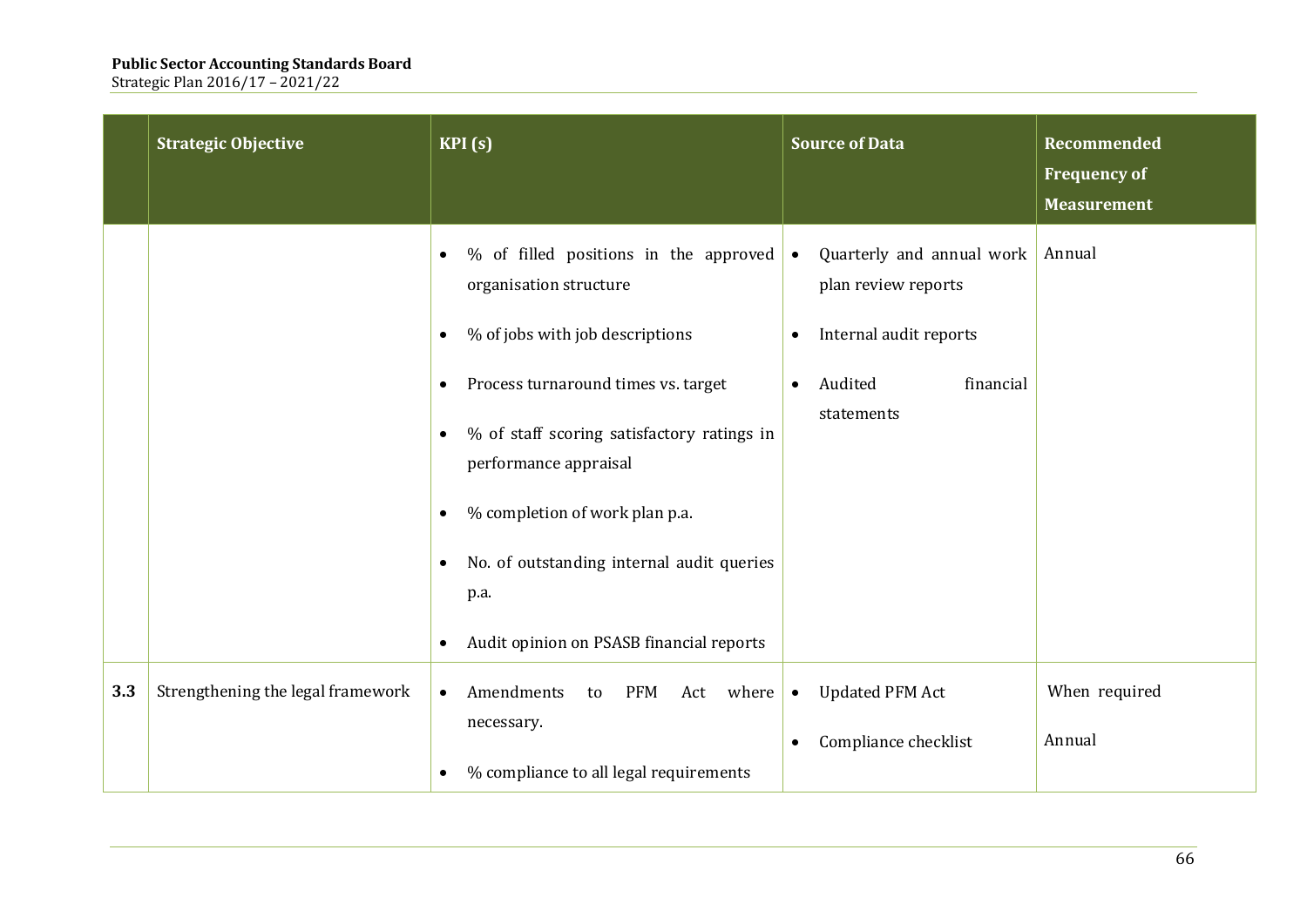|  | Strategic Objective | KPI (s) | Source of Data | Recommended Frequency of Measurement |
|---|---|---|---|---|
|  |  | • % of filled positions in the approved organisation structure<br>• % of jobs with job descriptions<br>• Process turnaround times vs. target<br>• % of staff scoring satisfactory ratings in performance appraisal<br>• % completion of work plan p.a.<br>• No. of outstanding internal audit queries p.a.<br>• Audit opinion on PSASB financial reports | • Quarterly and annual work plan review reports<br>• Internal audit reports<br>• Audited financial statements | Annual |
| 3.3 | Strengthening the legal framework | • Amendments to PFM Act where necessary.<br>• % compliance to all legal requirements | • Updated PFM Act<br>• Compliance checklist | When required<br>Annual |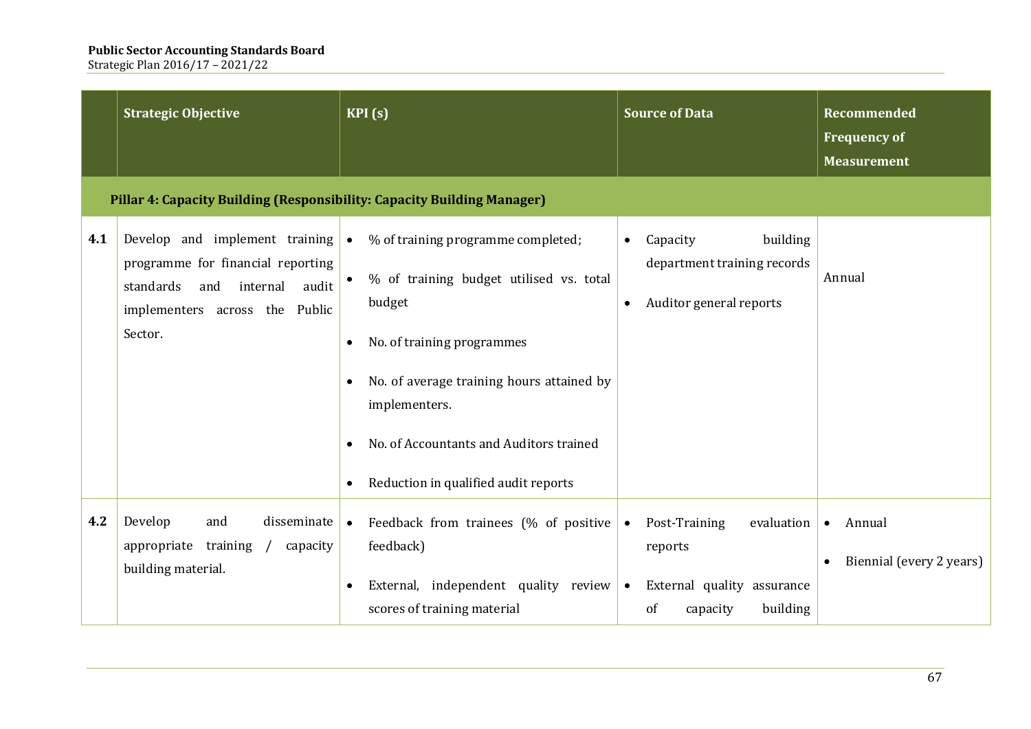| | Strategic Objective | KPI (s) | Source of Data | Recommended Frequency of Measurement |
|---|---|---|---|---|
| **Pillar 4: Capacity Building (Responsibility: Capacity Building Manager)** | | | | |
| **4.1** | Develop and implement training programme for financial reporting standards and internal audit implementers across the Public Sector. | • % of training programme completed;<br>• % of training budget utilised vs. total budget<br>• No. of training programmes<br>• No. of average training hours attained by implementers.<br>• No. of Accountants and Auditors trained<br>• Reduction in qualified audit reports | • Capacity building department training records<br>• Auditor general reports | Annual |
| **4.2** | Develop and disseminate appropriate training / capacity building material. | • Feedback from trainees (% of positive feedback)<br>• External, independent quality review scores of training material | • Post-Training evaluation reports<br>• External quality assurance of capacity building | • Annual<br>• Biennial (every 2 years) |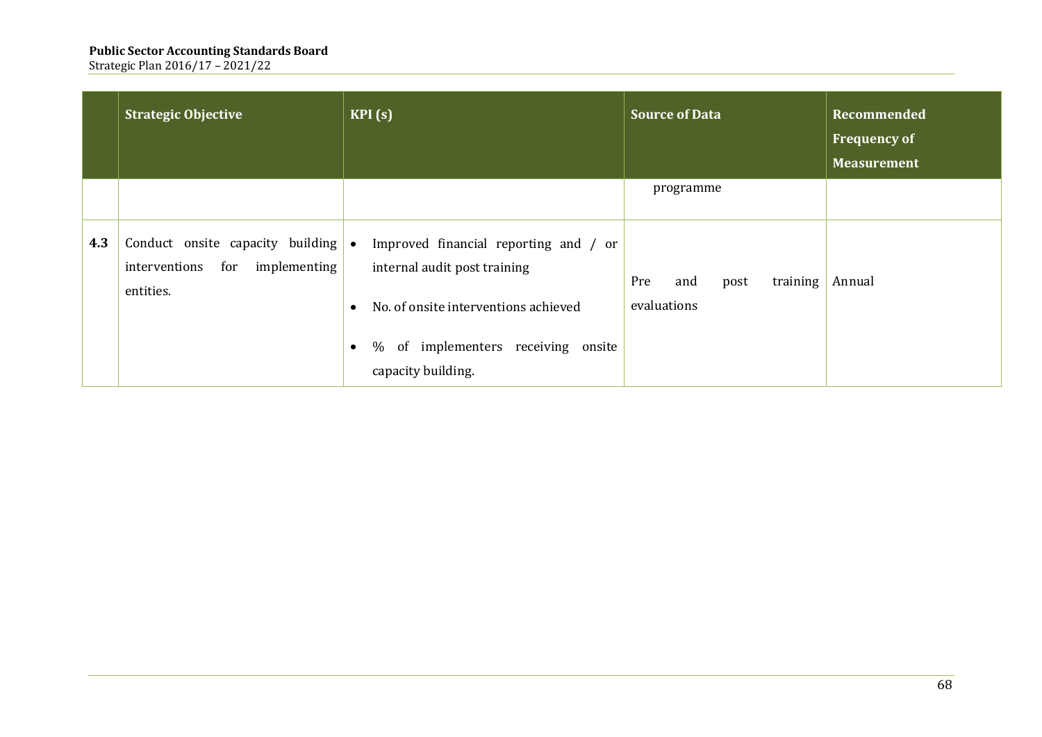| | Strategic Objective | KPI (s) | Source of Data | Recommended Frequency of Measurement |
|---|---|---|---|---|
| | | | programme | |
| 4.3 | Conduct onsite capacity building interventions for implementing entities. | • Improved financial reporting and / or internal audit post training<br>• No. of onsite interventions achieved<br>• % of implementers receiving onsite capacity building. | Pre and post training evaluations | Annual |